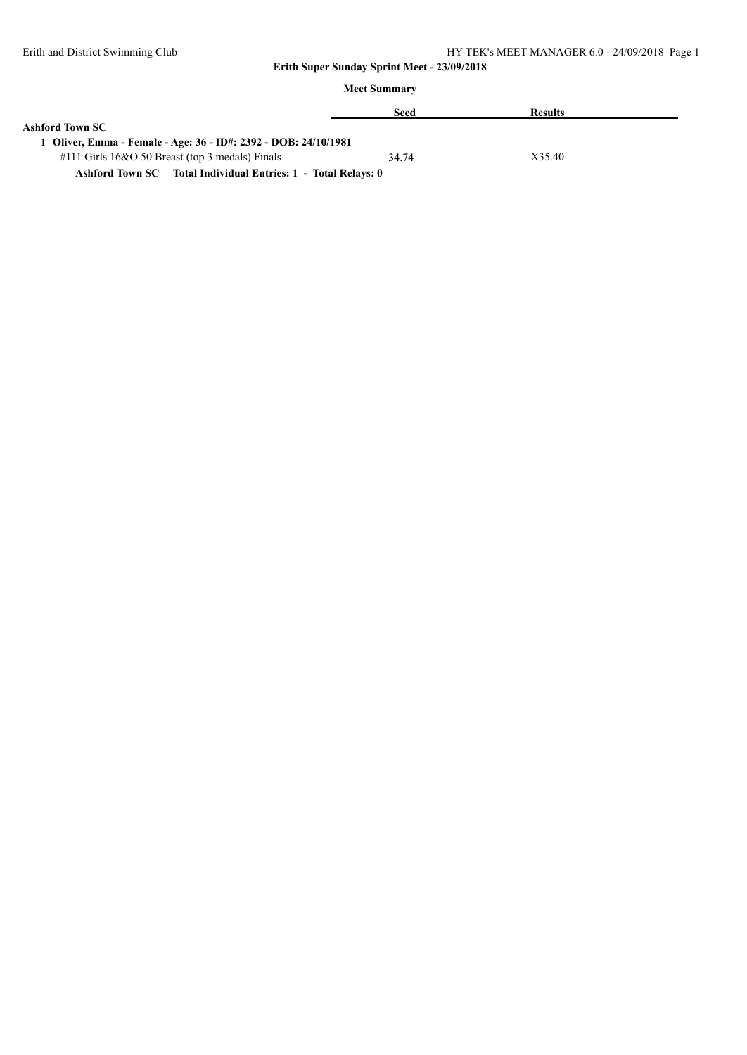# Erith Super Sunday Sprint Meet - 23/09/2018

## Meet Summary

| | Seed | Results |
|---|---|---|
| **Ashford Town SC** | | |
| **1 Oliver, Emma - Female - Age: 36 - ID#: 2392 - DOB: 24/10/1981** | | |
| #111 Girls 16&O 50 Breast (top 3 medals) Finals | 34.74 | X35.40 |
| **Ashford Town SC Total Individual Entries: 1 - Total Relays: 0** | | |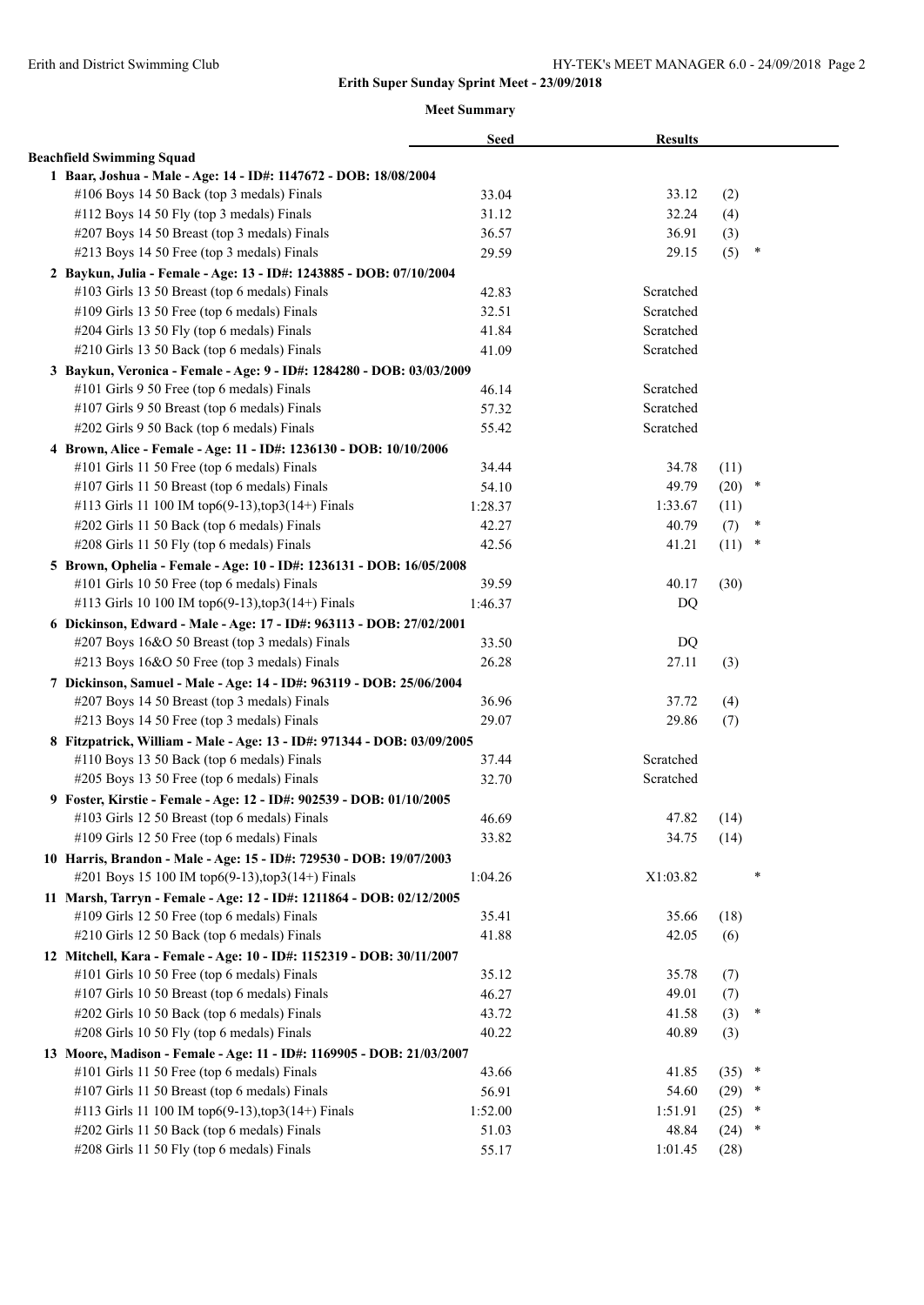**Erith Super Sunday Sprint Meet - 23/09/2018**

**Meet Summary**

| | Seed | Results | | |
|---|---|---|---|---|
| **Beachfield Swimming Squad** | | | | |
| **1 Baar, Joshua - Male - Age: 14 - ID#: 1147672 - DOB: 18/08/2004** | | | | |
| #106 Boys 14 50 Back (top 3 medals) Finals | 33.04 | 33.12 | (2) | |
| #112 Boys 14 50 Fly (top 3 medals) Finals | 31.12 | 32.24 | (4) | |
| #207 Boys 14 50 Breast (top 3 medals) Finals | 36.57 | 36.91 | (3) | |
| #213 Boys 14 50 Free (top 3 medals) Finals | 29.59 | 29.15 | (5) | * |
| **2 Baykun, Julia - Female - Age: 13 - ID#: 1243885 - DOB: 07/10/2004** | | | | |
| #103 Girls 13 50 Breast (top 6 medals) Finals | 42.83 | Scratched | | |
| #109 Girls 13 50 Free (top 6 medals) Finals | 32.51 | Scratched | | |
| #204 Girls 13 50 Fly (top 6 medals) Finals | 41.84 | Scratched | | |
| #210 Girls 13 50 Back (top 6 medals) Finals | 41.09 | Scratched | | |
| **3 Baykun, Veronica - Female - Age: 9 - ID#: 1284280 - DOB: 03/03/2009** | | | | |
| #101 Girls 9 50 Free (top 6 medals) Finals | 46.14 | Scratched | | |
| #107 Girls 9 50 Breast (top 6 medals) Finals | 57.32 | Scratched | | |
| #202 Girls 9 50 Back (top 6 medals) Finals | 55.42 | Scratched | | |
| **4 Brown, Alice - Female - Age: 11 - ID#: 1236130 - DOB: 10/10/2006** | | | | |
| #101 Girls 11 50 Free (top 6 medals) Finals | 34.44 | 34.78 | (11) | |
| #107 Girls 11 50 Breast (top 6 medals) Finals | 54.10 | 49.79 | (20) | * |
| #113 Girls 11 100 IM top6(9-13),top3(14+) Finals | 1:28.37 | 1:33.67 | (11) | |
| #202 Girls 11 50 Back (top 6 medals) Finals | 42.27 | 40.79 | (7) | * |
| #208 Girls 11 50 Fly (top 6 medals) Finals | 42.56 | 41.21 | (11) | * |
| **5 Brown, Ophelia - Female - Age: 10 - ID#: 1236131 - DOB: 16/05/2008** | | | | |
| #101 Girls 10 50 Free (top 6 medals) Finals | 39.59 | 40.17 | (30) | |
| #113 Girls 10 100 IM top6(9-13),top3(14+) Finals | 1:46.37 | DQ | | |
| **6 Dickinson, Edward - Male - Age: 17 - ID#: 963113 - DOB: 27/02/2001** | | | | |
| #207 Boys 16&O 50 Breast (top 3 medals) Finals | 33.50 | DQ | | |
| #213 Boys 16&O 50 Free (top 3 medals) Finals | 26.28 | 27.11 | (3) | |
| **7 Dickinson, Samuel - Male - Age: 14 - ID#: 963119 - DOB: 25/06/2004** | | | | |
| #207 Boys 14 50 Breast (top 3 medals) Finals | 36.96 | 37.72 | (4) | |
| #213 Boys 14 50 Free (top 3 medals) Finals | 29.07 | 29.86 | (7) | |
| **8 Fitzpatrick, William - Male - Age: 13 - ID#: 971344 - DOB: 03/09/2005** | | | | |
| #110 Boys 13 50 Back (top 6 medals) Finals | 37.44 | Scratched | | |
| #205 Boys 13 50 Free (top 6 medals) Finals | 32.70 | Scratched | | |
| **9 Foster, Kirstie - Female - Age: 12 - ID#: 902539 - DOB: 01/10/2005** | | | | |
| #103 Girls 12 50 Breast (top 6 medals) Finals | 46.69 | 47.82 | (14) | |
| #109 Girls 12 50 Free (top 6 medals) Finals | 33.82 | 34.75 | (14) | |
| **10 Harris, Brandon - Male - Age: 15 - ID#: 729530 - DOB: 19/07/2003** | | | | |
| #201 Boys 15 100 IM top6(9-13),top3(14+) Finals | 1:04.26 | X1:03.82 | | * |
| **11 Marsh, Tarryn - Female - Age: 12 - ID#: 1211864 - DOB: 02/12/2005** | | | | |
| #109 Girls 12 50 Free (top 6 medals) Finals | 35.41 | 35.66 | (18) | |
| #210 Girls 12 50 Back (top 6 medals) Finals | 41.88 | 42.05 | (6) | |
| **12 Mitchell, Kara - Female - Age: 10 - ID#: 1152319 - DOB: 30/11/2007** | | | | |
| #101 Girls 10 50 Free (top 6 medals) Finals | 35.12 | 35.78 | (7) | |
| #107 Girls 10 50 Breast (top 6 medals) Finals | 46.27 | 49.01 | (7) | |
| #202 Girls 10 50 Back (top 6 medals) Finals | 43.72 | 41.58 | (3) | * |
| #208 Girls 10 50 Fly (top 6 medals) Finals | 40.22 | 40.89 | (3) | |
| **13 Moore, Madison - Female - Age: 11 - ID#: 1169905 - DOB: 21/03/2007** | | | | |
| #101 Girls 11 50 Free (top 6 medals) Finals | 43.66 | 41.85 | (35) | * |
| #107 Girls 11 50 Breast (top 6 medals) Finals | 56.91 | 54.60 | (29) | * |
| #113 Girls 11 100 IM top6(9-13),top3(14+) Finals | 1:52.00 | 1:51.91 | (25) | * |
| #202 Girls 11 50 Back (top 6 medals) Finals | 51.03 | 48.84 | (24) | * |
| #208 Girls 11 50 Fly (top 6 medals) Finals | 55.17 | 1:01.45 | (28) | |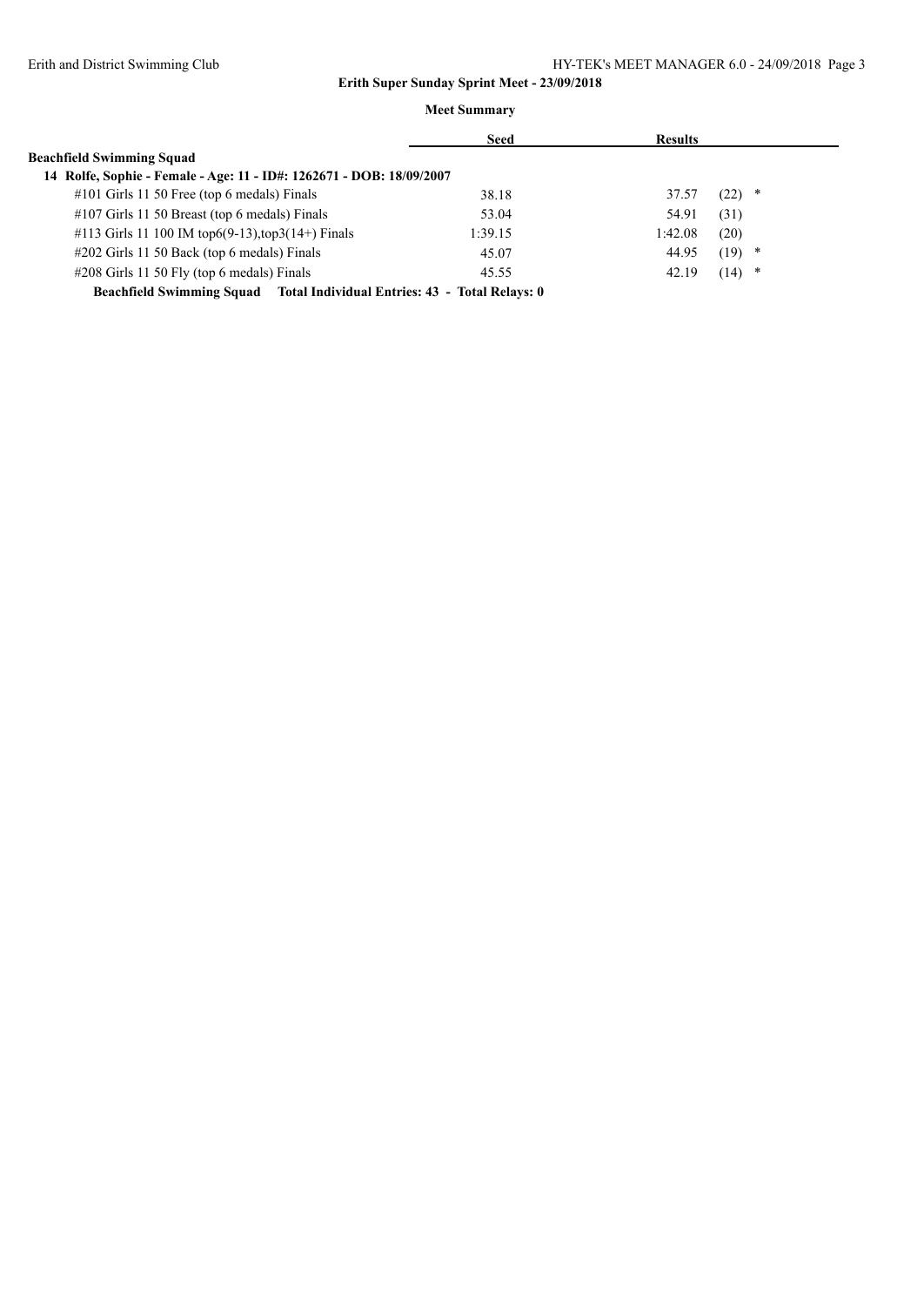**Erith Super Sunday Sprint Meet - 23/09/2018**

**Meet Summary**

| | Seed | Results | |
|---|---|---|---|
| **Beachfield Swimming Squad** | | | |
| **14 Rolfe, Sophie - Female - Age: 11 - ID#: 1262671 - DOB: 18/09/2007** | | | |
| #101 Girls 11 50 Free (top 6 medals) Finals | 38.18 | 37.57 | (22) * |
| #107 Girls 11 50 Breast (top 6 medals) Finals | 53.04 | 54.91 | (31) |
| #113 Girls 11 100 IM top6(9-13),top3(14+) Finals | 1:39.15 | 1:42.08 | (20) |
| #202 Girls 11 50 Back (top 6 medals) Finals | 45.07 | 44.95 | (19) * |
| #208 Girls 11 50 Fly (top 6 medals) Finals | 45.55 | 42.19 | (14) * |

**Beachfield Swimming Squad Total Individual Entries: 43 - Total Relays: 0**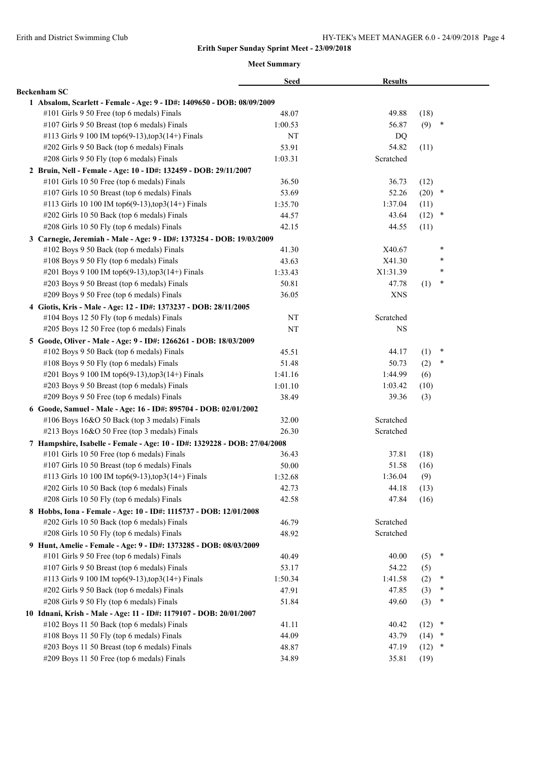Erith and District Swimming Club

**Erith Super Sunday Sprint Meet - 23/09/2018**

**Meet Summary**

| | Seed | Results | | |
|---|---|---|---|---|
| **Beckenham SC** | | | | |
| **1 Absalom, Scarlett - Female - Age: 9 - ID#: 1409650 - DOB: 08/09/2009** | | | | |
| #101 Girls 9 50 Free (top 6 medals) Finals | 48.07 | 49.88 | (18) | |
| #107 Girls 9 50 Breast (top 6 medals) Finals | 1:00.53 | 56.87 | (9) | * |
| #113 Girls 9 100 IM top6(9-13),top3(14+) Finals | NT | DQ | | |
| #202 Girls 9 50 Back (top 6 medals) Finals | 53.91 | 54.82 | (11) | |
| #208 Girls 9 50 Fly (top 6 medals) Finals | 1:03.31 | Scratched | | |
| **2 Bruin, Nell - Female - Age: 10 - ID#: 132459 - DOB: 29/11/2007** | | | | |
| #101 Girls 10 50 Free (top 6 medals) Finals | 36.50 | 36.73 | (12) | |
| #107 Girls 10 50 Breast (top 6 medals) Finals | 53.69 | 52.26 | (20) | * |
| #113 Girls 10 100 IM top6(9-13),top3(14+) Finals | 1:35.70 | 1:37.04 | (11) | |
| #202 Girls 10 50 Back (top 6 medals) Finals | 44.57 | 43.64 | (12) | * |
| #208 Girls 10 50 Fly (top 6 medals) Finals | 42.15 | 44.55 | (11) | |
| **3 Carnegie, Jeremiah - Male - Age: 9 - ID#: 1373254 - DOB: 19/03/2009** | | | | |
| #102 Boys 9 50 Back (top 6 medals) Finals | 41.30 | X40.67 | | * |
| #108 Boys 9 50 Fly (top 6 medals) Finals | 43.63 | X41.30 | | * |
| #201 Boys 9 100 IM top6(9-13),top3(14+) Finals | 1:33.43 | X1:31.39 | | * |
| #203 Boys 9 50 Breast (top 6 medals) Finals | 50.81 | 47.78 | (1) | * |
| #209 Boys 9 50 Free (top 6 medals) Finals | 36.05 | XNS | | |
| **4 Giotis, Kris - Male - Age: 12 - ID#: 1373237 - DOB: 28/11/2005** | | | | |
| #104 Boys 12 50 Fly (top 6 medals) Finals | NT | Scratched | | |
| #205 Boys 12 50 Free (top 6 medals) Finals | NT | NS | | |
| **5 Goode, Oliver - Male - Age: 9 - ID#: 1266261 - DOB: 18/03/2009** | | | | |
| #102 Boys 9 50 Back (top 6 medals) Finals | 45.51 | 44.17 | (1) | * |
| #108 Boys 9 50 Fly (top 6 medals) Finals | 51.48 | 50.73 | (2) | * |
| #201 Boys 9 100 IM top6(9-13),top3(14+) Finals | 1:41.16 | 1:44.99 | (6) | |
| #203 Boys 9 50 Breast (top 6 medals) Finals | 1:01.10 | 1:03.42 | (10) | |
| #209 Boys 9 50 Free (top 6 medals) Finals | 38.49 | 39.36 | (3) | |
| **6 Goode, Samuel - Male - Age: 16 - ID#: 895704 - DOB: 02/01/2002** | | | | |
| #106 Boys 16&O 50 Back (top 3 medals) Finals | 32.00 | Scratched | | |
| #213 Boys 16&O 50 Free (top 3 medals) Finals | 26.30 | Scratched | | |
| **7 Hampshire, Isabelle - Female - Age: 10 - ID#: 1329228 - DOB: 27/04/2008** | | | | |
| #101 Girls 10 50 Free (top 6 medals) Finals | 36.43 | 37.81 | (18) | |
| #107 Girls 10 50 Breast (top 6 medals) Finals | 50.00 | 51.58 | (16) | |
| #113 Girls 10 100 IM top6(9-13),top3(14+) Finals | 1:32.68 | 1:36.04 | (9) | |
| #202 Girls 10 50 Back (top 6 medals) Finals | 42.73 | 44.18 | (13) | |
| #208 Girls 10 50 Fly (top 6 medals) Finals | 42.58 | 47.84 | (16) | |
| **8 Hobbs, Iona - Female - Age: 10 - ID#: 1115737 - DOB: 12/01/2008** | | | | |
| #202 Girls 10 50 Back (top 6 medals) Finals | 46.79 | Scratched | | |
| #208 Girls 10 50 Fly (top 6 medals) Finals | 48.92 | Scratched | | |
| **9 Hunt, Amelie - Female - Age: 9 - ID#: 1373285 - DOB: 08/03/2009** | | | | |
| #101 Girls 9 50 Free (top 6 medals) Finals | 40.49 | 40.00 | (5) | * |
| #107 Girls 9 50 Breast (top 6 medals) Finals | 53.17 | 54.22 | (5) | |
| #113 Girls 9 100 IM top6(9-13),top3(14+) Finals | 1:50.34 | 1:41.58 | (2) | * |
| #202 Girls 9 50 Back (top 6 medals) Finals | 47.91 | 47.85 | (3) | * |
| #208 Girls 9 50 Fly (top 6 medals) Finals | 51.84 | 49.60 | (3) | * |
| **10 Idnani, Krish - Male - Age: 11 - ID#: 1179107 - DOB: 20/01/2007** | | | | |
| #102 Boys 11 50 Back (top 6 medals) Finals | 41.11 | 40.42 | (12) | * |
| #108 Boys 11 50 Fly (top 6 medals) Finals | 44.09 | 43.79 | (14) | * |
| #203 Boys 11 50 Breast (top 6 medals) Finals | 48.87 | 47.19 | (12) | * |
| #209 Boys 11 50 Free (top 6 medals) Finals | 34.89 | 35.81 | (19) | |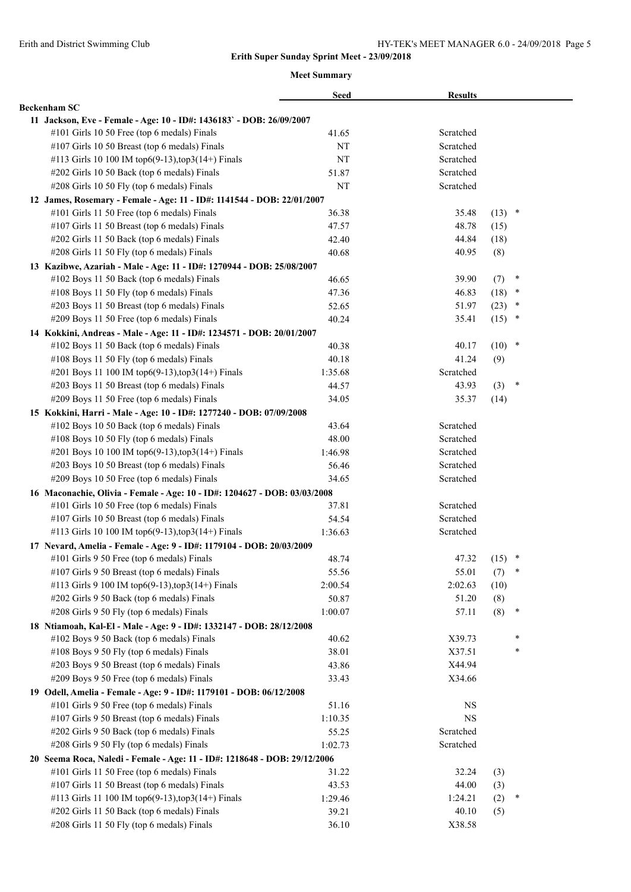**Erith Super Sunday Sprint Meet - 23/09/2018**

**Meet Summary**

| | Seed | Results | | |
|---|---|---|---|---|
| **Beckenham SC** | | | | |
| **11 Jackson, Eve - Female - Age: 10 - ID#: 1436183` - DOB: 26/09/2007** | | | | |
| #101 Girls 10 50 Free (top 6 medals) Finals | 41.65 | Scratched | | |
| #107 Girls 10 50 Breast (top 6 medals) Finals | NT | Scratched | | |
| #113 Girls 10 100 IM top6(9-13),top3(14+) Finals | NT | Scratched | | |
| #202 Girls 10 50 Back (top 6 medals) Finals | 51.87 | Scratched | | |
| #208 Girls 10 50 Fly (top 6 medals) Finals | NT | Scratched | | |
| **12 James, Rosemary - Female - Age: 11 - ID#: 1141544 - DOB: 22/01/2007** | | | | |
| #101 Girls 11 50 Free (top 6 medals) Finals | 36.38 | 35.48 | (13) | * |
| #107 Girls 11 50 Breast (top 6 medals) Finals | 47.57 | 48.78 | (15) | |
| #202 Girls 11 50 Back (top 6 medals) Finals | 42.40 | 44.84 | (18) | |
| #208 Girls 11 50 Fly (top 6 medals) Finals | 40.68 | 40.95 | (8) | |
| **13 Kazibwe, Azariah - Male - Age: 11 - ID#: 1270944 - DOB: 25/08/2007** | | | | |
| #102 Boys 11 50 Back (top 6 medals) Finals | 46.65 | 39.90 | (7) | * |
| #108 Boys 11 50 Fly (top 6 medals) Finals | 47.36 | 46.83 | (18) | * |
| #203 Boys 11 50 Breast (top 6 medals) Finals | 52.65 | 51.97 | (23) | * |
| #209 Boys 11 50 Free (top 6 medals) Finals | 40.24 | 35.41 | (15) | * |
| **14 Kokkini, Andreas - Male - Age: 11 - ID#: 1234571 - DOB: 20/01/2007** | | | | |
| #102 Boys 11 50 Back (top 6 medals) Finals | 40.38 | 40.17 | (10) | * |
| #108 Boys 11 50 Fly (top 6 medals) Finals | 40.18 | 41.24 | (9) | |
| #201 Boys 11 100 IM top6(9-13),top3(14+) Finals | 1:35.68 | Scratched | | |
| #203 Boys 11 50 Breast (top 6 medals) Finals | 44.57 | 43.93 | (3) | * |
| #209 Boys 11 50 Free (top 6 medals) Finals | 34.05 | 35.37 | (14) | |
| **15 Kokkini, Harri - Male - Age: 10 - ID#: 1277240 - DOB: 07/09/2008** | | | | |
| #102 Boys 10 50 Back (top 6 medals) Finals | 43.64 | Scratched | | |
| #108 Boys 10 50 Fly (top 6 medals) Finals | 48.00 | Scratched | | |
| #201 Boys 10 100 IM top6(9-13),top3(14+) Finals | 1:46.98 | Scratched | | |
| #203 Boys 10 50 Breast (top 6 medals) Finals | 56.46 | Scratched | | |
| #209 Boys 10 50 Free (top 6 medals) Finals | 34.65 | Scratched | | |
| **16 Maconachie, Olivia - Female - Age: 10 - ID#: 1204627 - DOB: 03/03/2008** | | | | |
| #101 Girls 10 50 Free (top 6 medals) Finals | 37.81 | Scratched | | |
| #107 Girls 10 50 Breast (top 6 medals) Finals | 54.54 | Scratched | | |
| #113 Girls 10 100 IM top6(9-13),top3(14+) Finals | 1:36.63 | Scratched | | |
| **17 Nevard, Amelia - Female - Age: 9 - ID#: 1179104 - DOB: 20/03/2009** | | | | |
| #101 Girls 9 50 Free (top 6 medals) Finals | 48.74 | 47.32 | (15) | * |
| #107 Girls 9 50 Breast (top 6 medals) Finals | 55.56 | 55.01 | (7) | * |
| #113 Girls 9 100 IM top6(9-13),top3(14+) Finals | 2:00.54 | 2:02.63 | (10) | |
| #202 Girls 9 50 Back (top 6 medals) Finals | 50.87 | 51.20 | (8) | |
| #208 Girls 9 50 Fly (top 6 medals) Finals | 1:00.07 | 57.11 | (8) | * |
| **18 Ntiamoah, Kal-El - Male - Age: 9 - ID#: 1332147 - DOB: 28/12/2008** | | | | |
| #102 Boys 9 50 Back (top 6 medals) Finals | 40.62 | X39.73 | | * |
| #108 Boys 9 50 Fly (top 6 medals) Finals | 38.01 | X37.51 | | * |
| #203 Boys 9 50 Breast (top 6 medals) Finals | 43.86 | X44.94 | | |
| #209 Boys 9 50 Free (top 6 medals) Finals | 33.43 | X34.66 | | |
| **19 Odell, Amelia - Female - Age: 9 - ID#: 1179101 - DOB: 06/12/2008** | | | | |
| #101 Girls 9 50 Free (top 6 medals) Finals | 51.16 | NS | | |
| #107 Girls 9 50 Breast (top 6 medals) Finals | 1:10.35 | NS | | |
| #202 Girls 9 50 Back (top 6 medals) Finals | 55.25 | Scratched | | |
| #208 Girls 9 50 Fly (top 6 medals) Finals | 1:02.73 | Scratched | | |
| **20 Seema Roca, Naledi - Female - Age: 11 - ID#: 1218648 - DOB: 29/12/2006** | | | | |
| #101 Girls 11 50 Free (top 6 medals) Finals | 31.22 | 32.24 | (3) | |
| #107 Girls 11 50 Breast (top 6 medals) Finals | 43.53 | 44.00 | (3) | |
| #113 Girls 11 100 IM top6(9-13),top3(14+) Finals | 1:29.46 | 1:24.21 | (2) | * |
| #202 Girls 11 50 Back (top 6 medals) Finals | 39.21 | 40.10 | (5) | |
| #208 Girls 11 50 Fly (top 6 medals) Finals | 36.10 | X38.58 | | |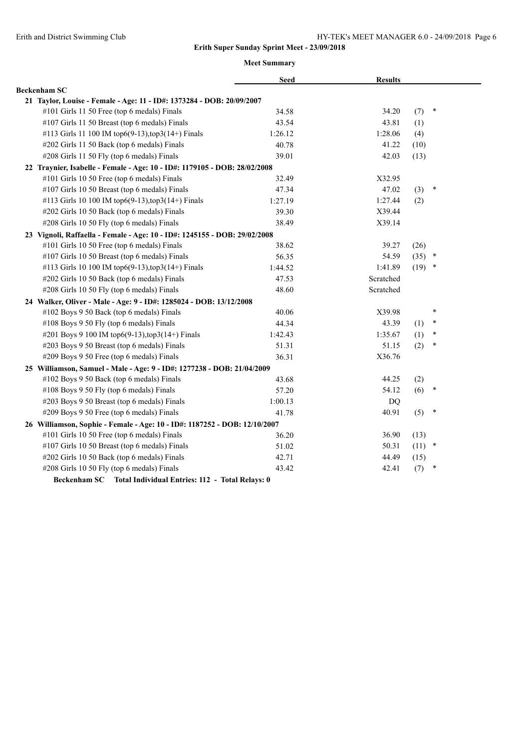**Erith Super Sunday Sprint Meet - 23/09/2018**

**Meet Summary**

| | Seed | Results | | |
|---|---|---|---|---|
| **Beckenham SC** | | | | |
| **21 Taylor, Louise - Female - Age: 11 - ID#: 1373284 - DOB: 20/09/2007** | | | | |
| #101 Girls 11 50 Free (top 6 medals) Finals | 34.58 | 34.20 | (7) | * |
| #107 Girls 11 50 Breast (top 6 medals) Finals | 43.54 | 43.81 | (1) | |
| #113 Girls 11 100 IM top6(9-13),top3(14+) Finals | 1:26.12 | 1:28.06 | (4) | |
| #202 Girls 11 50 Back (top 6 medals) Finals | 40.78 | 41.22 | (10) | |
| #208 Girls 11 50 Fly (top 6 medals) Finals | 39.01 | 42.03 | (13) | |
| **22 Traynier, Isabelle - Female - Age: 10 - ID#: 1179105 - DOB: 28/02/2008** | | | | |
| #101 Girls 10 50 Free (top 6 medals) Finals | 32.49 | X32.95 | | |
| #107 Girls 10 50 Breast (top 6 medals) Finals | 47.34 | 47.02 | (3) | * |
| #113 Girls 10 100 IM top6(9-13),top3(14+) Finals | 1:27.19 | 1:27.44 | (2) | |
| #202 Girls 10 50 Back (top 6 medals) Finals | 39.30 | X39.44 | | |
| #208 Girls 10 50 Fly (top 6 medals) Finals | 38.49 | X39.14 | | |
| **23 Vignoli, Raffaella - Female - Age: 10 - ID#: 1245155 - DOB: 29/02/2008** | | | | |
| #101 Girls 10 50 Free (top 6 medals) Finals | 38.62 | 39.27 | (26) | |
| #107 Girls 10 50 Breast (top 6 medals) Finals | 56.35 | 54.59 | (35) | * |
| #113 Girls 10 100 IM top6(9-13),top3(14+) Finals | 1:44.52 | 1:41.89 | (19) | * |
| #202 Girls 10 50 Back (top 6 medals) Finals | 47.53 | Scratched | | |
| #208 Girls 10 50 Fly (top 6 medals) Finals | 48.60 | Scratched | | |
| **24 Walker, Oliver - Male - Age: 9 - ID#: 1285024 - DOB: 13/12/2008** | | | | |
| #102 Boys 9 50 Back (top 6 medals) Finals | 40.06 | X39.98 | | * |
| #108 Boys 9 50 Fly (top 6 medals) Finals | 44.34 | 43.39 | (1) | * |
| #201 Boys 9 100 IM top6(9-13),top3(14+) Finals | 1:42.43 | 1:35.67 | (1) | * |
| #203 Boys 9 50 Breast (top 6 medals) Finals | 51.31 | 51.15 | (2) | * |
| #209 Boys 9 50 Free (top 6 medals) Finals | 36.31 | X36.76 | | |
| **25 Williamson, Samuel - Male - Age: 9 - ID#: 1277238 - DOB: 21/04/2009** | | | | |
| #102 Boys 9 50 Back (top 6 medals) Finals | 43.68 | 44.25 | (2) | |
| #108 Boys 9 50 Fly (top 6 medals) Finals | 57.20 | 54.12 | (6) | * |
| #203 Boys 9 50 Breast (top 6 medals) Finals | 1:00.13 | DQ | | |
| #209 Boys 9 50 Free (top 6 medals) Finals | 41.78 | 40.91 | (5) | * |
| **26 Williamson, Sophie - Female - Age: 10 - ID#: 1187252 - DOB: 12/10/2007** | | | | |
| #101 Girls 10 50 Free (top 6 medals) Finals | 36.20 | 36.90 | (13) | |
| #107 Girls 10 50 Breast (top 6 medals) Finals | 51.02 | 50.31 | (11) | * |
| #202 Girls 10 50 Back (top 6 medals) Finals | 42.71 | 44.49 | (15) | |
| #208 Girls 10 50 Fly (top 6 medals) Finals | 43.42 | 42.41 | (7) | * |

**Beckenham SC Total Individual Entries: 112 - Total Relays: 0**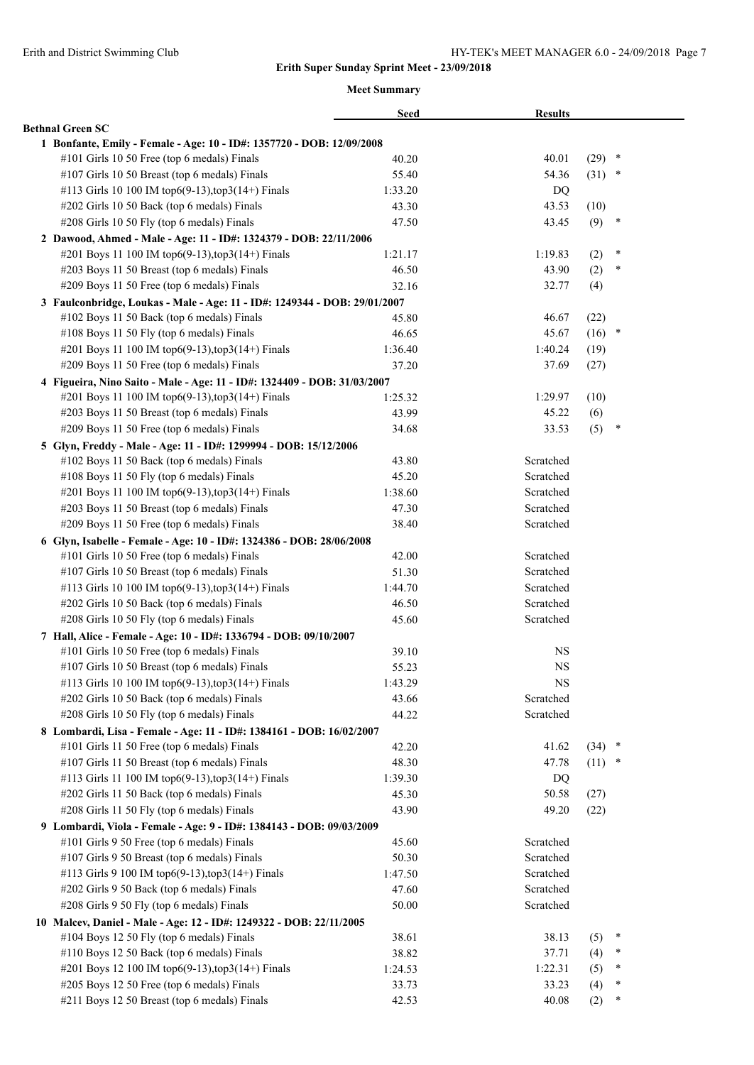**Erith Super Sunday Sprint Meet - 23/09/2018**

**Meet Summary**

| | Seed | Results | | |
|---|---|---|---|---|
| **Bethnal Green SC** | | | | |
| **1 Bonfante, Emily - Female - Age: 10 - ID#: 1357720 - DOB: 12/09/2008** | | | | |
| #101 Girls 10 50 Free (top 6 medals) Finals | 40.20 | 40.01 | (29) | * |
| #107 Girls 10 50 Breast (top 6 medals) Finals | 55.40 | 54.36 | (31) | * |
| #113 Girls 10 100 IM top6(9-13),top3(14+) Finals | 1:33.20 | DQ | | |
| #202 Girls 10 50 Back (top 6 medals) Finals | 43.30 | 43.53 | (10) | |
| #208 Girls 10 50 Fly (top 6 medals) Finals | 47.50 | 43.45 | (9) | * |
| **2 Dawood, Ahmed - Male - Age: 11 - ID#: 1324379 - DOB: 22/11/2006** | | | | |
| #201 Boys 11 100 IM top6(9-13),top3(14+) Finals | 1:21.17 | 1:19.83 | (2) | * |
| #203 Boys 11 50 Breast (top 6 medals) Finals | 46.50 | 43.90 | (2) | * |
| #209 Boys 11 50 Free (top 6 medals) Finals | 32.16 | 32.77 | (4) | |
| **3 Faulconbridge, Loukas - Male - Age: 11 - ID#: 1249344 - DOB: 29/01/2007** | | | | |
| #102 Boys 11 50 Back (top 6 medals) Finals | 45.80 | 46.67 | (22) | |
| #108 Boys 11 50 Fly (top 6 medals) Finals | 46.65 | 45.67 | (16) | * |
| #201 Boys 11 100 IM top6(9-13),top3(14+) Finals | 1:36.40 | 1:40.24 | (19) | |
| #209 Boys 11 50 Free (top 6 medals) Finals | 37.20 | 37.69 | (27) | |
| **4 Figueira, Nino Saito - Male - Age: 11 - ID#: 1324409 - DOB: 31/03/2007** | | | | |
| #201 Boys 11 100 IM top6(9-13),top3(14+) Finals | 1:25.32 | 1:29.97 | (10) | |
| #203 Boys 11 50 Breast (top 6 medals) Finals | 43.99 | 45.22 | (6) | |
| #209 Boys 11 50 Free (top 6 medals) Finals | 34.68 | 33.53 | (5) | * |
| **5 Glyn, Freddy - Male - Age: 11 - ID#: 1299994 - DOB: 15/12/2006** | | | | |
| #102 Boys 11 50 Back (top 6 medals) Finals | 43.80 | Scratched | | |
| #108 Boys 11 50 Fly (top 6 medals) Finals | 45.20 | Scratched | | |
| #201 Boys 11 100 IM top6(9-13),top3(14+) Finals | 1:38.60 | Scratched | | |
| #203 Boys 11 50 Breast (top 6 medals) Finals | 47.30 | Scratched | | |
| #209 Boys 11 50 Free (top 6 medals) Finals | 38.40 | Scratched | | |
| **6 Glyn, Isabelle - Female - Age: 10 - ID#: 1324386 - DOB: 28/06/2008** | | | | |
| #101 Girls 10 50 Free (top 6 medals) Finals | 42.00 | Scratched | | |
| #107 Girls 10 50 Breast (top 6 medals) Finals | 51.30 | Scratched | | |
| #113 Girls 10 100 IM top6(9-13),top3(14+) Finals | 1:44.70 | Scratched | | |
| #202 Girls 10 50 Back (top 6 medals) Finals | 46.50 | Scratched | | |
| #208 Girls 10 50 Fly (top 6 medals) Finals | 45.60 | Scratched | | |
| **7 Hall, Alice - Female - Age: 10 - ID#: 1336794 - DOB: 09/10/2007** | | | | |
| #101 Girls 10 50 Free (top 6 medals) Finals | 39.10 | NS | | |
| #107 Girls 10 50 Breast (top 6 medals) Finals | 55.23 | NS | | |
| #113 Girls 10 100 IM top6(9-13),top3(14+) Finals | 1:43.29 | NS | | |
| #202 Girls 10 50 Back (top 6 medals) Finals | 43.66 | Scratched | | |
| #208 Girls 10 50 Fly (top 6 medals) Finals | 44.22 | Scratched | | |
| **8 Lombardi, Lisa - Female - Age: 11 - ID#: 1384161 - DOB: 16/02/2007** | | | | |
| #101 Girls 11 50 Free (top 6 medals) Finals | 42.20 | 41.62 | (34) | * |
| #107 Girls 11 50 Breast (top 6 medals) Finals | 48.30 | 47.78 | (11) | * |
| #113 Girls 11 100 IM top6(9-13),top3(14+) Finals | 1:39.30 | DQ | | |
| #202 Girls 11 50 Back (top 6 medals) Finals | 45.30 | 50.58 | (27) | |
| #208 Girls 11 50 Fly (top 6 medals) Finals | 43.90 | 49.20 | (22) | |
| **9 Lombardi, Viola - Female - Age: 9 - ID#: 1384143 - DOB: 09/03/2009** | | | | |
| #101 Girls 9 50 Free (top 6 medals) Finals | 45.60 | Scratched | | |
| #107 Girls 9 50 Breast (top 6 medals) Finals | 50.30 | Scratched | | |
| #113 Girls 9 100 IM top6(9-13),top3(14+) Finals | 1:47.50 | Scratched | | |
| #202 Girls 9 50 Back (top 6 medals) Finals | 47.60 | Scratched | | |
| #208 Girls 9 50 Fly (top 6 medals) Finals | 50.00 | Scratched | | |
| **10 Malcev, Daniel - Male - Age: 12 - ID#: 1249322 - DOB: 22/11/2005** | | | | |
| #104 Boys 12 50 Fly (top 6 medals) Finals | 38.61 | 38.13 | (5) | * |
| #110 Boys 12 50 Back (top 6 medals) Finals | 38.82 | 37.71 | (4) | * |
| #201 Boys 12 100 IM top6(9-13),top3(14+) Finals | 1:24.53 | 1:22.31 | (5) | * |
| #205 Boys 12 50 Free (top 6 medals) Finals | 33.73 | 33.23 | (4) | * |
| #211 Boys 12 50 Breast (top 6 medals) Finals | 42.53 | 40.08 | (2) | * |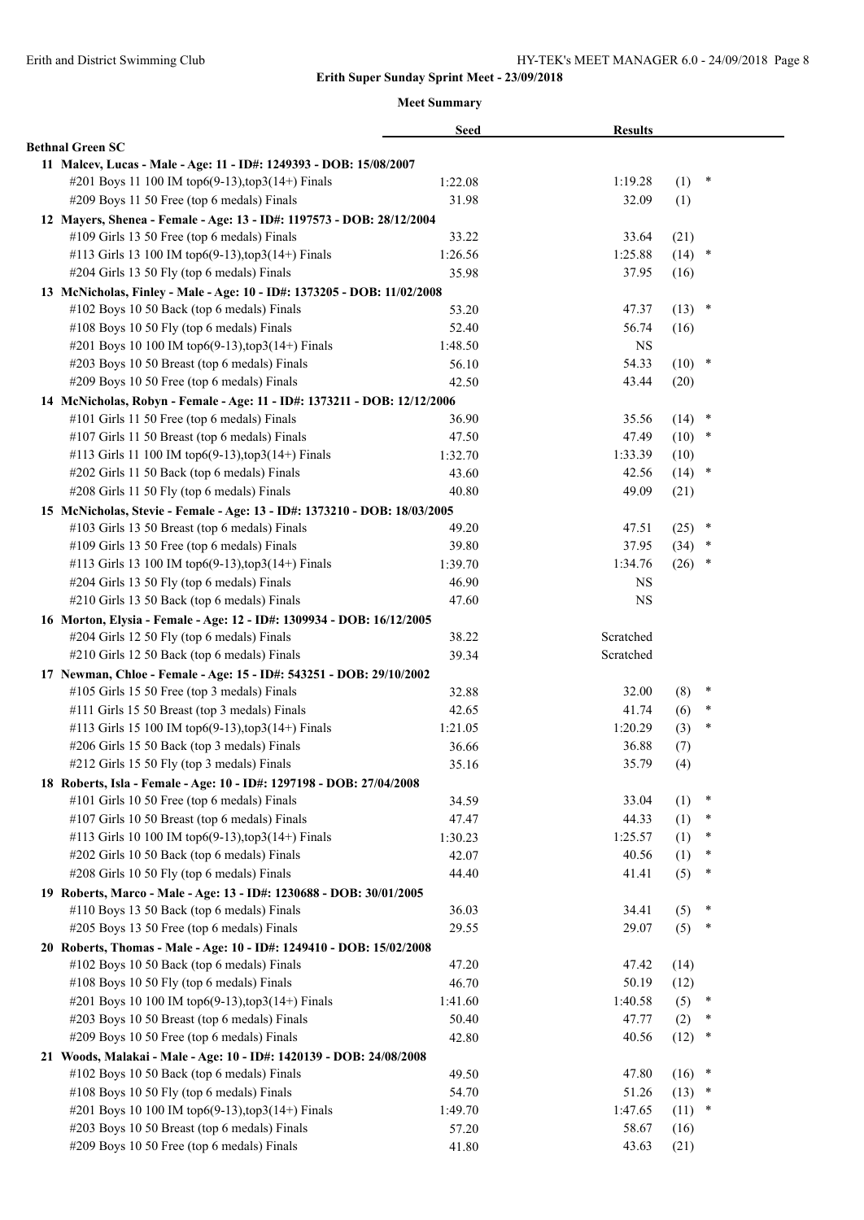**Erith Super Sunday Sprint Meet - 23/09/2018**

**Meet Summary**

| | Seed | Results | | |
|---|---|---|---|---|
| **Bethnal Green SC** | | | | |
| **11 Malcev, Lucas - Male - Age: 11 - ID#: 1249393 - DOB: 15/08/2007** | | | | |
| #201 Boys 11 100 IM top6(9-13),top3(14+) Finals | 1:22.08 | 1:19.28 | (1) | * |
| #209 Boys 11 50 Free (top 6 medals) Finals | 31.98 | 32.09 | (1) | |
| **12 Mayers, Shenea - Female - Age: 13 - ID#: 1197573 - DOB: 28/12/2004** | | | | |
| #109 Girls 13 50 Free (top 6 medals) Finals | 33.22 | 33.64 | (21) | |
| #113 Girls 13 100 IM top6(9-13),top3(14+) Finals | 1:26.56 | 1:25.88 | (14) | * |
| #204 Girls 13 50 Fly (top 6 medals) Finals | 35.98 | 37.95 | (16) | |
| **13 McNicholas, Finley - Male - Age: 10 - ID#: 1373205 - DOB: 11/02/2008** | | | | |
| #102 Boys 10 50 Back (top 6 medals) Finals | 53.20 | 47.37 | (13) | * |
| #108 Boys 10 50 Fly (top 6 medals) Finals | 52.40 | 56.74 | (16) | |
| #201 Boys 10 100 IM top6(9-13),top3(14+) Finals | 1:48.50 | NS | | |
| #203 Boys 10 50 Breast (top 6 medals) Finals | 56.10 | 54.33 | (10) | * |
| #209 Boys 10 50 Free (top 6 medals) Finals | 42.50 | 43.44 | (20) | |
| **14 McNicholas, Robyn - Female - Age: 11 - ID#: 1373211 - DOB: 12/12/2006** | | | | |
| #101 Girls 11 50 Free (top 6 medals) Finals | 36.90 | 35.56 | (14) | * |
| #107 Girls 11 50 Breast (top 6 medals) Finals | 47.50 | 47.49 | (10) | * |
| #113 Girls 11 100 IM top6(9-13),top3(14+) Finals | 1:32.70 | 1:33.39 | (10) | |
| #202 Girls 11 50 Back (top 6 medals) Finals | 43.60 | 42.56 | (14) | * |
| #208 Girls 11 50 Fly (top 6 medals) Finals | 40.80 | 49.09 | (21) | |
| **15 McNicholas, Stevie - Female - Age: 13 - ID#: 1373210 - DOB: 18/03/2005** | | | | |
| #103 Girls 13 50 Breast (top 6 medals) Finals | 49.20 | 47.51 | (25) | * |
| #109 Girls 13 50 Free (top 6 medals) Finals | 39.80 | 37.95 | (34) | * |
| #113 Girls 13 100 IM top6(9-13),top3(14+) Finals | 1:39.70 | 1:34.76 | (26) | * |
| #204 Girls 13 50 Fly (top 6 medals) Finals | 46.90 | NS | | |
| #210 Girls 13 50 Back (top 6 medals) Finals | 47.60 | NS | | |
| **16 Morton, Elysia - Female - Age: 12 - ID#: 1309934 - DOB: 16/12/2005** | | | | |
| #204 Girls 12 50 Fly (top 6 medals) Finals | 38.22 | Scratched | | |
| #210 Girls 12 50 Back (top 6 medals) Finals | 39.34 | Scratched | | |
| **17 Newman, Chloe - Female - Age: 15 - ID#: 543251 - DOB: 29/10/2002** | | | | |
| #105 Girls 15 50 Free (top 3 medals) Finals | 32.88 | 32.00 | (8) | * |
| #111 Girls 15 50 Breast (top 3 medals) Finals | 42.65 | 41.74 | (6) | * |
| #113 Girls 15 100 IM top6(9-13),top3(14+) Finals | 1:21.05 | 1:20.29 | (3) | * |
| #206 Girls 15 50 Back (top 3 medals) Finals | 36.66 | 36.88 | (7) | |
| #212 Girls 15 50 Fly (top 3 medals) Finals | 35.16 | 35.79 | (4) | |
| **18 Roberts, Isla - Female - Age: 10 - ID#: 1297198 - DOB: 27/04/2008** | | | | |
| #101 Girls 10 50 Free (top 6 medals) Finals | 34.59 | 33.04 | (1) | * |
| #107 Girls 10 50 Breast (top 6 medals) Finals | 47.47 | 44.33 | (1) | * |
| #113 Girls 10 100 IM top6(9-13),top3(14+) Finals | 1:30.23 | 1:25.57 | (1) | * |
| #202 Girls 10 50 Back (top 6 medals) Finals | 42.07 | 40.56 | (1) | * |
| #208 Girls 10 50 Fly (top 6 medals) Finals | 44.40 | 41.41 | (5) | * |
| **19 Roberts, Marco - Male - Age: 13 - ID#: 1230688 - DOB: 30/01/2005** | | | | |
| #110 Boys 13 50 Back (top 6 medals) Finals | 36.03 | 34.41 | (5) | * |
| #205 Boys 13 50 Free (top 6 medals) Finals | 29.55 | 29.07 | (5) | * |
| **20 Roberts, Thomas - Male - Age: 10 - ID#: 1249410 - DOB: 15/02/2008** | | | | |
| #102 Boys 10 50 Back (top 6 medals) Finals | 47.20 | 47.42 | (14) | |
| #108 Boys 10 50 Fly (top 6 medals) Finals | 46.70 | 50.19 | (12) | |
| #201 Boys 10 100 IM top6(9-13),top3(14+) Finals | 1:41.60 | 1:40.58 | (5) | * |
| #203 Boys 10 50 Breast (top 6 medals) Finals | 50.40 | 47.77 | (2) | * |
| #209 Boys 10 50 Free (top 6 medals) Finals | 42.80 | 40.56 | (12) | * |
| **21 Woods, Malakai - Male - Age: 10 - ID#: 1420139 - DOB: 24/08/2008** | | | | |
| #102 Boys 10 50 Back (top 6 medals) Finals | 49.50 | 47.80 | (16) | * |
| #108 Boys 10 50 Fly (top 6 medals) Finals | 54.70 | 51.26 | (13) | * |
| #201 Boys 10 100 IM top6(9-13),top3(14+) Finals | 1:49.70 | 1:47.65 | (11) | * |
| #203 Boys 10 50 Breast (top 6 medals) Finals | 57.20 | 58.67 | (16) | |
| #209 Boys 10 50 Free (top 6 medals) Finals | 41.80 | 43.63 | (21) | |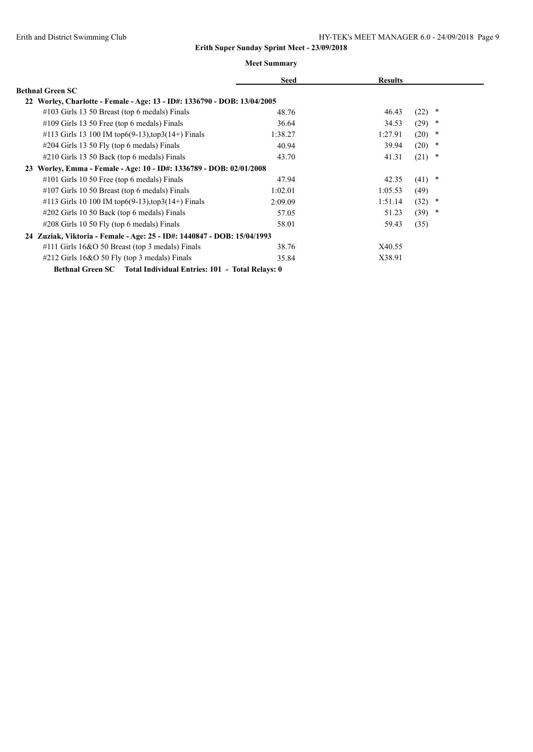**Erith Super Sunday Sprint Meet - 23/09/2018**

**Meet Summary**

| | Seed | Results | |
|---|---|---|---|
| **Bethnal Green SC** | | | |
| **22 Worley, Charlotte - Female - Age: 13 - ID#: 1336790 - DOB: 13/04/2005** | | | |
| #103 Girls 13 50 Breast (top 6 medals) Finals | 48.76 | 46.43 | (22) * |
| #109 Girls 13 50 Free (top 6 medals) Finals | 36.64 | 34.53 | (29) * |
| #113 Girls 13 100 IM top6(9-13),top3(14+) Finals | 1:38.27 | 1:27.91 | (20) * |
| #204 Girls 13 50 Fly (top 6 medals) Finals | 40.94 | 39.94 | (20) * |
| #210 Girls 13 50 Back (top 6 medals) Finals | 43.70 | 41.31 | (21) * |
| **23 Worley, Emma - Female - Age: 10 - ID#: 1336789 - DOB: 02/01/2008** | | | |
| #101 Girls 10 50 Free (top 6 medals) Finals | 47.94 | 42.35 | (41) * |
| #107 Girls 10 50 Breast (top 6 medals) Finals | 1:02.01 | 1:05.53 | (49) |
| #113 Girls 10 100 IM top6(9-13),top3(14+) Finals | 2:09.09 | 1:51.14 | (32) * |
| #202 Girls 10 50 Back (top 6 medals) Finals | 57.05 | 51.23 | (39) * |
| #208 Girls 10 50 Fly (top 6 medals) Finals | 58.01 | 59.43 | (35) |
| **24 Zuziak, Viktoria - Female - Age: 25 - ID#: 1440847 - DOB: 15/04/1993** | | | |
| #111 Girls 16&O 50 Breast (top 3 medals) Finals | 38.76 | X40.55 | |
| #212 Girls 16&O 50 Fly (top 3 medals) Finals | 35.84 | X38.91 | |

**Bethnal Green SC Total Individual Entries: 101 - Total Relays: 0**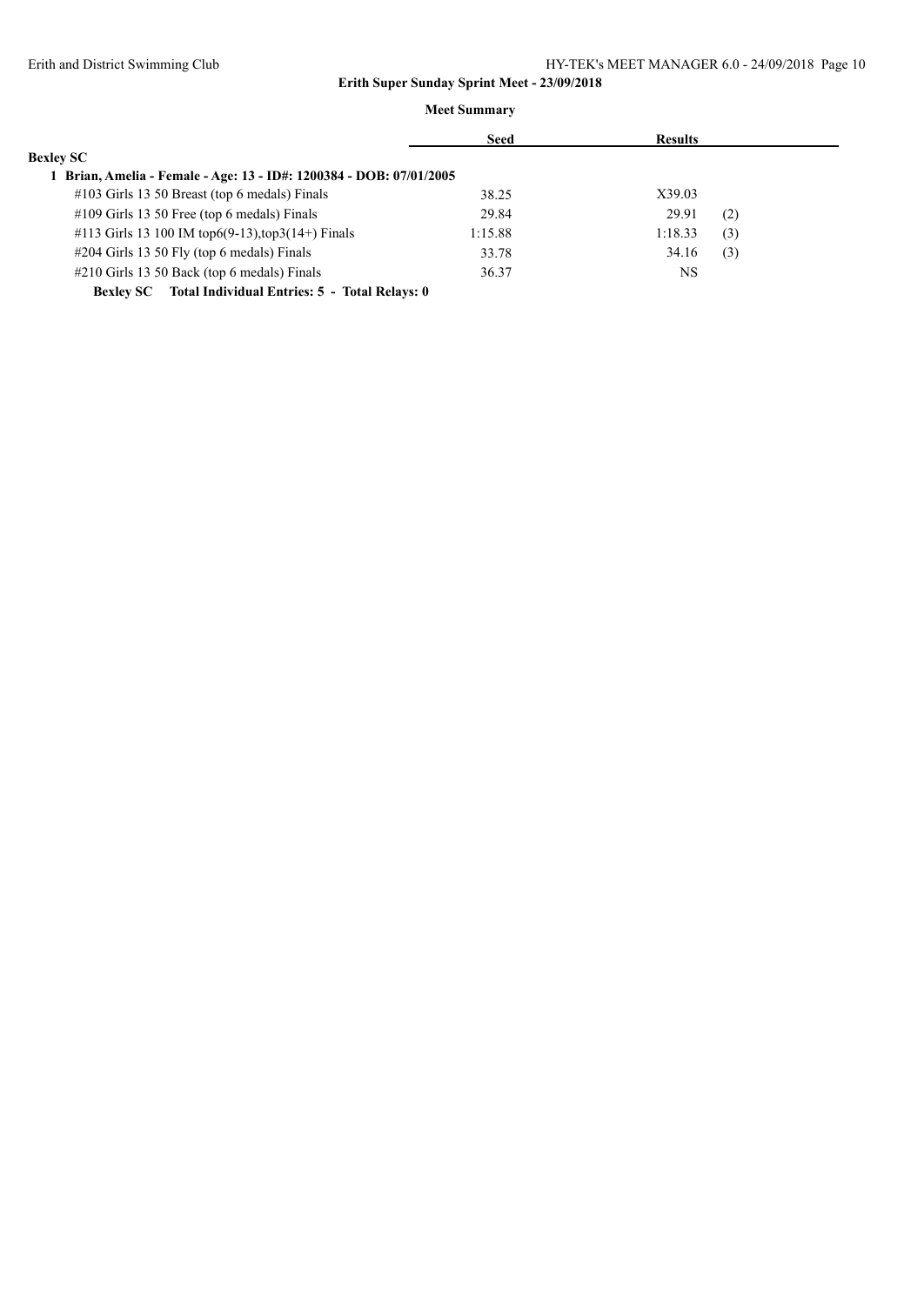**Erith Super Sunday Sprint Meet - 23/09/2018**

**Meet Summary**

| | Seed | Results | |
|---|---|---|---|
| **Bexley SC** | | | |
| **1 Brian, Amelia - Female - Age: 13 - ID#: 1200384 - DOB: 07/01/2005** | | | |
| #103 Girls 13 50 Breast (top 6 medals) Finals | 38.25 | X39.03 | |
| #109 Girls 13 50 Free (top 6 medals) Finals | 29.84 | 29.91 | (2) |
| #113 Girls 13 100 IM top6(9-13),top3(14+) Finals | 1:15.88 | 1:18.33 | (3) |
| #204 Girls 13 50 Fly (top 6 medals) Finals | 33.78 | 34.16 | (3) |
| #210 Girls 13 50 Back (top 6 medals) Finals | 36.37 | NS | |

**Bexley SC Total Individual Entries: 5 - Total Relays: 0**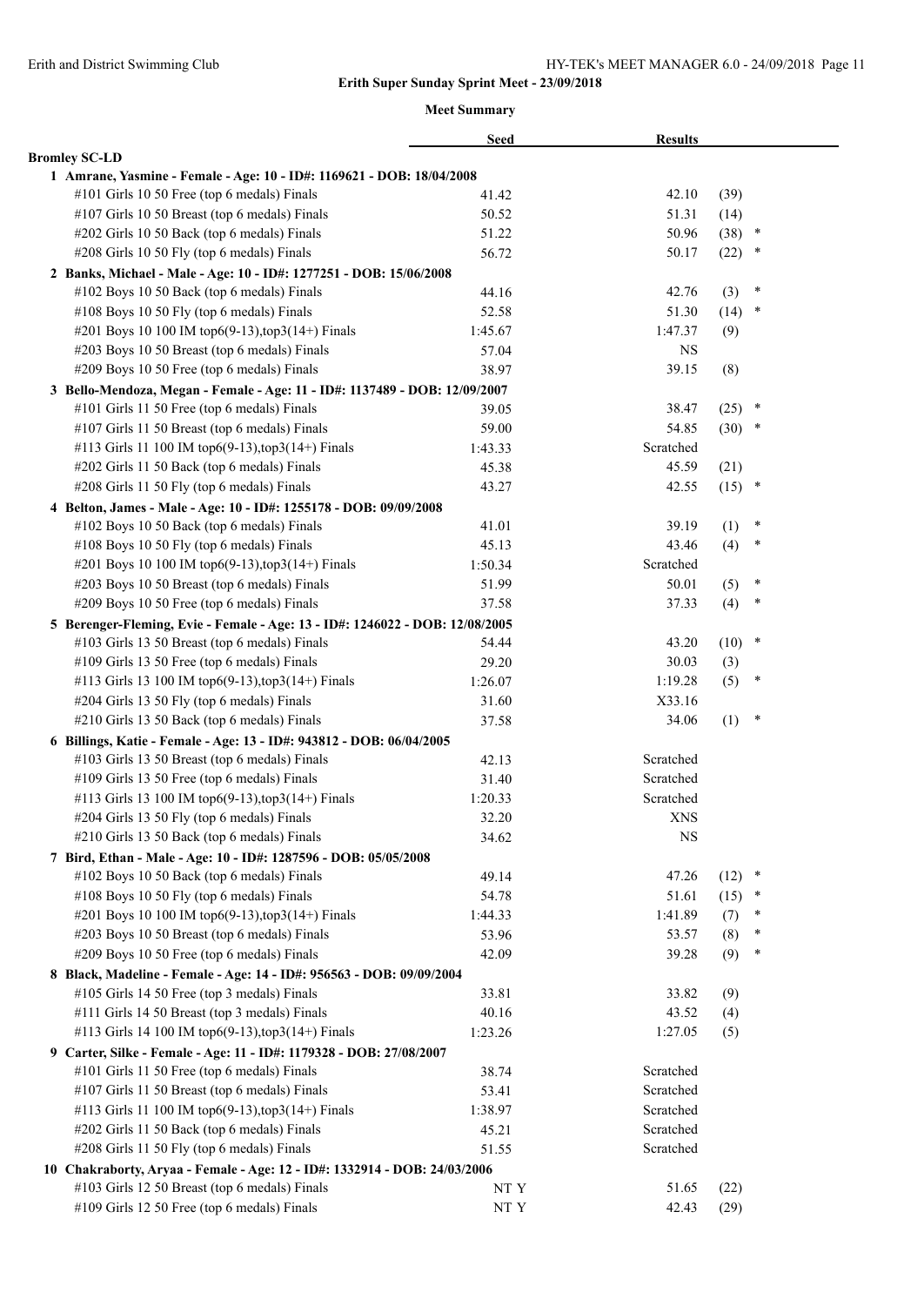## Erith Super Sunday Sprint Meet - 23/09/2018

### Meet Summary

| | Seed | Results | | |
|---|---|---|---|---|
| **Bromley SC-LD** | | | | |
| **1 Amrane, Yasmine - Female - Age: 10 - ID#: 1169621 - DOB: 18/04/2008** | | | | |
| #101 Girls 10 50 Free (top 6 medals) Finals | 41.42 | 42.10 | (39) | |
| #107 Girls 10 50 Breast (top 6 medals) Finals | 50.52 | 51.31 | (14) | |
| #202 Girls 10 50 Back (top 6 medals) Finals | 51.22 | 50.96 | (38) | * |
| #208 Girls 10 50 Fly (top 6 medals) Finals | 56.72 | 50.17 | (22) | * |
| **2 Banks, Michael - Male - Age: 10 - ID#: 1277251 - DOB: 15/06/2008** | | | | |
| #102 Boys 10 50 Back (top 6 medals) Finals | 44.16 | 42.76 | (3) | * |
| #108 Boys 10 50 Fly (top 6 medals) Finals | 52.58 | 51.30 | (14) | * |
| #201 Boys 10 100 IM top6(9-13),top3(14+) Finals | 1:45.67 | 1:47.37 | (9) | |
| #203 Boys 10 50 Breast (top 6 medals) Finals | 57.04 | NS | | |
| #209 Boys 10 50 Free (top 6 medals) Finals | 38.97 | 39.15 | (8) | |
| **3 Bello-Mendoza, Megan - Female - Age: 11 - ID#: 1137489 - DOB: 12/09/2007** | | | | |
| #101 Girls 11 50 Free (top 6 medals) Finals | 39.05 | 38.47 | (25) | * |
| #107 Girls 11 50 Breast (top 6 medals) Finals | 59.00 | 54.85 | (30) | * |
| #113 Girls 11 100 IM top6(9-13),top3(14+) Finals | 1:43.33 | Scratched | | |
| #202 Girls 11 50 Back (top 6 medals) Finals | 45.38 | 45.59 | (21) | |
| #208 Girls 11 50 Fly (top 6 medals) Finals | 43.27 | 42.55 | (15) | * |
| **4 Belton, James - Male - Age: 10 - ID#: 1255178 - DOB: 09/09/2008** | | | | |
| #102 Boys 10 50 Back (top 6 medals) Finals | 41.01 | 39.19 | (1) | * |
| #108 Boys 10 50 Fly (top 6 medals) Finals | 45.13 | 43.46 | (4) | * |
| #201 Boys 10 100 IM top6(9-13),top3(14+) Finals | 1:50.34 | Scratched | | |
| #203 Boys 10 50 Breast (top 6 medals) Finals | 51.99 | 50.01 | (5) | * |
| #209 Boys 10 50 Free (top 6 medals) Finals | 37.58 | 37.33 | (4) | * |
| **5 Berenger-Fleming, Evie - Female - Age: 13 - ID#: 1246022 - DOB: 12/08/2005** | | | | |
| #103 Girls 13 50 Breast (top 6 medals) Finals | 54.44 | 43.20 | (10) | * |
| #109 Girls 13 50 Free (top 6 medals) Finals | 29.20 | 30.03 | (3) | |
| #113 Girls 13 100 IM top6(9-13),top3(14+) Finals | 1:26.07 | 1:19.28 | (5) | * |
| #204 Girls 13 50 Fly (top 6 medals) Finals | 31.60 | X33.16 | | |
| #210 Girls 13 50 Back (top 6 medals) Finals | 37.58 | 34.06 | (1) | * |
| **6 Billings, Katie - Female - Age: 13 - ID#: 943812 - DOB: 06/04/2005** | | | | |
| #103 Girls 13 50 Breast (top 6 medals) Finals | 42.13 | Scratched | | |
| #109 Girls 13 50 Free (top 6 medals) Finals | 31.40 | Scratched | | |
| #113 Girls 13 100 IM top6(9-13),top3(14+) Finals | 1:20.33 | Scratched | | |
| #204 Girls 13 50 Fly (top 6 medals) Finals | 32.20 | XNS | | |
| #210 Girls 13 50 Back (top 6 medals) Finals | 34.62 | NS | | |
| **7 Bird, Ethan - Male - Age: 10 - ID#: 1287596 - DOB: 05/05/2008** | | | | |
| #102 Boys 10 50 Back (top 6 medals) Finals | 49.14 | 47.26 | (12) | * |
| #108 Boys 10 50 Fly (top 6 medals) Finals | 54.78 | 51.61 | (15) | * |
| #201 Boys 10 100 IM top6(9-13),top3(14+) Finals | 1:44.33 | 1:41.89 | (7) | * |
| #203 Boys 10 50 Breast (top 6 medals) Finals | 53.96 | 53.57 | (8) | * |
| #209 Boys 10 50 Free (top 6 medals) Finals | 42.09 | 39.28 | (9) | * |
| **8 Black, Madeline - Female - Age: 14 - ID#: 956563 - DOB: 09/09/2004** | | | | |
| #105 Girls 14 50 Free (top 3 medals) Finals | 33.81 | 33.82 | (9) | |
| #111 Girls 14 50 Breast (top 3 medals) Finals | 40.16 | 43.52 | (4) | |
| #113 Girls 14 100 IM top6(9-13),top3(14+) Finals | 1:23.26 | 1:27.05 | (5) | |
| **9 Carter, Silke - Female - Age: 11 - ID#: 1179328 - DOB: 27/08/2007** | | | | |
| #101 Girls 11 50 Free (top 6 medals) Finals | 38.74 | Scratched | | |
| #107 Girls 11 50 Breast (top 6 medals) Finals | 53.41 | Scratched | | |
| #113 Girls 11 100 IM top6(9-13),top3(14+) Finals | 1:38.97 | Scratched | | |
| #202 Girls 11 50 Back (top 6 medals) Finals | 45.21 | Scratched | | |
| #208 Girls 11 50 Fly (top 6 medals) Finals | 51.55 | Scratched | | |
| **10 Chakraborty, Aryaa - Female - Age: 12 - ID#: 1332914 - DOB: 24/03/2006** | | | | |
| #103 Girls 12 50 Breast (top 6 medals) Finals | NT Y | 51.65 | (22) | |
| #109 Girls 12 50 Free (top 6 medals) Finals | NT Y | 42.43 | (29) | |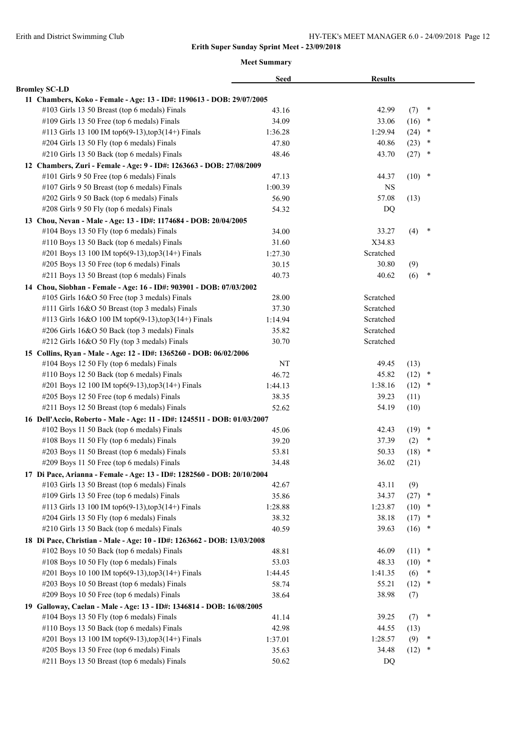## Erith Super Sunday Sprint Meet - 23/09/2018

### Meet Summary

| | Seed | Results | | |
|---|---|---|---|---|
| **Bromley SC-LD** | | | | |
| **11 Chambers, Koko - Female - Age: 13 - ID#: 1190613 - DOB: 29/07/2005** | | | | |
| #103 Girls 13 50 Breast (top 6 medals) Finals | 43.16 | 42.99 | (7) | * |
| #109 Girls 13 50 Free (top 6 medals) Finals | 34.09 | 33.06 | (16) | * |
| #113 Girls 13 100 IM top6(9-13),top3(14+) Finals | 1:36.28 | 1:29.94 | (24) | * |
| #204 Girls 13 50 Fly (top 6 medals) Finals | 47.80 | 40.86 | (23) | * |
| #210 Girls 13 50 Back (top 6 medals) Finals | 48.46 | 43.70 | (27) | * |
| **12 Chambers, Zuri - Female - Age: 9 - ID#: 1263663 - DOB: 27/08/2009** | | | | |
| #101 Girls 9 50 Free (top 6 medals) Finals | 47.13 | 44.37 | (10) | * |
| #107 Girls 9 50 Breast (top 6 medals) Finals | 1:00.39 | NS | | |
| #202 Girls 9 50 Back (top 6 medals) Finals | 56.90 | 57.08 | (13) | |
| #208 Girls 9 50 Fly (top 6 medals) Finals | 54.32 | DQ | | |
| **13 Chou, Nevan - Male - Age: 13 - ID#: 1174684 - DOB: 20/04/2005** | | | | |
| #104 Boys 13 50 Fly (top 6 medals) Finals | 34.00 | 33.27 | (4) | * |
| #110 Boys 13 50 Back (top 6 medals) Finals | 31.60 | X34.83 | | |
| #201 Boys 13 100 IM top6(9-13),top3(14+) Finals | 1:27.30 | Scratched | | |
| #205 Boys 13 50 Free (top 6 medals) Finals | 30.15 | 30.80 | (9) | |
| #211 Boys 13 50 Breast (top 6 medals) Finals | 40.73 | 40.62 | (6) | * |
| **14 Chou, Siobhan - Female - Age: 16 - ID#: 903901 - DOB: 07/03/2002** | | | | |
| #105 Girls 16&O 50 Free (top 3 medals) Finals | 28.00 | Scratched | | |
| #111 Girls 16&O 50 Breast (top 3 medals) Finals | 37.30 | Scratched | | |
| #113 Girls 16&O 100 IM top6(9-13),top3(14+) Finals | 1:14.94 | Scratched | | |
| #206 Girls 16&O 50 Back (top 3 medals) Finals | 35.82 | Scratched | | |
| #212 Girls 16&O 50 Fly (top 3 medals) Finals | 30.70 | Scratched | | |
| **15 Collins, Ryan - Male - Age: 12 - ID#: 1365260 - DOB: 06/02/2006** | | | | |
| #104 Boys 12 50 Fly (top 6 medals) Finals | NT | 49.45 | (13) | |
| #110 Boys 12 50 Back (top 6 medals) Finals | 46.72 | 45.82 | (12) | * |
| #201 Boys 12 100 IM top6(9-13),top3(14+) Finals | 1:44.13 | 1:38.16 | (12) | * |
| #205 Boys 12 50 Free (top 6 medals) Finals | 38.35 | 39.23 | (11) | |
| #211 Boys 12 50 Breast (top 6 medals) Finals | 52.62 | 54.19 | (10) | |
| **16 Dell'Accio, Roberto - Male - Age: 11 - ID#: 1245511 - DOB: 01/03/2007** | | | | |
| #102 Boys 11 50 Back (top 6 medals) Finals | 45.06 | 42.43 | (19) | * |
| #108 Boys 11 50 Fly (top 6 medals) Finals | 39.20 | 37.39 | (2) | * |
| #203 Boys 11 50 Breast (top 6 medals) Finals | 53.81 | 50.33 | (18) | * |
| #209 Boys 11 50 Free (top 6 medals) Finals | 34.48 | 36.02 | (21) | |
| **17 Di Pace, Arianna - Female - Age: 13 - ID#: 1282560 - DOB: 20/10/2004** | | | | |
| #103 Girls 13 50 Breast (top 6 medals) Finals | 42.67 | 43.11 | (9) | |
| #109 Girls 13 50 Free (top 6 medals) Finals | 35.86 | 34.37 | (27) | * |
| #113 Girls 13 100 IM top6(9-13),top3(14+) Finals | 1:28.88 | 1:23.87 | (10) | * |
| #204 Girls 13 50 Fly (top 6 medals) Finals | 38.32 | 38.18 | (17) | * |
| #210 Girls 13 50 Back (top 6 medals) Finals | 40.59 | 39.63 | (16) | * |
| **18 Di Pace, Christian - Male - Age: 10 - ID#: 1263662 - DOB: 13/03/2008** | | | | |
| #102 Boys 10 50 Back (top 6 medals) Finals | 48.81 | 46.09 | (11) | * |
| #108 Boys 10 50 Fly (top 6 medals) Finals | 53.03 | 48.33 | (10) | * |
| #201 Boys 10 100 IM top6(9-13),top3(14+) Finals | 1:44.45 | 1:41.35 | (6) | * |
| #203 Boys 10 50 Breast (top 6 medals) Finals | 58.74 | 55.21 | (12) | * |
| #209 Boys 10 50 Free (top 6 medals) Finals | 38.64 | 38.98 | (7) | |
| **19 Galloway, Caelan - Male - Age: 13 - ID#: 1346814 - DOB: 16/08/2005** | | | | |
| #104 Boys 13 50 Fly (top 6 medals) Finals | 41.14 | 39.25 | (7) | * |
| #110 Boys 13 50 Back (top 6 medals) Finals | 42.98 | 44.55 | (13) | |
| #201 Boys 13 100 IM top6(9-13),top3(14+) Finals | 1:37.01 | 1:28.57 | (9) | * |
| #205 Boys 13 50 Free (top 6 medals) Finals | 35.63 | 34.48 | (12) | * |
| #211 Boys 13 50 Breast (top 6 medals) Finals | 50.62 | DQ | | |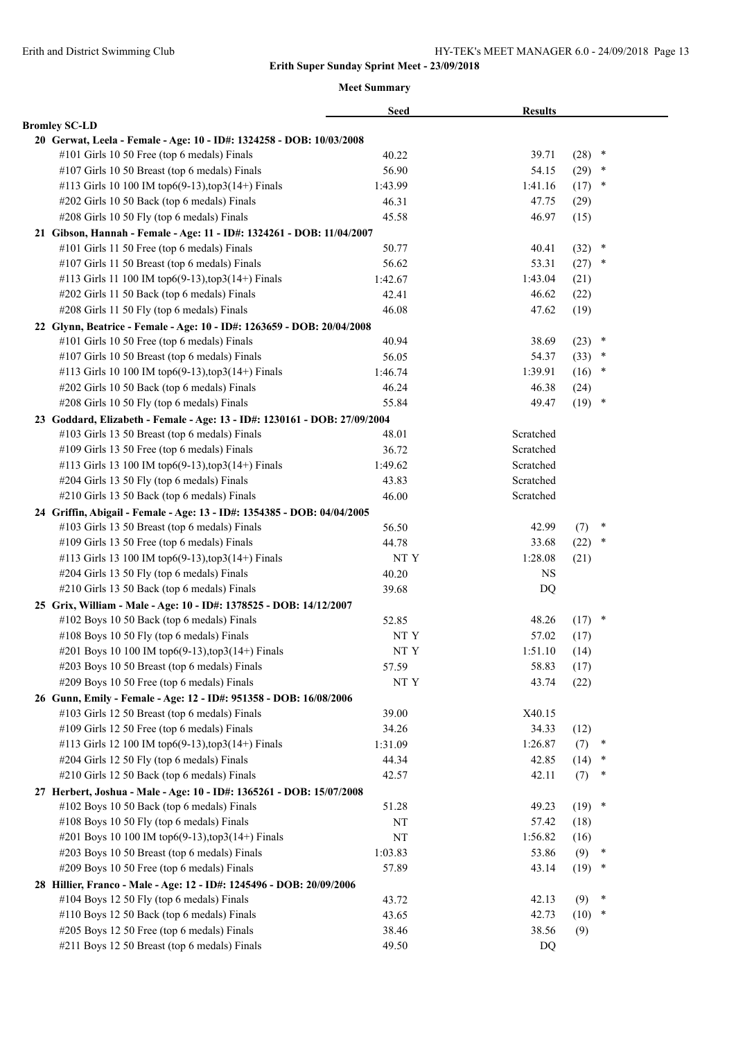# Erith Super Sunday Sprint Meet - 23/09/2018

## Meet Summary

| | Seed | Results | |
|---|---|---|---|
| **Bromley SC-LD** | | | |
| **20 Gerwat, Leela - Female - Age: 10 - ID#: 1324258 - DOB: 10/03/2008** | | | |
| #101 Girls 10 50 Free (top 6 medals) Finals | 40.22 | 39.71 | (28) * |
| #107 Girls 10 50 Breast (top 6 medals) Finals | 56.90 | 54.15 | (29) * |
| #113 Girls 10 100 IM top6(9-13),top3(14+) Finals | 1:43.99 | 1:41.16 | (17) * |
| #202 Girls 10 50 Back (top 6 medals) Finals | 46.31 | 47.75 | (29) |
| #208 Girls 10 50 Fly (top 6 medals) Finals | 45.58 | 46.97 | (15) |
| **21 Gibson, Hannah - Female - Age: 11 - ID#: 1324261 - DOB: 11/04/2007** | | | |
| #101 Girls 11 50 Free (top 6 medals) Finals | 50.77 | 40.41 | (32) * |
| #107 Girls 11 50 Breast (top 6 medals) Finals | 56.62 | 53.31 | (27) * |
| #113 Girls 11 100 IM top6(9-13),top3(14+) Finals | 1:42.67 | 1:43.04 | (21) |
| #202 Girls 11 50 Back (top 6 medals) Finals | 42.41 | 46.62 | (22) |
| #208 Girls 11 50 Fly (top 6 medals) Finals | 46.08 | 47.62 | (19) |
| **22 Glynn, Beatrice - Female - Age: 10 - ID#: 1263659 - DOB: 20/04/2008** | | | |
| #101 Girls 10 50 Free (top 6 medals) Finals | 40.94 | 38.69 | (23) * |
| #107 Girls 10 50 Breast (top 6 medals) Finals | 56.05 | 54.37 | (33) * |
| #113 Girls 10 100 IM top6(9-13),top3(14+) Finals | 1:46.74 | 1:39.91 | (16) * |
| #202 Girls 10 50 Back (top 6 medals) Finals | 46.24 | 46.38 | (24) |
| #208 Girls 10 50 Fly (top 6 medals) Finals | 55.84 | 49.47 | (19) * |
| **23 Goddard, Elizabeth - Female - Age: 13 - ID#: 1230161 - DOB: 27/09/2004** | | | |
| #103 Girls 13 50 Breast (top 6 medals) Finals | 48.01 | Scratched | |
| #109 Girls 13 50 Free (top 6 medals) Finals | 36.72 | Scratched | |
| #113 Girls 13 100 IM top6(9-13),top3(14+) Finals | 1:49.62 | Scratched | |
| #204 Girls 13 50 Fly (top 6 medals) Finals | 43.83 | Scratched | |
| #210 Girls 13 50 Back (top 6 medals) Finals | 46.00 | Scratched | |
| **24 Griffin, Abigail - Female - Age: 13 - ID#: 1354385 - DOB: 04/04/2005** | | | |
| #103 Girls 13 50 Breast (top 6 medals) Finals | 56.50 | 42.99 | (7) * |
| #109 Girls 13 50 Free (top 6 medals) Finals | 44.78 | 33.68 | (22) * |
| #113 Girls 13 100 IM top6(9-13),top3(14+) Finals | NT Y | 1:28.08 | (21) |
| #204 Girls 13 50 Fly (top 6 medals) Finals | 40.20 | NS | |
| #210 Girls 13 50 Back (top 6 medals) Finals | 39.68 | DQ | |
| **25 Grix, William - Male - Age: 10 - ID#: 1378525 - DOB: 14/12/2007** | | | |
| #102 Boys 10 50 Back (top 6 medals) Finals | 52.85 | 48.26 | (17) * |
| #108 Boys 10 50 Fly (top 6 medals) Finals | NT Y | 57.02 | (17) |
| #201 Boys 10 100 IM top6(9-13),top3(14+) Finals | NT Y | 1:51.10 | (14) |
| #203 Boys 10 50 Breast (top 6 medals) Finals | 57.59 | 58.83 | (17) |
| #209 Boys 10 50 Free (top 6 medals) Finals | NT Y | 43.74 | (22) |
| **26 Gunn, Emily - Female - Age: 12 - ID#: 951358 - DOB: 16/08/2006** | | | |
| #103 Girls 12 50 Breast (top 6 medals) Finals | 39.00 | X40.15 | |
| #109 Girls 12 50 Free (top 6 medals) Finals | 34.26 | 34.33 | (12) |
| #113 Girls 12 100 IM top6(9-13),top3(14+) Finals | 1:31.09 | 1:26.87 | (7) * |
| #204 Girls 12 50 Fly (top 6 medals) Finals | 44.34 | 42.85 | (14) * |
| #210 Girls 12 50 Back (top 6 medals) Finals | 42.57 | 42.11 | (7) * |
| **27 Herbert, Joshua - Male - Age: 10 - ID#: 1365261 - DOB: 15/07/2008** | | | |
| #102 Boys 10 50 Back (top 6 medals) Finals | 51.28 | 49.23 | (19) * |
| #108 Boys 10 50 Fly (top 6 medals) Finals | NT | 57.42 | (18) |
| #201 Boys 10 100 IM top6(9-13),top3(14+) Finals | NT | 1:56.82 | (16) |
| #203 Boys 10 50 Breast (top 6 medals) Finals | 1:03.83 | 53.86 | (9) * |
| #209 Boys 10 50 Free (top 6 medals) Finals | 57.89 | 43.14 | (19) * |
| **28 Hillier, Franco - Male - Age: 12 - ID#: 1245496 - DOB: 20/09/2006** | | | |
| #104 Boys 12 50 Fly (top 6 medals) Finals | 43.72 | 42.13 | (9) * |
| #110 Boys 12 50 Back (top 6 medals) Finals | 43.65 | 42.73 | (10) * |
| #205 Boys 12 50 Free (top 6 medals) Finals | 38.46 | 38.56 | (9) |
| #211 Boys 12 50 Breast (top 6 medals) Finals | 49.50 | DQ | |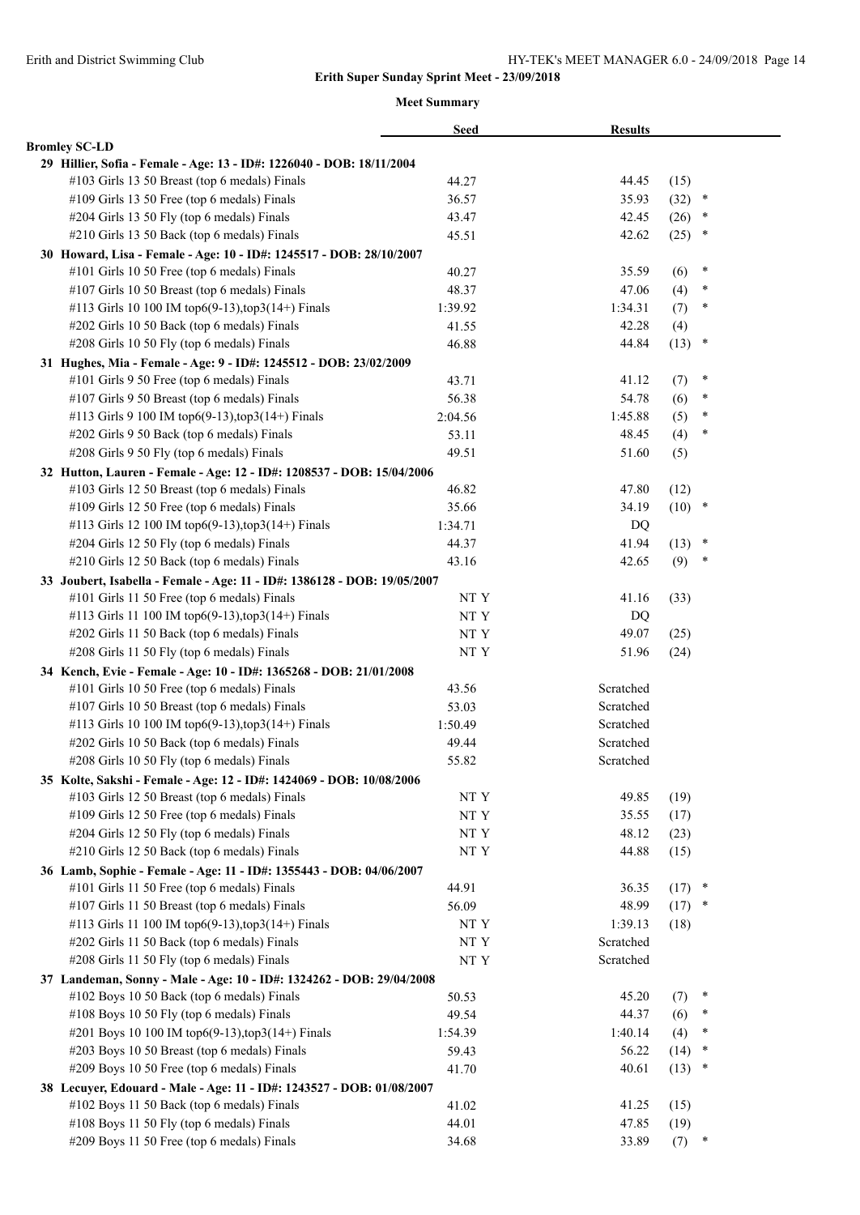# Erith Super Sunday Sprint Meet - 23/09/2018

## Meet Summary

| | Seed | Results | | |
|---|---|---|---|---|
| **Bromley SC-LD** | | | | |
| **29 Hillier, Sofia - Female - Age: 13 - ID#: 1226040 - DOB: 18/11/2004** | | | | |
| #103 Girls 13 50 Breast (top 6 medals) Finals | 44.27 | 44.45 | (15) | |
| #109 Girls 13 50 Free (top 6 medals) Finals | 36.57 | 35.93 | (32) | * |
| #204 Girls 13 50 Fly (top 6 medals) Finals | 43.47 | 42.45 | (26) | * |
| #210 Girls 13 50 Back (top 6 medals) Finals | 45.51 | 42.62 | (25) | * |
| **30 Howard, Lisa - Female - Age: 10 - ID#: 1245517 - DOB: 28/10/2007** | | | | |
| #101 Girls 10 50 Free (top 6 medals) Finals | 40.27 | 35.59 | (6) | * |
| #107 Girls 10 50 Breast (top 6 medals) Finals | 48.37 | 47.06 | (4) | * |
| #113 Girls 10 100 IM top6(9-13),top3(14+) Finals | 1:39.92 | 1:34.31 | (7) | * |
| #202 Girls 10 50 Back (top 6 medals) Finals | 41.55 | 42.28 | (4) | |
| #208 Girls 10 50 Fly (top 6 medals) Finals | 46.88 | 44.84 | (13) | * |
| **31 Hughes, Mia - Female - Age: 9 - ID#: 1245512 - DOB: 23/02/2009** | | | | |
| #101 Girls 9 50 Free (top 6 medals) Finals | 43.71 | 41.12 | (7) | * |
| #107 Girls 9 50 Breast (top 6 medals) Finals | 56.38 | 54.78 | (6) | * |
| #113 Girls 9 100 IM top6(9-13),top3(14+) Finals | 2:04.56 | 1:45.88 | (5) | * |
| #202 Girls 9 50 Back (top 6 medals) Finals | 53.11 | 48.45 | (4) | * |
| #208 Girls 9 50 Fly (top 6 medals) Finals | 49.51 | 51.60 | (5) | |
| **32 Hutton, Lauren - Female - Age: 12 - ID#: 1208537 - DOB: 15/04/2006** | | | | |
| #103 Girls 12 50 Breast (top 6 medals) Finals | 46.82 | 47.80 | (12) | |
| #109 Girls 12 50 Free (top 6 medals) Finals | 35.66 | 34.19 | (10) | * |
| #113 Girls 12 100 IM top6(9-13),top3(14+) Finals | 1:34.71 | DQ | | |
| #204 Girls 12 50 Fly (top 6 medals) Finals | 44.37 | 41.94 | (13) | * |
| #210 Girls 12 50 Back (top 6 medals) Finals | 43.16 | 42.65 | (9) | * |
| **33 Joubert, Isabella - Female - Age: 11 - ID#: 1386128 - DOB: 19/05/2007** | | | | |
| #101 Girls 11 50 Free (top 6 medals) Finals | NT Y | 41.16 | (33) | |
| #113 Girls 11 100 IM top6(9-13),top3(14+) Finals | NT Y | DQ | | |
| #202 Girls 11 50 Back (top 6 medals) Finals | NT Y | 49.07 | (25) | |
| #208 Girls 11 50 Fly (top 6 medals) Finals | NT Y | 51.96 | (24) | |
| **34 Kench, Evie - Female - Age: 10 - ID#: 1365268 - DOB: 21/01/2008** | | | | |
| #101 Girls 10 50 Free (top 6 medals) Finals | 43.56 | Scratched | | |
| #107 Girls 10 50 Breast (top 6 medals) Finals | 53.03 | Scratched | | |
| #113 Girls 10 100 IM top6(9-13),top3(14+) Finals | 1:50.49 | Scratched | | |
| #202 Girls 10 50 Back (top 6 medals) Finals | 49.44 | Scratched | | |
| #208 Girls 10 50 Fly (top 6 medals) Finals | 55.82 | Scratched | | |
| **35 Kolte, Sakshi - Female - Age: 12 - ID#: 1424069 - DOB: 10/08/2006** | | | | |
| #103 Girls 12 50 Breast (top 6 medals) Finals | NT Y | 49.85 | (19) | |
| #109 Girls 12 50 Free (top 6 medals) Finals | NT Y | 35.55 | (17) | |
| #204 Girls 12 50 Fly (top 6 medals) Finals | NT Y | 48.12 | (23) | |
| #210 Girls 12 50 Back (top 6 medals) Finals | NT Y | 44.88 | (15) | |
| **36 Lamb, Sophie - Female - Age: 11 - ID#: 1355443 - DOB: 04/06/2007** | | | | |
| #101 Girls 11 50 Free (top 6 medals) Finals | 44.91 | 36.35 | (17) | * |
| #107 Girls 11 50 Breast (top 6 medals) Finals | 56.09 | 48.99 | (17) | * |
| #113 Girls 11 100 IM top6(9-13),top3(14+) Finals | NT Y | 1:39.13 | (18) | |
| #202 Girls 11 50 Back (top 6 medals) Finals | NT Y | Scratched | | |
| #208 Girls 11 50 Fly (top 6 medals) Finals | NT Y | Scratched | | |
| **37 Landeman, Sonny - Male - Age: 10 - ID#: 1324262 - DOB: 29/04/2008** | | | | |
| #102 Boys 10 50 Back (top 6 medals) Finals | 50.53 | 45.20 | (7) | * |
| #108 Boys 10 50 Fly (top 6 medals) Finals | 49.54 | 44.37 | (6) | * |
| #201 Boys 10 100 IM top6(9-13),top3(14+) Finals | 1:54.39 | 1:40.14 | (4) | * |
| #203 Boys 10 50 Breast (top 6 medals) Finals | 59.43 | 56.22 | (14) | * |
| #209 Boys 10 50 Free (top 6 medals) Finals | 41.70 | 40.61 | (13) | * |
| **38 Lecuyer, Edouard - Male - Age: 11 - ID#: 1243527 - DOB: 01/08/2007** | | | | |
| #102 Boys 11 50 Back (top 6 medals) Finals | 41.02 | 41.25 | (15) | |
| #108 Boys 11 50 Fly (top 6 medals) Finals | 44.01 | 47.85 | (19) | |
| #209 Boys 11 50 Free (top 6 medals) Finals | 34.68 | 33.89 | (7) | * |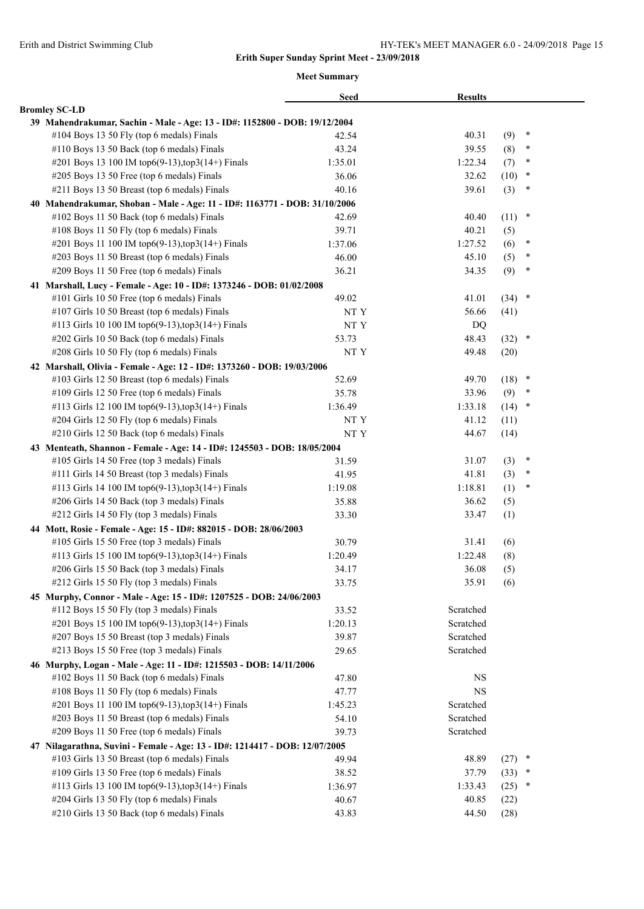**Erith Super Sunday Sprint Meet - 23/09/2018**

**Meet Summary**

| | Seed | Results | | |
|---|---|---|---|---|
| **Bromley SC-LD** | | | | |
| **39 Mahendrakumar, Sachin - Male - Age: 13 - ID#: 1152800 - DOB: 19/12/2004** | | | | |
| #104 Boys 13 50 Fly (top 6 medals) Finals | 42.54 | 40.31 | (9) | * |
| #110 Boys 13 50 Back (top 6 medals) Finals | 43.24 | 39.55 | (8) | * |
| #201 Boys 13 100 IM top6(9-13),top3(14+) Finals | 1:35.01 | 1:22.34 | (7) | * |
| #205 Boys 13 50 Free (top 6 medals) Finals | 36.06 | 32.62 | (10) | * |
| #211 Boys 13 50 Breast (top 6 medals) Finals | 40.16 | 39.61 | (3) | * |
| **40 Mahendrakumar, Shoban - Male - Age: 11 - ID#: 1163771 - DOB: 31/10/2006** | | | | |
| #102 Boys 11 50 Back (top 6 medals) Finals | 42.69 | 40.40 | (11) | * |
| #108 Boys 11 50 Fly (top 6 medals) Finals | 39.71 | 40.21 | (5) | |
| #201 Boys 11 100 IM top6(9-13),top3(14+) Finals | 1:37.06 | 1:27.52 | (6) | * |
| #203 Boys 11 50 Breast (top 6 medals) Finals | 46.00 | 45.10 | (5) | * |
| #209 Boys 11 50 Free (top 6 medals) Finals | 36.21 | 34.35 | (9) | * |
| **41 Marshall, Lucy - Female - Age: 10 - ID#: 1373246 - DOB: 01/02/2008** | | | | |
| #101 Girls 10 50 Free (top 6 medals) Finals | 49.02 | 41.01 | (34) | * |
| #107 Girls 10 50 Breast (top 6 medals) Finals | NT Y | 56.66 | (41) | |
| #113 Girls 10 100 IM top6(9-13),top3(14+) Finals | NT Y | DQ | | |
| #202 Girls 10 50 Back (top 6 medals) Finals | 53.73 | 48.43 | (32) | * |
| #208 Girls 10 50 Fly (top 6 medals) Finals | NT Y | 49.48 | (20) | |
| **42 Marshall, Olivia - Female - Age: 12 - ID#: 1373260 - DOB: 19/03/2006** | | | | |
| #103 Girls 12 50 Breast (top 6 medals) Finals | 52.69 | 49.70 | (18) | * |
| #109 Girls 12 50 Free (top 6 medals) Finals | 35.78 | 33.96 | (9) | * |
| #113 Girls 12 100 IM top6(9-13),top3(14+) Finals | 1:36.49 | 1:33.18 | (14) | * |
| #204 Girls 12 50 Fly (top 6 medals) Finals | NT Y | 41.12 | (11) | |
| #210 Girls 12 50 Back (top 6 medals) Finals | NT Y | 44.67 | (14) | |
| **43 Menteath, Shannon - Female - Age: 14 - ID#: 1245503 - DOB: 18/05/2004** | | | | |
| #105 Girls 14 50 Free (top 3 medals) Finals | 31.59 | 31.07 | (3) | * |
| #111 Girls 14 50 Breast (top 3 medals) Finals | 41.95 | 41.81 | (3) | * |
| #113 Girls 14 100 IM top6(9-13),top3(14+) Finals | 1:19.08 | 1:18.81 | (1) | * |
| #206 Girls 14 50 Back (top 3 medals) Finals | 35.88 | 36.62 | (5) | |
| #212 Girls 14 50 Fly (top 3 medals) Finals | 33.30 | 33.47 | (1) | |
| **44 Mott, Rosie - Female - Age: 15 - ID#: 882015 - DOB: 28/06/2003** | | | | |
| #105 Girls 15 50 Free (top 3 medals) Finals | 30.79 | 31.41 | (6) | |
| #113 Girls 15 100 IM top6(9-13),top3(14+) Finals | 1:20.49 | 1:22.48 | (8) | |
| #206 Girls 15 50 Back (top 3 medals) Finals | 34.17 | 36.08 | (5) | |
| #212 Girls 15 50 Fly (top 3 medals) Finals | 33.75 | 35.91 | (6) | |
| **45 Murphy, Connor - Male - Age: 15 - ID#: 1207525 - DOB: 24/06/2003** | | | | |
| #112 Boys 15 50 Fly (top 3 medals) Finals | 33.52 | Scratched | | |
| #201 Boys 15 100 IM top6(9-13),top3(14+) Finals | 1:20.13 | Scratched | | |
| #207 Boys 15 50 Breast (top 3 medals) Finals | 39.87 | Scratched | | |
| #213 Boys 15 50 Free (top 3 medals) Finals | 29.65 | Scratched | | |
| **46 Murphy, Logan - Male - Age: 11 - ID#: 1215503 - DOB: 14/11/2006** | | | | |
| #102 Boys 11 50 Back (top 6 medals) Finals | 47.80 | NS | | |
| #108 Boys 11 50 Fly (top 6 medals) Finals | 47.77 | NS | | |
| #201 Boys 11 100 IM top6(9-13),top3(14+) Finals | 1:45.23 | Scratched | | |
| #203 Boys 11 50 Breast (top 6 medals) Finals | 54.10 | Scratched | | |
| #209 Boys 11 50 Free (top 6 medals) Finals | 39.73 | Scratched | | |
| **47 Nilagarathna, Suvini - Female - Age: 13 - ID#: 1214417 - DOB: 12/07/2005** | | | | |
| #103 Girls 13 50 Breast (top 6 medals) Finals | 49.94 | 48.89 | (27) | * |
| #109 Girls 13 50 Free (top 6 medals) Finals | 38.52 | 37.79 | (33) | * |
| #113 Girls 13 100 IM top6(9-13),top3(14+) Finals | 1:36.97 | 1:33.43 | (25) | * |
| #204 Girls 13 50 Fly (top 6 medals) Finals | 40.67 | 40.85 | (22) | |
| #210 Girls 13 50 Back (top 6 medals) Finals | 43.83 | 44.50 | (28) | |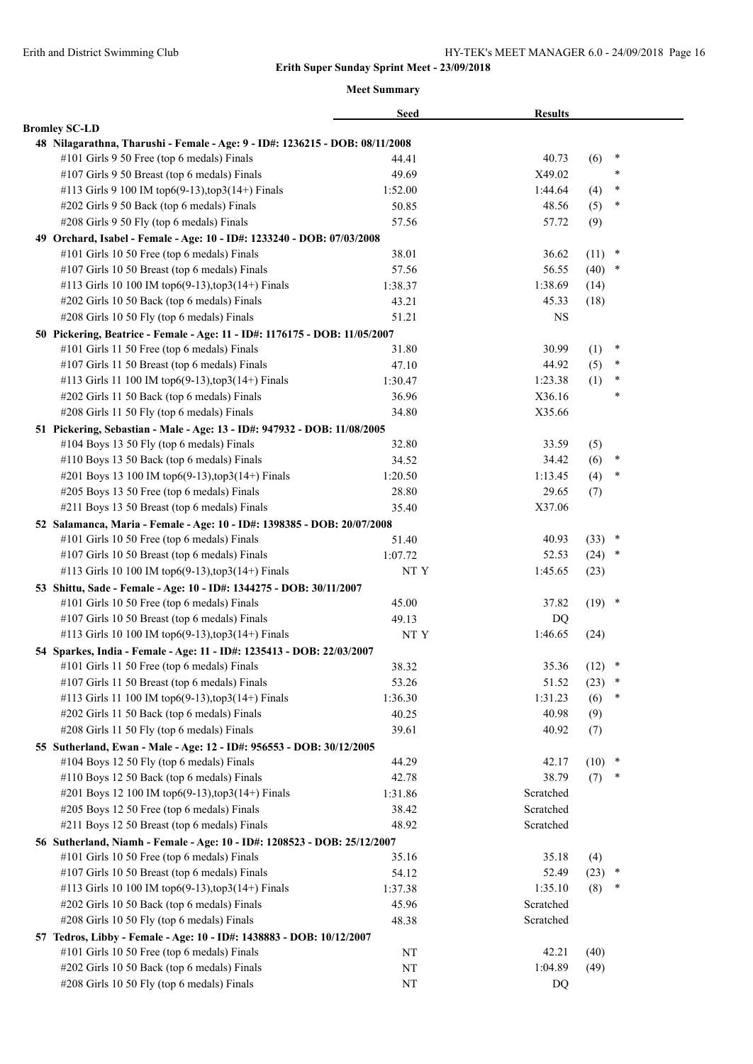## Erith Super Sunday Sprint Meet - 23/09/2018

### Meet Summary

| | Seed | Results | | |
|---|---|---|---|---|
| **Bromley SC-LD** | | | | |
| **48 Nilagarathna, Tharushi - Female - Age: 9 - ID#: 1236215 - DOB: 08/11/2008** | | | | |
| #101 Girls 9 50 Free (top 6 medals) Finals | 44.41 | 40.73 | (6) | * |
| #107 Girls 9 50 Breast (top 6 medals) Finals | 49.69 | X49.02 | | * |
| #113 Girls 9 100 IM top6(9-13),top3(14+) Finals | 1:52.00 | 1:44.64 | (4) | * |
| #202 Girls 9 50 Back (top 6 medals) Finals | 50.85 | 48.56 | (5) | * |
| #208 Girls 9 50 Fly (top 6 medals) Finals | 57.56 | 57.72 | (9) | |
| **49 Orchard, Isabel - Female - Age: 10 - ID#: 1233240 - DOB: 07/03/2008** | | | | |
| #101 Girls 10 50 Free (top 6 medals) Finals | 38.01 | 36.62 | (11) | * |
| #107 Girls 10 50 Breast (top 6 medals) Finals | 57.56 | 56.55 | (40) | * |
| #113 Girls 10 100 IM top6(9-13),top3(14+) Finals | 1:38.37 | 1:38.69 | (14) | |
| #202 Girls 10 50 Back (top 6 medals) Finals | 43.21 | 45.33 | (18) | |
| #208 Girls 10 50 Fly (top 6 medals) Finals | 51.21 | NS | | |
| **50 Pickering, Beatrice - Female - Age: 11 - ID#: 1176175 - DOB: 11/05/2007** | | | | |
| #101 Girls 11 50 Free (top 6 medals) Finals | 31.80 | 30.99 | (1) | * |
| #107 Girls 11 50 Breast (top 6 medals) Finals | 47.10 | 44.92 | (5) | * |
| #113 Girls 11 100 IM top6(9-13),top3(14+) Finals | 1:30.47 | 1:23.38 | (1) | * |
| #202 Girls 11 50 Back (top 6 medals) Finals | 36.96 | X36.16 | | * |
| #208 Girls 11 50 Fly (top 6 medals) Finals | 34.80 | X35.66 | | |
| **51 Pickering, Sebastian - Male - Age: 13 - ID#: 947932 - DOB: 11/08/2005** | | | | |
| #104 Boys 13 50 Fly (top 6 medals) Finals | 32.80 | 33.59 | (5) | |
| #110 Boys 13 50 Back (top 6 medals) Finals | 34.52 | 34.42 | (6) | * |
| #201 Boys 13 100 IM top6(9-13),top3(14+) Finals | 1:20.50 | 1:13.45 | (4) | * |
| #205 Boys 13 50 Free (top 6 medals) Finals | 28.80 | 29.65 | (7) | |
| #211 Boys 13 50 Breast (top 6 medals) Finals | 35.40 | X37.06 | | |
| **52 Salamanca, Maria - Female - Age: 10 - ID#: 1398385 - DOB: 20/07/2008** | | | | |
| #101 Girls 10 50 Free (top 6 medals) Finals | 51.40 | 40.93 | (33) | * |
| #107 Girls 10 50 Breast (top 6 medals) Finals | 1:07.72 | 52.53 | (24) | * |
| #113 Girls 10 100 IM top6(9-13),top3(14+) Finals | NT Y | 1:45.65 | (23) | |
| **53 Shittu, Sade - Female - Age: 10 - ID#: 1344275 - DOB: 30/11/2007** | | | | |
| #101 Girls 10 50 Free (top 6 medals) Finals | 45.00 | 37.82 | (19) | * |
| #107 Girls 10 50 Breast (top 6 medals) Finals | 49.13 | DQ | | |
| #113 Girls 10 100 IM top6(9-13),top3(14+) Finals | NT Y | 1:46.65 | (24) | |
| **54 Sparkes, India - Female - Age: 11 - ID#: 1235413 - DOB: 22/03/2007** | | | | |
| #101 Girls 11 50 Free (top 6 medals) Finals | 38.32 | 35.36 | (12) | * |
| #107 Girls 11 50 Breast (top 6 medals) Finals | 53.26 | 51.52 | (23) | * |
| #113 Girls 11 100 IM top6(9-13),top3(14+) Finals | 1:36.30 | 1:31.23 | (6) | * |
| #202 Girls 11 50 Back (top 6 medals) Finals | 40.25 | 40.98 | (9) | |
| #208 Girls 11 50 Fly (top 6 medals) Finals | 39.61 | 40.92 | (7) | |
| **55 Sutherland, Ewan - Male - Age: 12 - ID#: 956553 - DOB: 30/12/2005** | | | | |
| #104 Boys 12 50 Fly (top 6 medals) Finals | 44.29 | 42.17 | (10) | * |
| #110 Boys 12 50 Back (top 6 medals) Finals | 42.78 | 38.79 | (7) | * |
| #201 Boys 12 100 IM top6(9-13),top3(14+) Finals | 1:31.86 | Scratched | | |
| #205 Boys 12 50 Free (top 6 medals) Finals | 38.42 | Scratched | | |
| #211 Boys 12 50 Breast (top 6 medals) Finals | 48.92 | Scratched | | |
| **56 Sutherland, Niamh - Female - Age: 10 - ID#: 1208523 - DOB: 25/12/2007** | | | | |
| #101 Girls 10 50 Free (top 6 medals) Finals | 35.16 | 35.18 | (4) | |
| #107 Girls 10 50 Breast (top 6 medals) Finals | 54.12 | 52.49 | (23) | * |
| #113 Girls 10 100 IM top6(9-13),top3(14+) Finals | 1:37.38 | 1:35.10 | (8) | * |
| #202 Girls 10 50 Back (top 6 medals) Finals | 45.96 | Scratched | | |
| #208 Girls 10 50 Fly (top 6 medals) Finals | 48.38 | Scratched | | |
| **57 Tedros, Libby - Female - Age: 10 - ID#: 1438883 - DOB: 10/12/2007** | | | | |
| #101 Girls 10 50 Free (top 6 medals) Finals | NT | 42.21 | (40) | |
| #202 Girls 10 50 Back (top 6 medals) Finals | NT | 1:04.89 | (49) | |
| #208 Girls 10 50 Fly (top 6 medals) Finals | NT | DQ | | |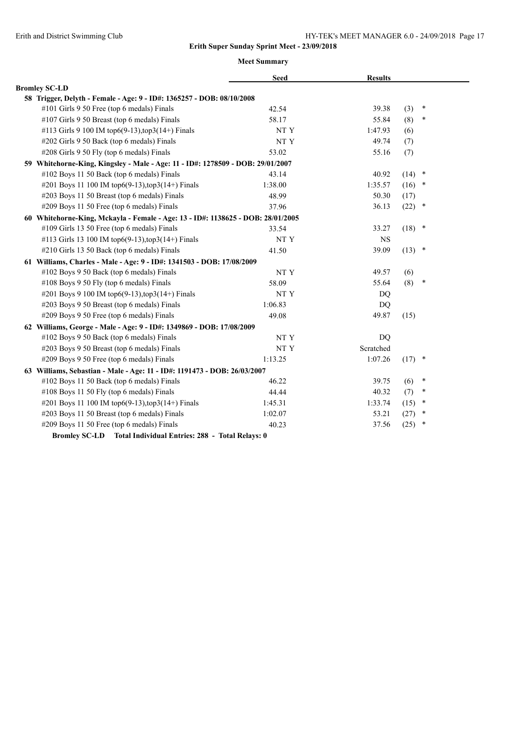**Erith Super Sunday Sprint Meet - 23/09/2018**

**Meet Summary**

| | Seed | Results | | |
|---|---|---|---|---|
| **Bromley SC-LD** | | | | |
| **58 Trigger, Delyth - Female - Age: 9 - ID#: 1365257 - DOB: 08/10/2008** | | | | |
| #101 Girls 9 50 Free (top 6 medals) Finals | 42.54 | 39.38 | (3) | * |
| #107 Girls 9 50 Breast (top 6 medals) Finals | 58.17 | 55.84 | (8) | * |
| #113 Girls 9 100 IM top6(9-13),top3(14+) Finals | NT Y | 1:47.93 | (6) | |
| #202 Girls 9 50 Back (top 6 medals) Finals | NT Y | 49.74 | (7) | |
| #208 Girls 9 50 Fly (top 6 medals) Finals | 53.02 | 55.16 | (7) | |
| **59 Whitehorne-King, Kingsley - Male - Age: 11 - ID#: 1278509 - DOB: 29/01/2007** | | | | |
| #102 Boys 11 50 Back (top 6 medals) Finals | 43.14 | 40.92 | (14) | * |
| #201 Boys 11 100 IM top6(9-13),top3(14+) Finals | 1:38.00 | 1:35.57 | (16) | * |
| #203 Boys 11 50 Breast (top 6 medals) Finals | 48.99 | 50.30 | (17) | |
| #209 Boys 11 50 Free (top 6 medals) Finals | 37.96 | 36.13 | (22) | * |
| **60 Whitehorne-King, Mckayla - Female - Age: 13 - ID#: 1138625 - DOB: 28/01/2005** | | | | |
| #109 Girls 13 50 Free (top 6 medals) Finals | 33.54 | 33.27 | (18) | * |
| #113 Girls 13 100 IM top6(9-13),top3(14+) Finals | NT Y | NS | | |
| #210 Girls 13 50 Back (top 6 medals) Finals | 41.50 | 39.09 | (13) | * |
| **61 Williams, Charles - Male - Age: 9 - ID#: 1341503 - DOB: 17/08/2009** | | | | |
| #102 Boys 9 50 Back (top 6 medals) Finals | NT Y | 49.57 | (6) | |
| #108 Boys 9 50 Fly (top 6 medals) Finals | 58.09 | 55.64 | (8) | * |
| #201 Boys 9 100 IM top6(9-13),top3(14+) Finals | NT Y | DQ | | |
| #203 Boys 9 50 Breast (top 6 medals) Finals | 1:06.83 | DQ | | |
| #209 Boys 9 50 Free (top 6 medals) Finals | 49.08 | 49.87 | (15) | |
| **62 Williams, George - Male - Age: 9 - ID#: 1349869 - DOB: 17/08/2009** | | | | |
| #102 Boys 9 50 Back (top 6 medals) Finals | NT Y | DQ | | |
| #203 Boys 9 50 Breast (top 6 medals) Finals | NT Y | Scratched | | |
| #209 Boys 9 50 Free (top 6 medals) Finals | 1:13.25 | 1:07.26 | (17) | * |
| **63 Williams, Sebastian - Male - Age: 11 - ID#: 1191473 - DOB: 26/03/2007** | | | | |
| #102 Boys 11 50 Back (top 6 medals) Finals | 46.22 | 39.75 | (6) | * |
| #108 Boys 11 50 Fly (top 6 medals) Finals | 44.44 | 40.32 | (7) | * |
| #201 Boys 11 100 IM top6(9-13),top3(14+) Finals | 1:45.31 | 1:33.74 | (15) | * |
| #203 Boys 11 50 Breast (top 6 medals) Finals | 1:02.07 | 53.21 | (27) | * |
| #209 Boys 11 50 Free (top 6 medals) Finals | 40.23 | 37.56 | (25) | * |

**Bromley SC-LD Total Individual Entries: 288 - Total Relays: 0**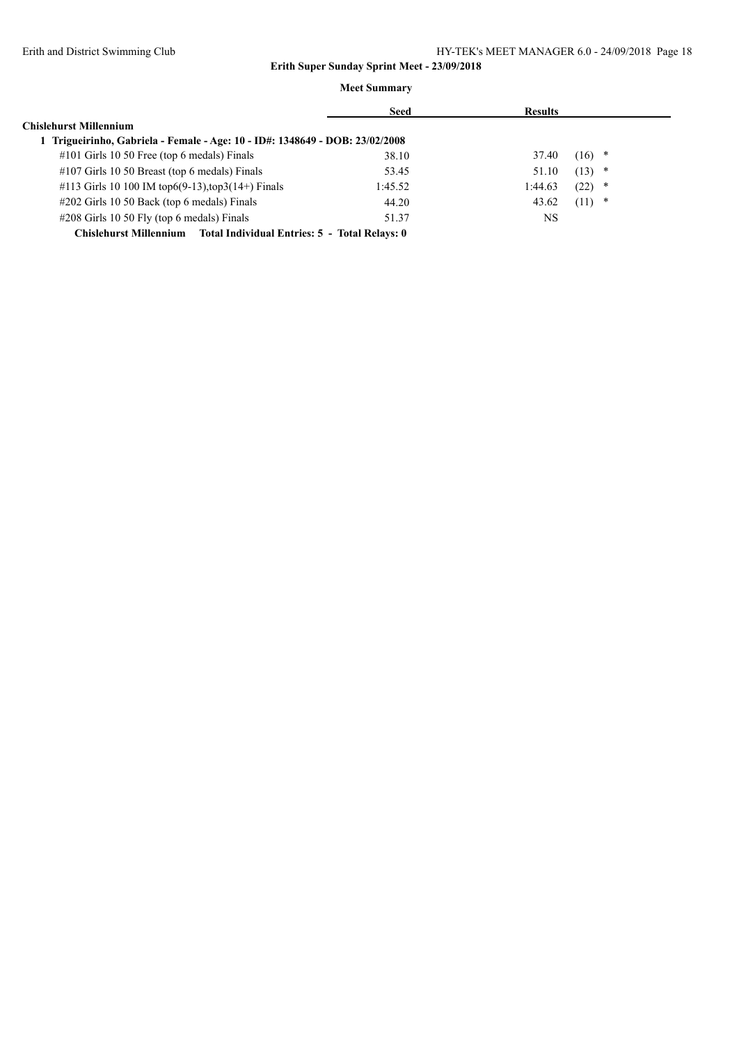**Erith Super Sunday Sprint Meet - 23/09/2018**

**Meet Summary**

| | Seed | Results | |
|---|---|---|---|
| **Chislehurst Millennium** | | | |
| **1 Trigueirinho, Gabriela - Female - Age: 10 - ID#: 1348649 - DOB: 23/02/2008** | | | |
| #101 Girls 10 50 Free (top 6 medals) Finals | 38.10 | 37.40 | (16) * |
| #107 Girls 10 50 Breast (top 6 medals) Finals | 53.45 | 51.10 | (13) * |
| #113 Girls 10 100 IM top6(9-13),top3(14+) Finals | 1:45.52 | 1:44.63 | (22) * |
| #202 Girls 10 50 Back (top 6 medals) Finals | 44.20 | 43.62 | (11) * |
| #208 Girls 10 50 Fly (top 6 medals) Finals | 51.37 | NS | |
| **Chislehurst Millennium Total Individual Entries: 5 - Total Relays: 0** | | | |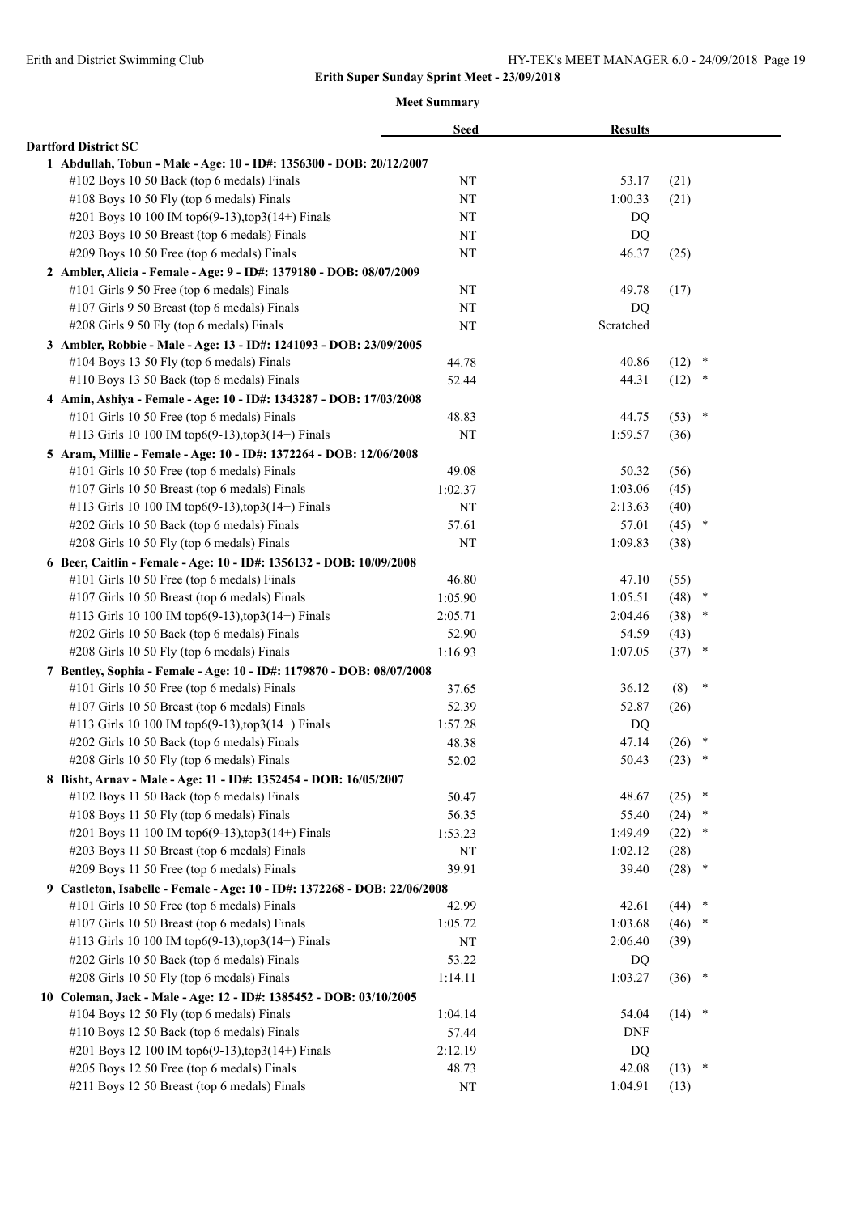## Erith Super Sunday Sprint Meet - 23/09/2018

### Meet Summary

| | Seed | Results | |
|---|---|---|---|
| **Dartford District SC** | | | |
| **1 Abdullah, Tobun - Male - Age: 10 - ID#: 1356300 - DOB: 20/12/2007** | | | |
| #102 Boys 10 50 Back (top 6 medals) Finals | NT | 53.17 | (21) |
| #108 Boys 10 50 Fly (top 6 medals) Finals | NT | 1:00.33 | (21) |
| #201 Boys 10 100 IM top6(9-13),top3(14+) Finals | NT | DQ | |
| #203 Boys 10 50 Breast (top 6 medals) Finals | NT | DQ | |
| #209 Boys 10 50 Free (top 6 medals) Finals | NT | 46.37 | (25) |
| **2 Ambler, Alicia - Female - Age: 9 - ID#: 1379180 - DOB: 08/07/2009** | | | |
| #101 Girls 9 50 Free (top 6 medals) Finals | NT | 49.78 | (17) |
| #107 Girls 9 50 Breast (top 6 medals) Finals | NT | DQ | |
| #208 Girls 9 50 Fly (top 6 medals) Finals | NT | Scratched | |
| **3 Ambler, Robbie - Male - Age: 13 - ID#: 1241093 - DOB: 23/09/2005** | | | |
| #104 Boys 13 50 Fly (top 6 medals) Finals | 44.78 | 40.86 | (12) * |
| #110 Boys 13 50 Back (top 6 medals) Finals | 52.44 | 44.31 | (12) * |
| **4 Amin, Ashiya - Female - Age: 10 - ID#: 1343287 - DOB: 17/03/2008** | | | |
| #101 Girls 10 50 Free (top 6 medals) Finals | 48.83 | 44.75 | (53) * |
| #113 Girls 10 100 IM top6(9-13),top3(14+) Finals | NT | 1:59.57 | (36) |
| **5 Aram, Millie - Female - Age: 10 - ID#: 1372264 - DOB: 12/06/2008** | | | |
| #101 Girls 10 50 Free (top 6 medals) Finals | 49.08 | 50.32 | (56) |
| #107 Girls 10 50 Breast (top 6 medals) Finals | 1:02.37 | 1:03.06 | (45) |
| #113 Girls 10 100 IM top6(9-13),top3(14+) Finals | NT | 2:13.63 | (40) |
| #202 Girls 10 50 Back (top 6 medals) Finals | 57.61 | 57.01 | (45) * |
| #208 Girls 10 50 Fly (top 6 medals) Finals | NT | 1:09.83 | (38) |
| **6 Beer, Caitlin - Female - Age: 10 - ID#: 1356132 - DOB: 10/09/2008** | | | |
| #101 Girls 10 50 Free (top 6 medals) Finals | 46.80 | 47.10 | (55) |
| #107 Girls 10 50 Breast (top 6 medals) Finals | 1:05.90 | 1:05.51 | (48) * |
| #113 Girls 10 100 IM top6(9-13),top3(14+) Finals | 2:05.71 | 2:04.46 | (38) * |
| #202 Girls 10 50 Back (top 6 medals) Finals | 52.90 | 54.59 | (43) |
| #208 Girls 10 50 Fly (top 6 medals) Finals | 1:16.93 | 1:07.05 | (37) * |
| **7 Bentley, Sophia - Female - Age: 10 - ID#: 1179870 - DOB: 08/07/2008** | | | |
| #101 Girls 10 50 Free (top 6 medals) Finals | 37.65 | 36.12 | (8) * |
| #107 Girls 10 50 Breast (top 6 medals) Finals | 52.39 | 52.87 | (26) |
| #113 Girls 10 100 IM top6(9-13),top3(14+) Finals | 1:57.28 | DQ | |
| #202 Girls 10 50 Back (top 6 medals) Finals | 48.38 | 47.14 | (26) * |
| #208 Girls 10 50 Fly (top 6 medals) Finals | 52.02 | 50.43 | (23) * |
| **8 Bisht, Arnav - Male - Age: 11 - ID#: 1352454 - DOB: 16/05/2007** | | | |
| #102 Boys 11 50 Back (top 6 medals) Finals | 50.47 | 48.67 | (25) * |
| #108 Boys 11 50 Fly (top 6 medals) Finals | 56.35 | 55.40 | (24) * |
| #201 Boys 11 100 IM top6(9-13),top3(14+) Finals | 1:53.23 | 1:49.49 | (22) * |
| #203 Boys 11 50 Breast (top 6 medals) Finals | NT | 1:02.12 | (28) |
| #209 Boys 11 50 Free (top 6 medals) Finals | 39.91 | 39.40 | (28) * |
| **9 Castleton, Isabelle - Female - Age: 10 - ID#: 1372268 - DOB: 22/06/2008** | | | |
| #101 Girls 10 50 Free (top 6 medals) Finals | 42.99 | 42.61 | (44) * |
| #107 Girls 10 50 Breast (top 6 medals) Finals | 1:05.72 | 1:03.68 | (46) * |
| #113 Girls 10 100 IM top6(9-13),top3(14+) Finals | NT | 2:06.40 | (39) |
| #202 Girls 10 50 Back (top 6 medals) Finals | 53.22 | DQ | |
| #208 Girls 10 50 Fly (top 6 medals) Finals | 1:14.11 | 1:03.27 | (36) * |
| **10 Coleman, Jack - Male - Age: 12 - ID#: 1385452 - DOB: 03/10/2005** | | | |
| #104 Boys 12 50 Fly (top 6 medals) Finals | 1:04.14 | 54.04 | (14) * |
| #110 Boys 12 50 Back (top 6 medals) Finals | 57.44 | DNF | |
| #201 Boys 12 100 IM top6(9-13),top3(14+) Finals | 2:12.19 | DQ | |
| #205 Boys 12 50 Free (top 6 medals) Finals | 48.73 | 42.08 | (13) * |
| #211 Boys 12 50 Breast (top 6 medals) Finals | NT | 1:04.91 | (13) |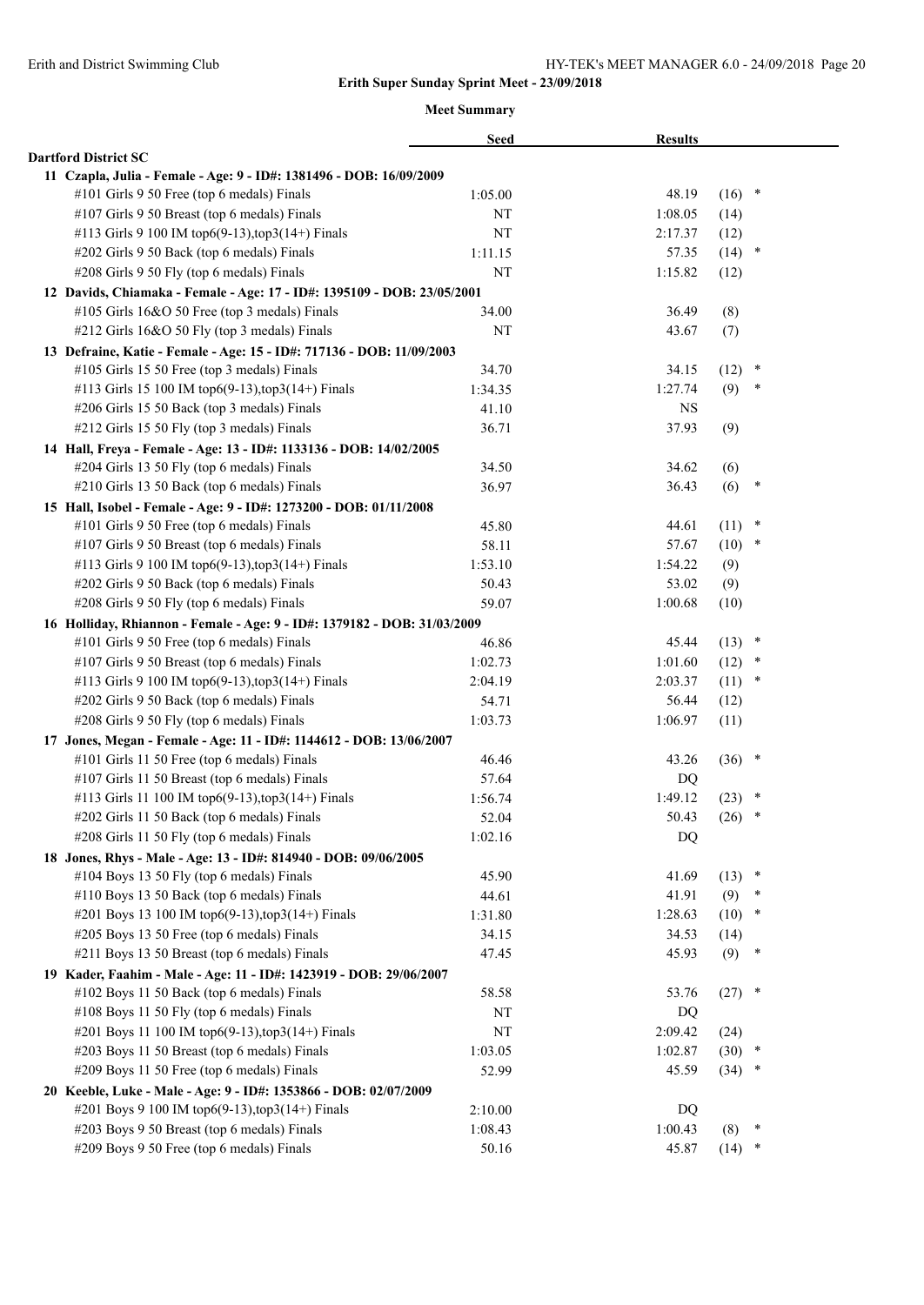# Erith Super Sunday Sprint Meet - 23/09/2018

## Meet Summary

| | Seed | Results | | |
|---|---|---|---|---|
| **Dartford District SC** | | | | |
| **11 Czapla, Julia - Female - Age: 9 - ID#: 1381496 - DOB: 16/09/2009** | | | | |
| #101 Girls 9 50 Free (top 6 medals) Finals | 1:05.00 | 48.19 | (16) | * |
| #107 Girls 9 50 Breast (top 6 medals) Finals | NT | 1:08.05 | (14) | |
| #113 Girls 9 100 IM top6(9-13),top3(14+) Finals | NT | 2:17.37 | (12) | |
| #202 Girls 9 50 Back (top 6 medals) Finals | 1:11.15 | 57.35 | (14) | * |
| #208 Girls 9 50 Fly (top 6 medals) Finals | NT | 1:15.82 | (12) | |
| **12 Davids, Chiamaka - Female - Age: 17 - ID#: 1395109 - DOB: 23/05/2001** | | | | |
| #105 Girls 16&O 50 Free (top 3 medals) Finals | 34.00 | 36.49 | (8) | |
| #212 Girls 16&O 50 Fly (top 3 medals) Finals | NT | 43.67 | (7) | |
| **13 Defraine, Katie - Female - Age: 15 - ID#: 717136 - DOB: 11/09/2003** | | | | |
| #105 Girls 15 50 Free (top 3 medals) Finals | 34.70 | 34.15 | (12) | * |
| #113 Girls 15 100 IM top6(9-13),top3(14+) Finals | 1:34.35 | 1:27.74 | (9) | * |
| #206 Girls 15 50 Back (top 3 medals) Finals | 41.10 | NS | | |
| #212 Girls 15 50 Fly (top 3 medals) Finals | 36.71 | 37.93 | (9) | |
| **14 Hall, Freya - Female - Age: 13 - ID#: 1133136 - DOB: 14/02/2005** | | | | |
| #204 Girls 13 50 Fly (top 6 medals) Finals | 34.50 | 34.62 | (6) | |
| #210 Girls 13 50 Back (top 6 medals) Finals | 36.97 | 36.43 | (6) | * |
| **15 Hall, Isobel - Female - Age: 9 - ID#: 1273200 - DOB: 01/11/2008** | | | | |
| #101 Girls 9 50 Free (top 6 medals) Finals | 45.80 | 44.61 | (11) | * |
| #107 Girls 9 50 Breast (top 6 medals) Finals | 58.11 | 57.67 | (10) | * |
| #113 Girls 9 100 IM top6(9-13),top3(14+) Finals | 1:53.10 | 1:54.22 | (9) | |
| #202 Girls 9 50 Back (top 6 medals) Finals | 50.43 | 53.02 | (9) | |
| #208 Girls 9 50 Fly (top 6 medals) Finals | 59.07 | 1:00.68 | (10) | |
| **16 Holliday, Rhiannon - Female - Age: 9 - ID#: 1379182 - DOB: 31/03/2009** | | | | |
| #101 Girls 9 50 Free (top 6 medals) Finals | 46.86 | 45.44 | (13) | * |
| #107 Girls 9 50 Breast (top 6 medals) Finals | 1:02.73 | 1:01.60 | (12) | * |
| #113 Girls 9 100 IM top6(9-13),top3(14+) Finals | 2:04.19 | 2:03.37 | (11) | * |
| #202 Girls 9 50 Back (top 6 medals) Finals | 54.71 | 56.44 | (12) | |
| #208 Girls 9 50 Fly (top 6 medals) Finals | 1:03.73 | 1:06.97 | (11) | |
| **17 Jones, Megan - Female - Age: 11 - ID#: 1144612 - DOB: 13/06/2007** | | | | |
| #101 Girls 11 50 Free (top 6 medals) Finals | 46.46 | 43.26 | (36) | * |
| #107 Girls 11 50 Breast (top 6 medals) Finals | 57.64 | DQ | | |
| #113 Girls 11 100 IM top6(9-13),top3(14+) Finals | 1:56.74 | 1:49.12 | (23) | * |
| #202 Girls 11 50 Back (top 6 medals) Finals | 52.04 | 50.43 | (26) | * |
| #208 Girls 11 50 Fly (top 6 medals) Finals | 1:02.16 | DQ | | |
| **18 Jones, Rhys - Male - Age: 13 - ID#: 814940 - DOB: 09/06/2005** | | | | |
| #104 Boys 13 50 Fly (top 6 medals) Finals | 45.90 | 41.69 | (13) | * |
| #110 Boys 13 50 Back (top 6 medals) Finals | 44.61 | 41.91 | (9) | * |
| #201 Boys 13 100 IM top6(9-13),top3(14+) Finals | 1:31.80 | 1:28.63 | (10) | * |
| #205 Boys 13 50 Free (top 6 medals) Finals | 34.15 | 34.53 | (14) | |
| #211 Boys 13 50 Breast (top 6 medals) Finals | 47.45 | 45.93 | (9) | * |
| **19 Kader, Faahim - Male - Age: 11 - ID#: 1423919 - DOB: 29/06/2007** | | | | |
| #102 Boys 11 50 Back (top 6 medals) Finals | 58.58 | 53.76 | (27) | * |
| #108 Boys 11 50 Fly (top 6 medals) Finals | NT | DQ | | |
| #201 Boys 11 100 IM top6(9-13),top3(14+) Finals | NT | 2:09.42 | (24) | |
| #203 Boys 11 50 Breast (top 6 medals) Finals | 1:03.05 | 1:02.87 | (30) | * |
| #209 Boys 11 50 Free (top 6 medals) Finals | 52.99 | 45.59 | (34) | * |
| **20 Keeble, Luke - Male - Age: 9 - ID#: 1353866 - DOB: 02/07/2009** | | | | |
| #201 Boys 9 100 IM top6(9-13),top3(14+) Finals | 2:10.00 | DQ | | |
| #203 Boys 9 50 Breast (top 6 medals) Finals | 1:08.43 | 1:00.43 | (8) | * |
| #209 Boys 9 50 Free (top 6 medals) Finals | 50.16 | 45.87 | (14) | * |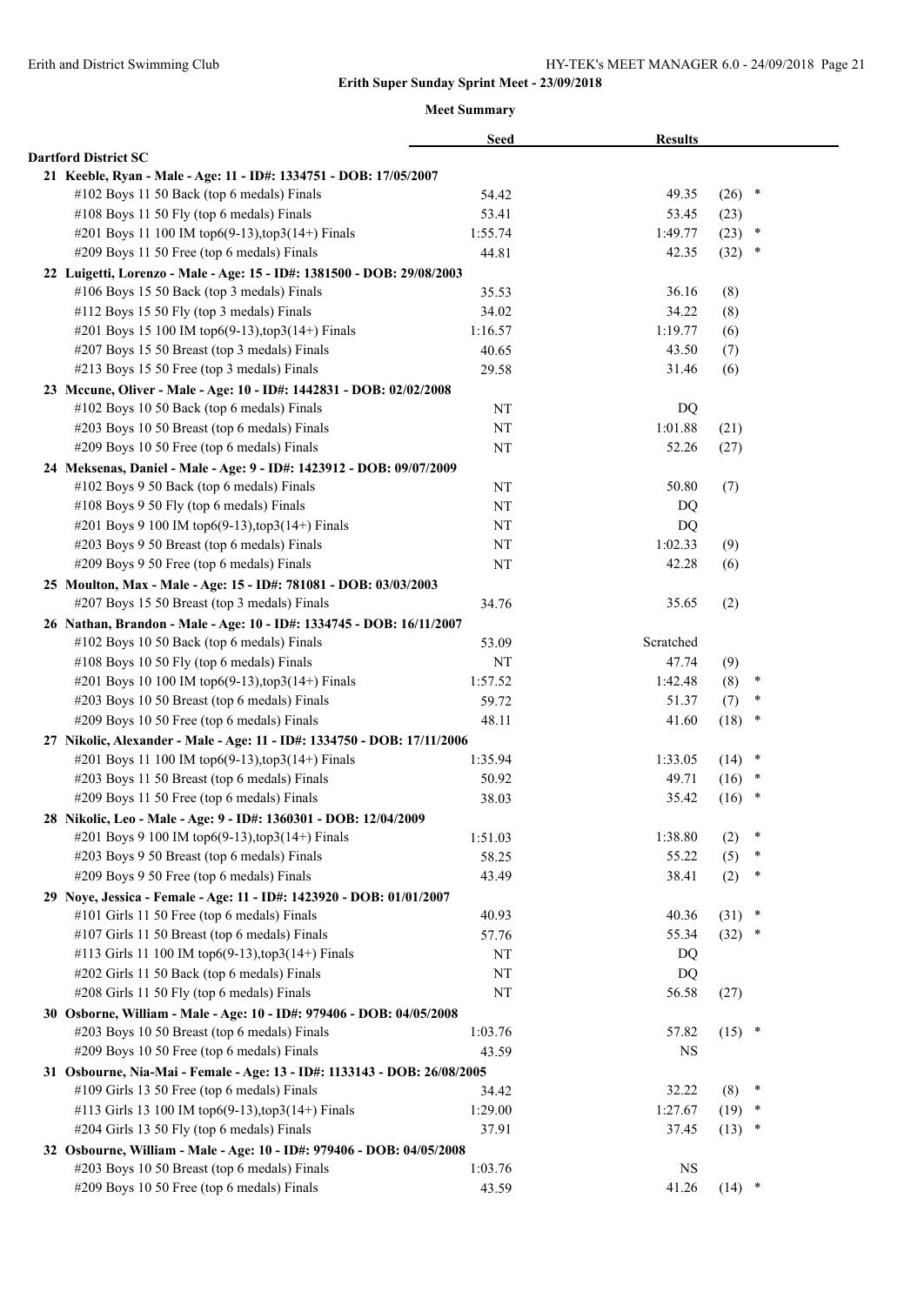**Erith Super Sunday Sprint Meet - 23/09/2018**

**Meet Summary**

| | Seed | Results | | |
|---|---|---|---|---|
| **Dartford District SC** | | | | |
| **21 Keeble, Ryan - Male - Age: 11 - ID#: 1334751 - DOB: 17/05/2007** | | | | |
| #102 Boys 11 50 Back (top 6 medals) Finals | 54.42 | 49.35 | (26) | * |
| #108 Boys 11 50 Fly (top 6 medals) Finals | 53.41 | 53.45 | (23) | |
| #201 Boys 11 100 IM top6(9-13),top3(14+) Finals | 1:55.74 | 1:49.77 | (23) | * |
| #209 Boys 11 50 Free (top 6 medals) Finals | 44.81 | 42.35 | (32) | * |
| **22 Luigetti, Lorenzo - Male - Age: 15 - ID#: 1381500 - DOB: 29/08/2003** | | | | |
| #106 Boys 15 50 Back (top 3 medals) Finals | 35.53 | 36.16 | (8) | |
| #112 Boys 15 50 Fly (top 3 medals) Finals | 34.02 | 34.22 | (8) | |
| #201 Boys 15 100 IM top6(9-13),top3(14+) Finals | 1:16.57 | 1:19.77 | (6) | |
| #207 Boys 15 50 Breast (top 3 medals) Finals | 40.65 | 43.50 | (7) | |
| #213 Boys 15 50 Free (top 3 medals) Finals | 29.58 | 31.46 | (6) | |
| **23 Mccune, Oliver - Male - Age: 10 - ID#: 1442831 - DOB: 02/02/2008** | | | | |
| #102 Boys 10 50 Back (top 6 medals) Finals | NT | DQ | | |
| #203 Boys 10 50 Breast (top 6 medals) Finals | NT | 1:01.88 | (21) | |
| #209 Boys 10 50 Free (top 6 medals) Finals | NT | 52.26 | (27) | |
| **24 Meksenas, Daniel - Male - Age: 9 - ID#: 1423912 - DOB: 09/07/2009** | | | | |
| #102 Boys 9 50 Back (top 6 medals) Finals | NT | 50.80 | (7) | |
| #108 Boys 9 50 Fly (top 6 medals) Finals | NT | DQ | | |
| #201 Boys 9 100 IM top6(9-13),top3(14+) Finals | NT | DQ | | |
| #203 Boys 9 50 Breast (top 6 medals) Finals | NT | 1:02.33 | (9) | |
| #209 Boys 9 50 Free (top 6 medals) Finals | NT | 42.28 | (6) | |
| **25 Moulton, Max - Male - Age: 15 - ID#: 781081 - DOB: 03/03/2003** | | | | |
| #207 Boys 15 50 Breast (top 3 medals) Finals | 34.76 | 35.65 | (2) | |
| **26 Nathan, Brandon - Male - Age: 10 - ID#: 1334745 - DOB: 16/11/2007** | | | | |
| #102 Boys 10 50 Back (top 6 medals) Finals | 53.09 | Scratched | | |
| #108 Boys 10 50 Fly (top 6 medals) Finals | NT | 47.74 | (9) | |
| #201 Boys 10 100 IM top6(9-13),top3(14+) Finals | 1:57.52 | 1:42.48 | (8) | * |
| #203 Boys 10 50 Breast (top 6 medals) Finals | 59.72 | 51.37 | (7) | * |
| #209 Boys 10 50 Free (top 6 medals) Finals | 48.11 | 41.60 | (18) | * |
| **27 Nikolic, Alexander - Male - Age: 11 - ID#: 1334750 - DOB: 17/11/2006** | | | | |
| #201 Boys 11 100 IM top6(9-13),top3(14+) Finals | 1:35.94 | 1:33.05 | (14) | * |
| #203 Boys 11 50 Breast (top 6 medals) Finals | 50.92 | 49.71 | (16) | * |
| #209 Boys 11 50 Free (top 6 medals) Finals | 38.03 | 35.42 | (16) | * |
| **28 Nikolic, Leo - Male - Age: 9 - ID#: 1360301 - DOB: 12/04/2009** | | | | |
| #201 Boys 9 100 IM top6(9-13),top3(14+) Finals | 1:51.03 | 1:38.80 | (2) | * |
| #203 Boys 9 50 Breast (top 6 medals) Finals | 58.25 | 55.22 | (5) | * |
| #209 Boys 9 50 Free (top 6 medals) Finals | 43.49 | 38.41 | (2) | * |
| **29 Noye, Jessica - Female - Age: 11 - ID#: 1423920 - DOB: 01/01/2007** | | | | |
| #101 Girls 11 50 Free (top 6 medals) Finals | 40.93 | 40.36 | (31) | * |
| #107 Girls 11 50 Breast (top 6 medals) Finals | 57.76 | 55.34 | (32) | * |
| #113 Girls 11 100 IM top6(9-13),top3(14+) Finals | NT | DQ | | |
| #202 Girls 11 50 Back (top 6 medals) Finals | NT | DQ | | |
| #208 Girls 11 50 Fly (top 6 medals) Finals | NT | 56.58 | (27) | |
| **30 Osborne, William - Male - Age: 10 - ID#: 979406 - DOB: 04/05/2008** | | | | |
| #203 Boys 10 50 Breast (top 6 medals) Finals | 1:03.76 | 57.82 | (15) | * |
| #209 Boys 10 50 Free (top 6 medals) Finals | 43.59 | NS | | |
| **31 Osbourne, Nia-Mai - Female - Age: 13 - ID#: 1133143 - DOB: 26/08/2005** | | | | |
| #109 Girls 13 50 Free (top 6 medals) Finals | 34.42 | 32.22 | (8) | * |
| #113 Girls 13 100 IM top6(9-13),top3(14+) Finals | 1:29.00 | 1:27.67 | (19) | * |
| #204 Girls 13 50 Fly (top 6 medals) Finals | 37.91 | 37.45 | (13) | * |
| **32 Osbourne, William - Male - Age: 10 - ID#: 979406 - DOB: 04/05/2008** | | | | |
| #203 Boys 10 50 Breast (top 6 medals) Finals | 1:03.76 | NS | | |
| #209 Boys 10 50 Free (top 6 medals) Finals | 43.59 | 41.26 | (14) | * |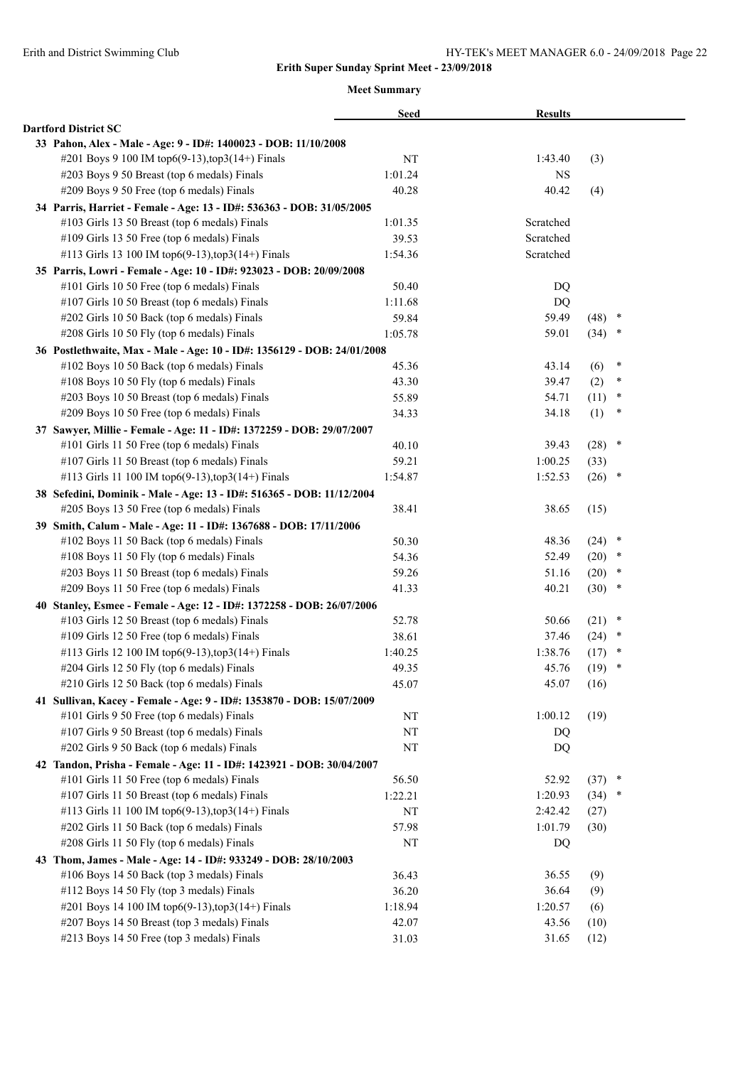# Erith Super Sunday Sprint Meet - 23/09/2018

## Meet Summary

| | Seed | Results | | |
|---|---|---|---|---|
| **Dartford District SC** | | | | |
| **33 Pahon, Alex - Male - Age: 9 - ID#: 1400023 - DOB: 11/10/2008** | | | | |
| #201 Boys 9 100 IM top6(9-13),top3(14+) Finals | NT | 1:43.40 | (3) | |
| #203 Boys 9 50 Breast (top 6 medals) Finals | 1:01.24 | NS | | |
| #209 Boys 9 50 Free (top 6 medals) Finals | 40.28 | 40.42 | (4) | |
| **34 Parris, Harriet - Female - Age: 13 - ID#: 536363 - DOB: 31/05/2005** | | | | |
| #103 Girls 13 50 Breast (top 6 medals) Finals | 1:01.35 | Scratched | | |
| #109 Girls 13 50 Free (top 6 medals) Finals | 39.53 | Scratched | | |
| #113 Girls 13 100 IM top6(9-13),top3(14+) Finals | 1:54.36 | Scratched | | |
| **35 Parris, Lowri - Female - Age: 10 - ID#: 923023 - DOB: 20/09/2008** | | | | |
| #101 Girls 10 50 Free (top 6 medals) Finals | 50.40 | DQ | | |
| #107 Girls 10 50 Breast (top 6 medals) Finals | 1:11.68 | DQ | | |
| #202 Girls 10 50 Back (top 6 medals) Finals | 59.84 | 59.49 | (48) | * |
| #208 Girls 10 50 Fly (top 6 medals) Finals | 1:05.78 | 59.01 | (34) | * |
| **36 Postlethwaite, Max - Male - Age: 10 - ID#: 1356129 - DOB: 24/01/2008** | | | | |
| #102 Boys 10 50 Back (top 6 medals) Finals | 45.36 | 43.14 | (6) | * |
| #108 Boys 10 50 Fly (top 6 medals) Finals | 43.30 | 39.47 | (2) | * |
| #203 Boys 10 50 Breast (top 6 medals) Finals | 55.89 | 54.71 | (11) | * |
| #209 Boys 10 50 Free (top 6 medals) Finals | 34.33 | 34.18 | (1) | * |
| **37 Sawyer, Millie - Female - Age: 11 - ID#: 1372259 - DOB: 29/07/2007** | | | | |
| #101 Girls 11 50 Free (top 6 medals) Finals | 40.10 | 39.43 | (28) | * |
| #107 Girls 11 50 Breast (top 6 medals) Finals | 59.21 | 1:00.25 | (33) | |
| #113 Girls 11 100 IM top6(9-13),top3(14+) Finals | 1:54.87 | 1:52.53 | (26) | * |
| **38 Sefedini, Dominik - Male - Age: 13 - ID#: 516365 - DOB: 11/12/2004** | | | | |
| #205 Boys 13 50 Free (top 6 medals) Finals | 38.41 | 38.65 | (15) | |
| **39 Smith, Calum - Male - Age: 11 - ID#: 1367688 - DOB: 17/11/2006** | | | | |
| #102 Boys 11 50 Back (top 6 medals) Finals | 50.30 | 48.36 | (24) | * |
| #108 Boys 11 50 Fly (top 6 medals) Finals | 54.36 | 52.49 | (20) | * |
| #203 Boys 11 50 Breast (top 6 medals) Finals | 59.26 | 51.16 | (20) | * |
| #209 Boys 11 50 Free (top 6 medals) Finals | 41.33 | 40.21 | (30) | * |
| **40 Stanley, Esmee - Female - Age: 12 - ID#: 1372258 - DOB: 26/07/2006** | | | | |
| #103 Girls 12 50 Breast (top 6 medals) Finals | 52.78 | 50.66 | (21) | * |
| #109 Girls 12 50 Free (top 6 medals) Finals | 38.61 | 37.46 | (24) | * |
| #113 Girls 12 100 IM top6(9-13),top3(14+) Finals | 1:40.25 | 1:38.76 | (17) | * |
| #204 Girls 12 50 Fly (top 6 medals) Finals | 49.35 | 45.76 | (19) | * |
| #210 Girls 12 50 Back (top 6 medals) Finals | 45.07 | 45.07 | (16) | |
| **41 Sullivan, Kacey - Female - Age: 9 - ID#: 1353870 - DOB: 15/07/2009** | | | | |
| #101 Girls 9 50 Free (top 6 medals) Finals | NT | 1:00.12 | (19) | |
| #107 Girls 9 50 Breast (top 6 medals) Finals | NT | DQ | | |
| #202 Girls 9 50 Back (top 6 medals) Finals | NT | DQ | | |
| **42 Tandon, Prisha - Female - Age: 11 - ID#: 1423921 - DOB: 30/04/2007** | | | | |
| #101 Girls 11 50 Free (top 6 medals) Finals | 56.50 | 52.92 | (37) | * |
| #107 Girls 11 50 Breast (top 6 medals) Finals | 1:22.21 | 1:20.93 | (34) | * |
| #113 Girls 11 100 IM top6(9-13),top3(14+) Finals | NT | 2:42.42 | (27) | |
| #202 Girls 11 50 Back (top 6 medals) Finals | 57.98 | 1:01.79 | (30) | |
| #208 Girls 11 50 Fly (top 6 medals) Finals | NT | DQ | | |
| **43 Thom, James - Male - Age: 14 - ID#: 933249 - DOB: 28/10/2003** | | | | |
| #106 Boys 14 50 Back (top 3 medals) Finals | 36.43 | 36.55 | (9) | |
| #112 Boys 14 50 Fly (top 3 medals) Finals | 36.20 | 36.64 | (9) | |
| #201 Boys 14 100 IM top6(9-13),top3(14+) Finals | 1:18.94 | 1:20.57 | (6) | |
| #207 Boys 14 50 Breast (top 3 medals) Finals | 42.07 | 43.56 | (10) | |
| #213 Boys 14 50 Free (top 3 medals) Finals | 31.03 | 31.65 | (12) | |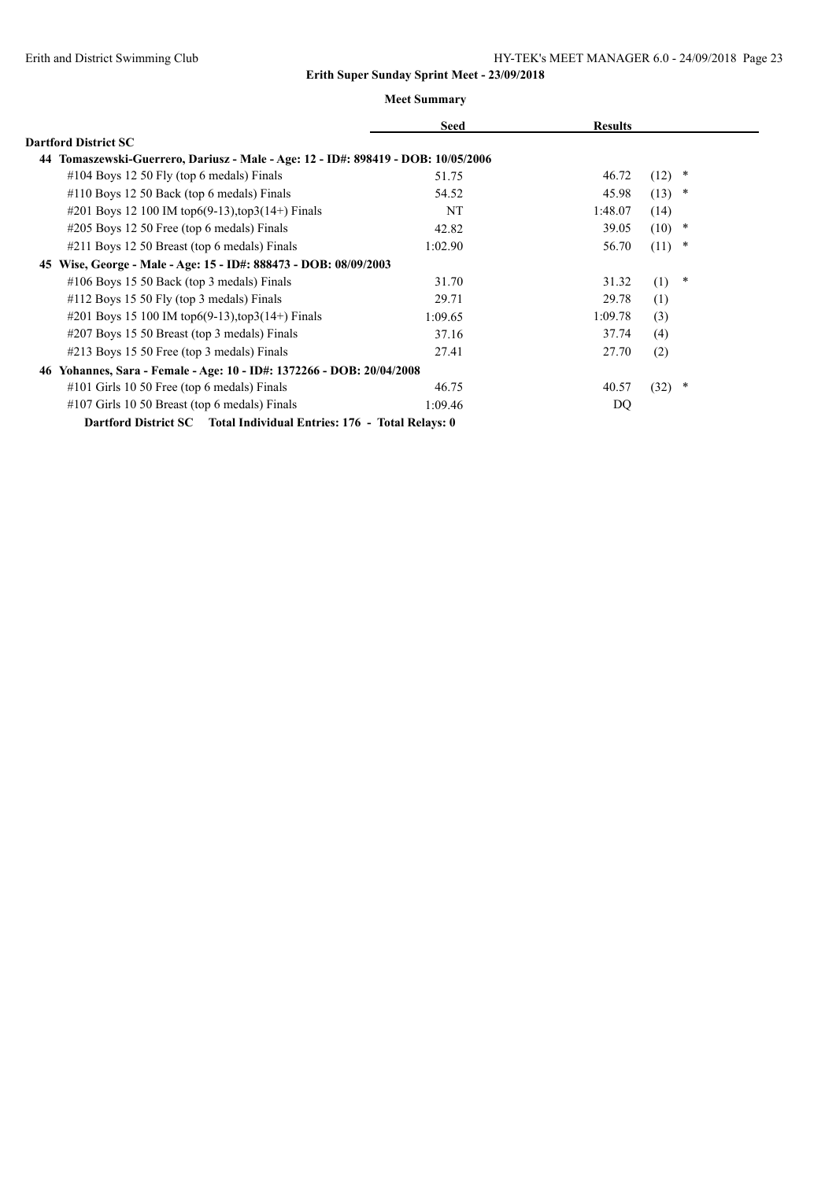**Erith Super Sunday Sprint Meet - 23/09/2018**

**Meet Summary**

| | Seed | Results | |
|---|---|---|---|
| **Dartford District SC** | | | |
| **44 Tomaszewski-Guerrero, Dariusz - Male - Age: 12 - ID#: 898419 - DOB: 10/05/2006** | | | |
| #104 Boys 12 50 Fly (top 6 medals) Finals | 51.75 | 46.72 | (12) * |
| #110 Boys 12 50 Back (top 6 medals) Finals | 54.52 | 45.98 | (13) * |
| #201 Boys 12 100 IM top6(9-13),top3(14+) Finals | NT | 1:48.07 | (14) |
| #205 Boys 12 50 Free (top 6 medals) Finals | 42.82 | 39.05 | (10) * |
| #211 Boys 12 50 Breast (top 6 medals) Finals | 1:02.90 | 56.70 | (11) * |
| **45 Wise, George - Male - Age: 15 - ID#: 888473 - DOB: 08/09/2003** | | | |
| #106 Boys 15 50 Back (top 3 medals) Finals | 31.70 | 31.32 | (1) * |
| #112 Boys 15 50 Fly (top 3 medals) Finals | 29.71 | 29.78 | (1) |
| #201 Boys 15 100 IM top6(9-13),top3(14+) Finals | 1:09.65 | 1:09.78 | (3) |
| #207 Boys 15 50 Breast (top 3 medals) Finals | 37.16 | 37.74 | (4) |
| #213 Boys 15 50 Free (top 3 medals) Finals | 27.41 | 27.70 | (2) |
| **46 Yohannes, Sara - Female - Age: 10 - ID#: 1372266 - DOB: 20/04/2008** | | | |
| #101 Girls 10 50 Free (top 6 medals) Finals | 46.75 | 40.57 | (32) * |
| #107 Girls 10 50 Breast (top 6 medals) Finals | 1:09.46 | DQ | |

**Dartford District SC Total Individual Entries: 176 - Total Relays: 0**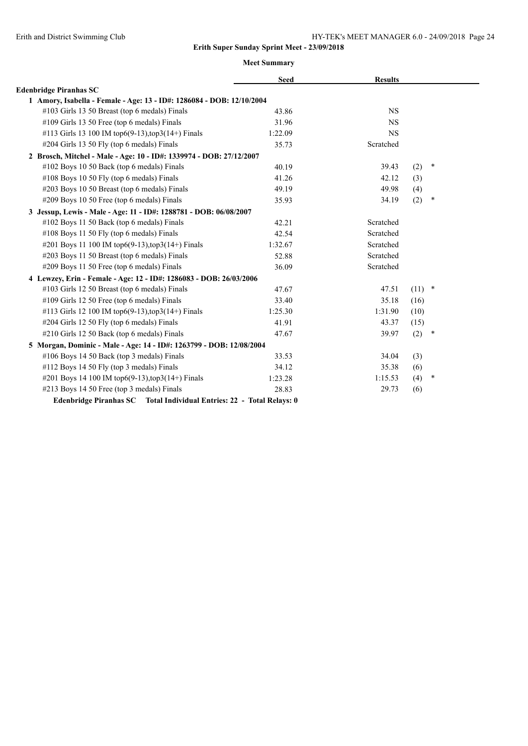**Erith Super Sunday Sprint Meet - 23/09/2018**

**Meet Summary**

| | Seed | Results | | |
|---|---|---|---|---|
| **Edenbridge Piranhas SC** | | | | |
| **1 Amory, Isabella - Female - Age: 13 - ID#: 1286084 - DOB: 12/10/2004** | | | | |
| #103 Girls 13 50 Breast (top 6 medals) Finals | 43.86 | NS | | |
| #109 Girls 13 50 Free (top 6 medals) Finals | 31.96 | NS | | |
| #113 Girls 13 100 IM top6(9-13),top3(14+) Finals | 1:22.09 | NS | | |
| #204 Girls 13 50 Fly (top 6 medals) Finals | 35.73 | Scratched | | |
| **2 Brosch, Mitchel - Male - Age: 10 - ID#: 1339974 - DOB: 27/12/2007** | | | | |
| #102 Boys 10 50 Back (top 6 medals) Finals | 40.19 | 39.43 | (2) | * |
| #108 Boys 10 50 Fly (top 6 medals) Finals | 41.26 | 42.12 | (3) | |
| #203 Boys 10 50 Breast (top 6 medals) Finals | 49.19 | 49.98 | (4) | |
| #209 Boys 10 50 Free (top 6 medals) Finals | 35.93 | 34.19 | (2) | * |
| **3 Jessup, Lewis - Male - Age: 11 - ID#: 1288781 - DOB: 06/08/2007** | | | | |
| #102 Boys 11 50 Back (top 6 medals) Finals | 42.21 | Scratched | | |
| #108 Boys 11 50 Fly (top 6 medals) Finals | 42.54 | Scratched | | |
| #201 Boys 11 100 IM top6(9-13),top3(14+) Finals | 1:32.67 | Scratched | | |
| #203 Boys 11 50 Breast (top 6 medals) Finals | 52.88 | Scratched | | |
| #209 Boys 11 50 Free (top 6 medals) Finals | 36.09 | Scratched | | |
| **4 Lewzey, Erin - Female - Age: 12 - ID#: 1286083 - DOB: 26/03/2006** | | | | |
| #103 Girls 12 50 Breast (top 6 medals) Finals | 47.67 | 47.51 | (11) | * |
| #109 Girls 12 50 Free (top 6 medals) Finals | 33.40 | 35.18 | (16) | |
| #113 Girls 12 100 IM top6(9-13),top3(14+) Finals | 1:25.30 | 1:31.90 | (10) | |
| #204 Girls 12 50 Fly (top 6 medals) Finals | 41.91 | 43.37 | (15) | |
| #210 Girls 12 50 Back (top 6 medals) Finals | 47.67 | 39.97 | (2) | * |
| **5 Morgan, Dominic - Male - Age: 14 - ID#: 1263799 - DOB: 12/08/2004** | | | | |
| #106 Boys 14 50 Back (top 3 medals) Finals | 33.53 | 34.04 | (3) | |
| #112 Boys 14 50 Fly (top 3 medals) Finals | 34.12 | 35.38 | (6) | |
| #201 Boys 14 100 IM top6(9-13),top3(14+) Finals | 1:23.28 | 1:15.53 | (4) | * |
| #213 Boys 14 50 Free (top 3 medals) Finals | 28.83 | 29.73 | (6) | |

**Edenbridge Piranhas SC Total Individual Entries: 22 - Total Relays: 0**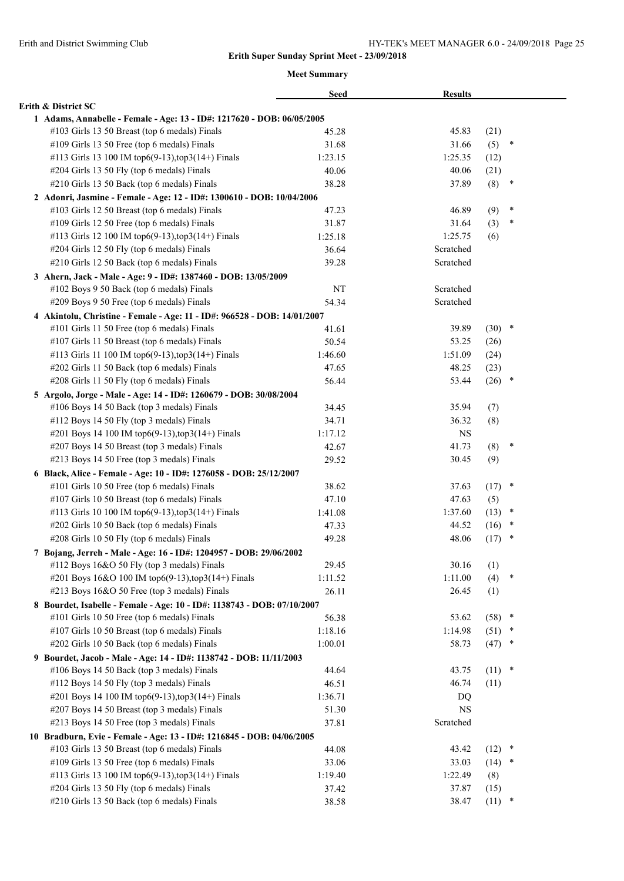**Erith Super Sunday Sprint Meet - 23/09/2018**

**Meet Summary**

| | Seed | Results | |
|---|---|---|---|
| **Erith & District SC** | | | |
| **1 Adams, Annabelle - Female - Age: 13 - ID#: 1217620 - DOB: 06/05/2005** | | | |
| #103 Girls 13 50 Breast (top 6 medals) Finals | 45.28 | 45.83 | (21) |
| #109 Girls 13 50 Free (top 6 medals) Finals | 31.68 | 31.66 | (5) * |
| #113 Girls 13 100 IM top6(9-13),top3(14+) Finals | 1:23.15 | 1:25.35 | (12) |
| #204 Girls 13 50 Fly (top 6 medals) Finals | 40.06 | 40.06 | (21) |
| #210 Girls 13 50 Back (top 6 medals) Finals | 38.28 | 37.89 | (8) * |
| **2 Adonri, Jasmine - Female - Age: 12 - ID#: 1300610 - DOB: 10/04/2006** | | | |
| #103 Girls 12 50 Breast (top 6 medals) Finals | 47.23 | 46.89 | (9) * |
| #109 Girls 12 50 Free (top 6 medals) Finals | 31.87 | 31.64 | (3) * |
| #113 Girls 12 100 IM top6(9-13),top3(14+) Finals | 1:25.18 | 1:25.75 | (6) |
| #204 Girls 12 50 Fly (top 6 medals) Finals | 36.64 | Scratched | |
| #210 Girls 12 50 Back (top 6 medals) Finals | 39.28 | Scratched | |
| **3 Ahern, Jack - Male - Age: 9 - ID#: 1387460 - DOB: 13/05/2009** | | | |
| #102 Boys 9 50 Back (top 6 medals) Finals | NT | Scratched | |
| #209 Boys 9 50 Free (top 6 medals) Finals | 54.34 | Scratched | |
| **4 Akintolu, Christine - Female - Age: 11 - ID#: 966528 - DOB: 14/01/2007** | | | |
| #101 Girls 11 50 Free (top 6 medals) Finals | 41.61 | 39.89 | (30) * |
| #107 Girls 11 50 Breast (top 6 medals) Finals | 50.54 | 53.25 | (26) |
| #113 Girls 11 100 IM top6(9-13),top3(14+) Finals | 1:46.60 | 1:51.09 | (24) |
| #202 Girls 11 50 Back (top 6 medals) Finals | 47.65 | 48.25 | (23) |
| #208 Girls 11 50 Fly (top 6 medals) Finals | 56.44 | 53.44 | (26) * |
| **5 Argolo, Jorge - Male - Age: 14 - ID#: 1260679 - DOB: 30/08/2004** | | | |
| #106 Boys 14 50 Back (top 3 medals) Finals | 34.45 | 35.94 | (7) |
| #112 Boys 14 50 Fly (top 3 medals) Finals | 34.71 | 36.32 | (8) |
| #201 Boys 14 100 IM top6(9-13),top3(14+) Finals | 1:17.12 | NS | |
| #207 Boys 14 50 Breast (top 3 medals) Finals | 42.67 | 41.73 | (8) * |
| #213 Boys 14 50 Free (top 3 medals) Finals | 29.52 | 30.45 | (9) |
| **6 Black, Alice - Female - Age: 10 - ID#: 1276058 - DOB: 25/12/2007** | | | |
| #101 Girls 10 50 Free (top 6 medals) Finals | 38.62 | 37.63 | (17) * |
| #107 Girls 10 50 Breast (top 6 medals) Finals | 47.10 | 47.63 | (5) |
| #113 Girls 10 100 IM top6(9-13),top3(14+) Finals | 1:41.08 | 1:37.60 | (13) * |
| #202 Girls 10 50 Back (top 6 medals) Finals | 47.33 | 44.52 | (16) * |
| #208 Girls 10 50 Fly (top 6 medals) Finals | 49.28 | 48.06 | (17) * |
| **7 Bojang, Jerreh - Male - Age: 16 - ID#: 1204957 - DOB: 29/06/2002** | | | |
| #112 Boys 16&O 50 Fly (top 3 medals) Finals | 29.45 | 30.16 | (1) |
| #201 Boys 16&O 100 IM top6(9-13),top3(14+) Finals | 1:11.52 | 1:11.00 | (4) * |
| #213 Boys 16&O 50 Free (top 3 medals) Finals | 26.11 | 26.45 | (1) |
| **8 Bourdet, Isabelle - Female - Age: 10 - ID#: 1138743 - DOB: 07/10/2007** | | | |
| #101 Girls 10 50 Free (top 6 medals) Finals | 56.38 | 53.62 | (58) * |
| #107 Girls 10 50 Breast (top 6 medals) Finals | 1:18.16 | 1:14.98 | (51) * |
| #202 Girls 10 50 Back (top 6 medals) Finals | 1:00.01 | 58.73 | (47) * |
| **9 Bourdet, Jacob - Male - Age: 14 - ID#: 1138742 - DOB: 11/11/2003** | | | |
| #106 Boys 14 50 Back (top 3 medals) Finals | 44.64 | 43.75 | (11) * |
| #112 Boys 14 50 Fly (top 3 medals) Finals | 46.51 | 46.74 | (11) |
| #201 Boys 14 100 IM top6(9-13),top3(14+) Finals | 1:36.71 | DQ | |
| #207 Boys 14 50 Breast (top 3 medals) Finals | 51.30 | NS | |
| #213 Boys 14 50 Free (top 3 medals) Finals | 37.81 | Scratched | |
| **10 Bradburn, Evie - Female - Age: 13 - ID#: 1216845 - DOB: 04/06/2005** | | | |
| #103 Girls 13 50 Breast (top 6 medals) Finals | 44.08 | 43.42 | (12) * |
| #109 Girls 13 50 Free (top 6 medals) Finals | 33.06 | 33.03 | (14) * |
| #113 Girls 13 100 IM top6(9-13),top3(14+) Finals | 1:19.40 | 1:22.49 | (8) |
| #204 Girls 13 50 Fly (top 6 medals) Finals | 37.42 | 37.87 | (15) |
| #210 Girls 13 50 Back (top 6 medals) Finals | 38.58 | 38.47 | (11) * |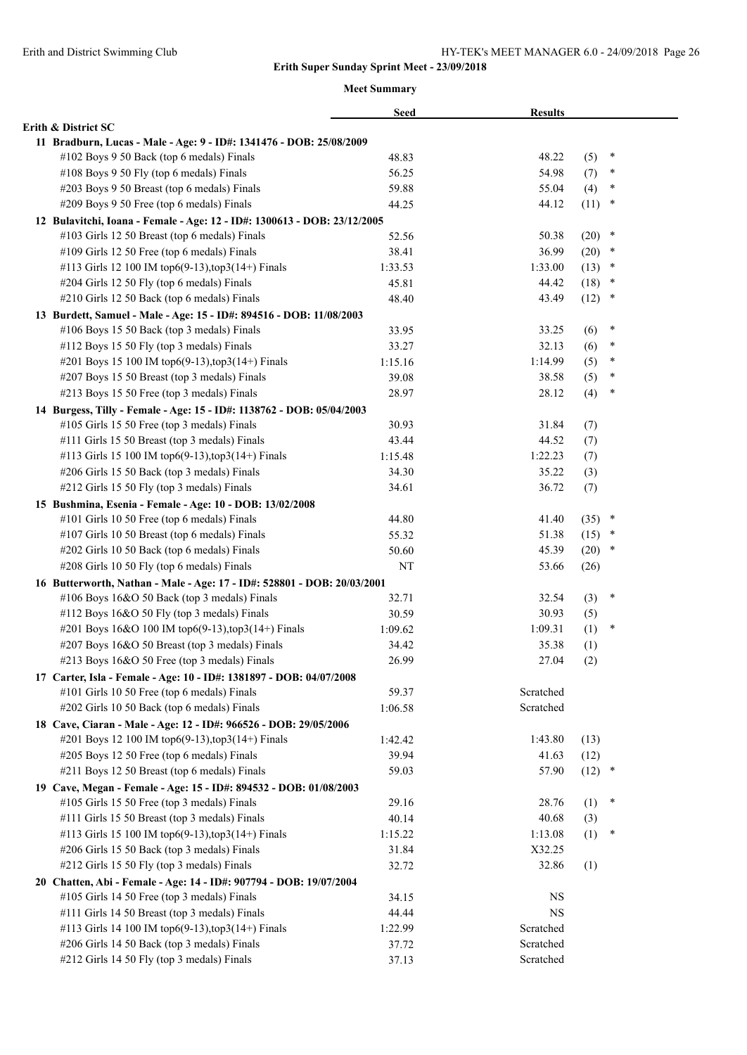## Erith Super Sunday Sprint Meet - 23/09/2018

### Meet Summary

| | Seed | Results | | |
|---|---|---|---|---|
| **Erith & District SC** | | | | |
| **11 Bradburn, Lucas - Male - Age: 9 - ID#: 1341476 - DOB: 25/08/2009** | | | | |
| #102 Boys 9 50 Back (top 6 medals) Finals | 48.83 | 48.22 | (5) | * |
| #108 Boys 9 50 Fly (top 6 medals) Finals | 56.25 | 54.98 | (7) | * |
| #203 Boys 9 50 Breast (top 6 medals) Finals | 59.88 | 55.04 | (4) | * |
| #209 Boys 9 50 Free (top 6 medals) Finals | 44.25 | 44.12 | (11) | * |
| **12 Bulavitchi, Ioana - Female - Age: 12 - ID#: 1300613 - DOB: 23/12/2005** | | | | |
| #103 Girls 12 50 Breast (top 6 medals) Finals | 52.56 | 50.38 | (20) | * |
| #109 Girls 12 50 Free (top 6 medals) Finals | 38.41 | 36.99 | (20) | * |
| #113 Girls 12 100 IM top6(9-13),top3(14+) Finals | 1:33.53 | 1:33.00 | (13) | * |
| #204 Girls 12 50 Fly (top 6 medals) Finals | 45.81 | 44.42 | (18) | * |
| #210 Girls 12 50 Back (top 6 medals) Finals | 48.40 | 43.49 | (12) | * |
| **13 Burdett, Samuel - Male - Age: 15 - ID#: 894516 - DOB: 11/08/2003** | | | | |
| #106 Boys 15 50 Back (top 3 medals) Finals | 33.95 | 33.25 | (6) | * |
| #112 Boys 15 50 Fly (top 3 medals) Finals | 33.27 | 32.13 | (6) | * |
| #201 Boys 15 100 IM top6(9-13),top3(14+) Finals | 1:15.16 | 1:14.99 | (5) | * |
| #207 Boys 15 50 Breast (top 3 medals) Finals | 39.08 | 38.58 | (5) | * |
| #213 Boys 15 50 Free (top 3 medals) Finals | 28.97 | 28.12 | (4) | * |
| **14 Burgess, Tilly - Female - Age: 15 - ID#: 1138762 - DOB: 05/04/2003** | | | | |
| #105 Girls 15 50 Free (top 3 medals) Finals | 30.93 | 31.84 | (7) | |
| #111 Girls 15 50 Breast (top 3 medals) Finals | 43.44 | 44.52 | (7) | |
| #113 Girls 15 100 IM top6(9-13),top3(14+) Finals | 1:15.48 | 1:22.23 | (7) | |
| #206 Girls 15 50 Back (top 3 medals) Finals | 34.30 | 35.22 | (3) | |
| #212 Girls 15 50 Fly (top 3 medals) Finals | 34.61 | 36.72 | (7) | |
| **15 Bushmina, Esenia - Female - Age: 10 - DOB: 13/02/2008** | | | | |
| #101 Girls 10 50 Free (top 6 medals) Finals | 44.80 | 41.40 | (35) | * |
| #107 Girls 10 50 Breast (top 6 medals) Finals | 55.32 | 51.38 | (15) | * |
| #202 Girls 10 50 Back (top 6 medals) Finals | 50.60 | 45.39 | (20) | * |
| #208 Girls 10 50 Fly (top 6 medals) Finals | NT | 53.66 | (26) | |
| **16 Butterworth, Nathan - Male - Age: 17 - ID#: 528801 - DOB: 20/03/2001** | | | | |
| #106 Boys 16&O 50 Back (top 3 medals) Finals | 32.71 | 32.54 | (3) | * |
| #112 Boys 16&O 50 Fly (top 3 medals) Finals | 30.59 | 30.93 | (5) | |
| #201 Boys 16&O 100 IM top6(9-13),top3(14+) Finals | 1:09.62 | 1:09.31 | (1) | * |
| #207 Boys 16&O 50 Breast (top 3 medals) Finals | 34.42 | 35.38 | (1) | |
| #213 Boys 16&O 50 Free (top 3 medals) Finals | 26.99 | 27.04 | (2) | |
| **17 Carter, Isla - Female - Age: 10 - ID#: 1381897 - DOB: 04/07/2008** | | | | |
| #101 Girls 10 50 Free (top 6 medals) Finals | 59.37 | Scratched | | |
| #202 Girls 10 50 Back (top 6 medals) Finals | 1:06.58 | Scratched | | |
| **18 Cave, Ciaran - Male - Age: 12 - ID#: 966526 - DOB: 29/05/2006** | | | | |
| #201 Boys 12 100 IM top6(9-13),top3(14+) Finals | 1:42.42 | 1:43.80 | (13) | |
| #205 Boys 12 50 Free (top 6 medals) Finals | 39.94 | 41.63 | (12) | |
| #211 Boys 12 50 Breast (top 6 medals) Finals | 59.03 | 57.90 | (12) | * |
| **19 Cave, Megan - Female - Age: 15 - ID#: 894532 - DOB: 01/08/2003** | | | | |
| #105 Girls 15 50 Free (top 3 medals) Finals | 29.16 | 28.76 | (1) | * |
| #111 Girls 15 50 Breast (top 3 medals) Finals | 40.14 | 40.68 | (3) | |
| #113 Girls 15 100 IM top6(9-13),top3(14+) Finals | 1:15.22 | 1:13.08 | (1) | * |
| #206 Girls 15 50 Back (top 3 medals) Finals | 31.84 | X32.25 | | |
| #212 Girls 15 50 Fly (top 3 medals) Finals | 32.72 | 32.86 | (1) | |
| **20 Chatten, Abi - Female - Age: 14 - ID#: 907794 - DOB: 19/07/2004** | | | | |
| #105 Girls 14 50 Free (top 3 medals) Finals | 34.15 | NS | | |
| #111 Girls 14 50 Breast (top 3 medals) Finals | 44.44 | NS | | |
| #113 Girls 14 100 IM top6(9-13),top3(14+) Finals | 1:22.99 | Scratched | | |
| #206 Girls 14 50 Back (top 3 medals) Finals | 37.72 | Scratched | | |
| #212 Girls 14 50 Fly (top 3 medals) Finals | 37.13 | Scratched | | |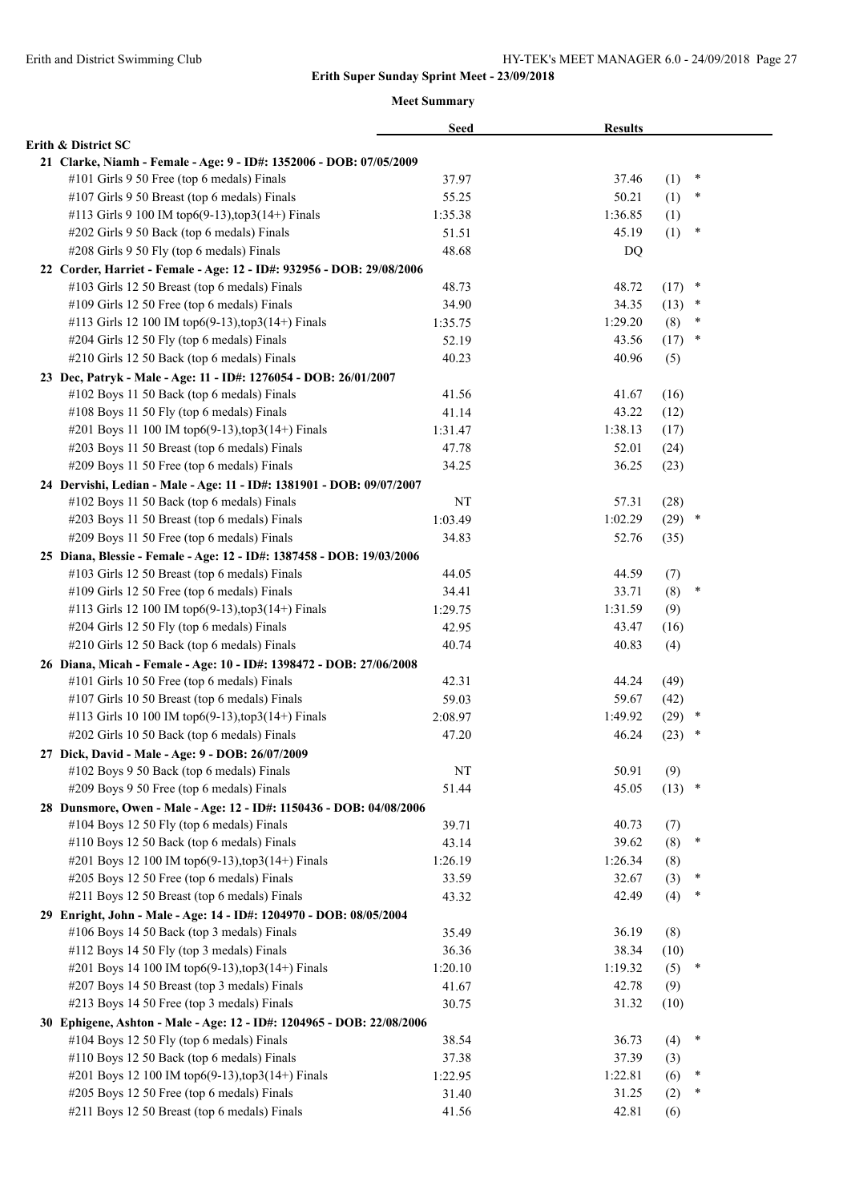**Erith Super Sunday Sprint Meet - 23/09/2018**

**Meet Summary**

| | Seed | Results | |
|---|---|---|---|
| **Erith & District SC** | | | |
| **21 Clarke, Niamh - Female - Age: 9 - ID#: 1352006 - DOB: 07/05/2009** | | | |
| #101 Girls 9 50 Free (top 6 medals) Finals | 37.97 | 37.46 | (1) * |
| #107 Girls 9 50 Breast (top 6 medals) Finals | 55.25 | 50.21 | (1) * |
| #113 Girls 9 100 IM top6(9-13),top3(14+) Finals | 1:35.38 | 1:36.85 | (1) |
| #202 Girls 9 50 Back (top 6 medals) Finals | 51.51 | 45.19 | (1) * |
| #208 Girls 9 50 Fly (top 6 medals) Finals | 48.68 | DQ | |
| **22 Corder, Harriet - Female - Age: 12 - ID#: 932956 - DOB: 29/08/2006** | | | |
| #103 Girls 12 50 Breast (top 6 medals) Finals | 48.73 | 48.72 | (17) * |
| #109 Girls 12 50 Free (top 6 medals) Finals | 34.90 | 34.35 | (13) * |
| #113 Girls 12 100 IM top6(9-13),top3(14+) Finals | 1:35.75 | 1:29.20 | (8) * |
| #204 Girls 12 50 Fly (top 6 medals) Finals | 52.19 | 43.56 | (17) * |
| #210 Girls 12 50 Back (top 6 medals) Finals | 40.23 | 40.96 | (5) |
| **23 Dec, Patryk - Male - Age: 11 - ID#: 1276054 - DOB: 26/01/2007** | | | |
| #102 Boys 11 50 Back (top 6 medals) Finals | 41.56 | 41.67 | (16) |
| #108 Boys 11 50 Fly (top 6 medals) Finals | 41.14 | 43.22 | (12) |
| #201 Boys 11 100 IM top6(9-13),top3(14+) Finals | 1:31.47 | 1:38.13 | (17) |
| #203 Boys 11 50 Breast (top 6 medals) Finals | 47.78 | 52.01 | (24) |
| #209 Boys 11 50 Free (top 6 medals) Finals | 34.25 | 36.25 | (23) |
| **24 Dervishi, Ledian - Male - Age: 11 - ID#: 1381901 - DOB: 09/07/2007** | | | |
| #102 Boys 11 50 Back (top 6 medals) Finals | NT | 57.31 | (28) |
| #203 Boys 11 50 Breast (top 6 medals) Finals | 1:03.49 | 1:02.29 | (29) * |
| #209 Boys 11 50 Free (top 6 medals) Finals | 34.83 | 52.76 | (35) |
| **25 Diana, Blessie - Female - Age: 12 - ID#: 1387458 - DOB: 19/03/2006** | | | |
| #103 Girls 12 50 Breast (top 6 medals) Finals | 44.05 | 44.59 | (7) |
| #109 Girls 12 50 Free (top 6 medals) Finals | 34.41 | 33.71 | (8) * |
| #113 Girls 12 100 IM top6(9-13),top3(14+) Finals | 1:29.75 | 1:31.59 | (9) |
| #204 Girls 12 50 Fly (top 6 medals) Finals | 42.95 | 43.47 | (16) |
| #210 Girls 12 50 Back (top 6 medals) Finals | 40.74 | 40.83 | (4) |
| **26 Diana, Micah - Female - Age: 10 - ID#: 1398472 - DOB: 27/06/2008** | | | |
| #101 Girls 10 50 Free (top 6 medals) Finals | 42.31 | 44.24 | (49) |
| #107 Girls 10 50 Breast (top 6 medals) Finals | 59.03 | 59.67 | (42) |
| #113 Girls 10 100 IM top6(9-13),top3(14+) Finals | 2:08.97 | 1:49.92 | (29) * |
| #202 Girls 10 50 Back (top 6 medals) Finals | 47.20 | 46.24 | (23) * |
| **27 Dick, David - Male - Age: 9 - DOB: 26/07/2009** | | | |
| #102 Boys 9 50 Back (top 6 medals) Finals | NT | 50.91 | (9) |
| #209 Boys 9 50 Free (top 6 medals) Finals | 51.44 | 45.05 | (13) * |
| **28 Dunsmore, Owen - Male - Age: 12 - ID#: 1150436 - DOB: 04/08/2006** | | | |
| #104 Boys 12 50 Fly (top 6 medals) Finals | 39.71 | 40.73 | (7) |
| #110 Boys 12 50 Back (top 6 medals) Finals | 43.14 | 39.62 | (8) * |
| #201 Boys 12 100 IM top6(9-13),top3(14+) Finals | 1:26.19 | 1:26.34 | (8) |
| #205 Boys 12 50 Free (top 6 medals) Finals | 33.59 | 32.67 | (3) * |
| #211 Boys 12 50 Breast (top 6 medals) Finals | 43.32 | 42.49 | (4) * |
| **29 Enright, John - Male - Age: 14 - ID#: 1204970 - DOB: 08/05/2004** | | | |
| #106 Boys 14 50 Back (top 3 medals) Finals | 35.49 | 36.19 | (8) |
| #112 Boys 14 50 Fly (top 3 medals) Finals | 36.36 | 38.34 | (10) |
| #201 Boys 14 100 IM top6(9-13),top3(14+) Finals | 1:20.10 | 1:19.32 | (5) * |
| #207 Boys 14 50 Breast (top 3 medals) Finals | 41.67 | 42.78 | (9) |
| #213 Boys 14 50 Free (top 3 medals) Finals | 30.75 | 31.32 | (10) |
| **30 Ephigene, Ashton - Male - Age: 12 - ID#: 1204965 - DOB: 22/08/2006** | | | |
| #104 Boys 12 50 Fly (top 6 medals) Finals | 38.54 | 36.73 | (4) * |
| #110 Boys 12 50 Back (top 6 medals) Finals | 37.38 | 37.39 | (3) |
| #201 Boys 12 100 IM top6(9-13),top3(14+) Finals | 1:22.95 | 1:22.81 | (6) * |
| #205 Boys 12 50 Free (top 6 medals) Finals | 31.40 | 31.25 | (2) * |
| #211 Boys 12 50 Breast (top 6 medals) Finals | 41.56 | 42.81 | (6) |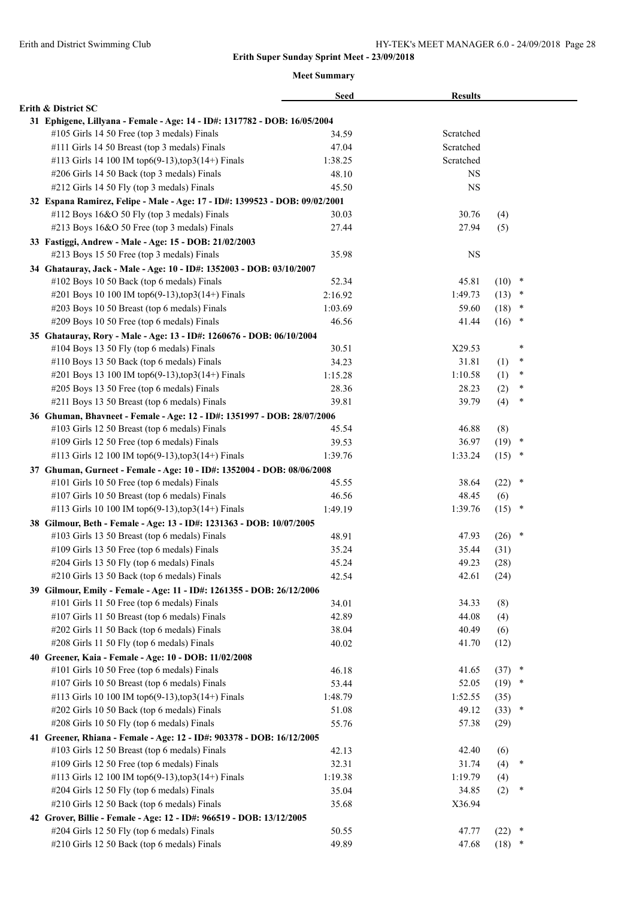**Erith Super Sunday Sprint Meet - 23/09/2018**

**Meet Summary**

| | Seed | Results | | |
|---|---|---|---|---|
| **Erith & District SC** | | | | |
| **31 Ephigene, Lillyana - Female - Age: 14 - ID#: 1317782 - DOB: 16/05/2004** | | | | |
| #105 Girls 14 50 Free (top 3 medals) Finals | 34.59 | Scratched | | |
| #111 Girls 14 50 Breast (top 3 medals) Finals | 47.04 | Scratched | | |
| #113 Girls 14 100 IM top6(9-13),top3(14+) Finals | 1:38.25 | Scratched | | |
| #206 Girls 14 50 Back (top 3 medals) Finals | 48.10 | NS | | |
| #212 Girls 14 50 Fly (top 3 medals) Finals | 45.50 | NS | | |
| **32 Espana Ramirez, Felipe - Male - Age: 17 - ID#: 1399523 - DOB: 09/02/2001** | | | | |
| #112 Boys 16&O 50 Fly (top 3 medals) Finals | 30.03 | 30.76 | (4) | |
| #213 Boys 16&O 50 Free (top 3 medals) Finals | 27.44 | 27.94 | (5) | |
| **33 Fastiggi, Andrew - Male - Age: 15 - DOB: 21/02/2003** | | | | |
| #213 Boys 15 50 Free (top 3 medals) Finals | 35.98 | NS | | |
| **34 Ghatauray, Jack - Male - Age: 10 - ID#: 1352003 - DOB: 03/10/2007** | | | | |
| #102 Boys 10 50 Back (top 6 medals) Finals | 52.34 | 45.81 | (10) | * |
| #201 Boys 10 100 IM top6(9-13),top3(14+) Finals | 2:16.92 | 1:49.73 | (13) | * |
| #203 Boys 10 50 Breast (top 6 medals) Finals | 1:03.69 | 59.60 | (18) | * |
| #209 Boys 10 50 Free (top 6 medals) Finals | 46.56 | 41.44 | (16) | * |
| **35 Ghatauray, Rory - Male - Age: 13 - ID#: 1260676 - DOB: 06/10/2004** | | | | |
| #104 Boys 13 50 Fly (top 6 medals) Finals | 30.51 | X29.53 | | * |
| #110 Boys 13 50 Back (top 6 medals) Finals | 34.23 | 31.81 | (1) | * |
| #201 Boys 13 100 IM top6(9-13),top3(14+) Finals | 1:15.28 | 1:10.58 | (1) | * |
| #205 Boys 13 50 Free (top 6 medals) Finals | 28.36 | 28.23 | (2) | * |
| #211 Boys 13 50 Breast (top 6 medals) Finals | 39.81 | 39.79 | (4) | * |
| **36 Ghuman, Bhavneet - Female - Age: 12 - ID#: 1351997 - DOB: 28/07/2006** | | | | |
| #103 Girls 12 50 Breast (top 6 medals) Finals | 45.54 | 46.88 | (8) | |
| #109 Girls 12 50 Free (top 6 medals) Finals | 39.53 | 36.97 | (19) | * |
| #113 Girls 12 100 IM top6(9-13),top3(14+) Finals | 1:39.76 | 1:33.24 | (15) | * |
| **37 Ghuman, Gurneet - Female - Age: 10 - ID#: 1352004 - DOB: 08/06/2008** | | | | |
| #101 Girls 10 50 Free (top 6 medals) Finals | 45.55 | 38.64 | (22) | * |
| #107 Girls 10 50 Breast (top 6 medals) Finals | 46.56 | 48.45 | (6) | |
| #113 Girls 10 100 IM top6(9-13),top3(14+) Finals | 1:49.19 | 1:39.76 | (15) | * |
| **38 Gilmour, Beth - Female - Age: 13 - ID#: 1231363 - DOB: 10/07/2005** | | | | |
| #103 Girls 13 50 Breast (top 6 medals) Finals | 48.91 | 47.93 | (26) | * |
| #109 Girls 13 50 Free (top 6 medals) Finals | 35.24 | 35.44 | (31) | |
| #204 Girls 13 50 Fly (top 6 medals) Finals | 45.24 | 49.23 | (28) | |
| #210 Girls 13 50 Back (top 6 medals) Finals | 42.54 | 42.61 | (24) | |
| **39 Gilmour, Emily - Female - Age: 11 - ID#: 1261355 - DOB: 26/12/2006** | | | | |
| #101 Girls 11 50 Free (top 6 medals) Finals | 34.01 | 34.33 | (8) | |
| #107 Girls 11 50 Breast (top 6 medals) Finals | 42.89 | 44.08 | (4) | |
| #202 Girls 11 50 Back (top 6 medals) Finals | 38.04 | 40.49 | (6) | |
| #208 Girls 11 50 Fly (top 6 medals) Finals | 40.02 | 41.70 | (12) | |
| **40 Greener, Kaia - Female - Age: 10 - DOB: 11/02/2008** | | | | |
| #101 Girls 10 50 Free (top 6 medals) Finals | 46.18 | 41.65 | (37) | * |
| #107 Girls 10 50 Breast (top 6 medals) Finals | 53.44 | 52.05 | (19) | * |
| #113 Girls 10 100 IM top6(9-13),top3(14+) Finals | 1:48.79 | 1:52.55 | (35) | |
| #202 Girls 10 50 Back (top 6 medals) Finals | 51.08 | 49.12 | (33) | * |
| #208 Girls 10 50 Fly (top 6 medals) Finals | 55.76 | 57.38 | (29) | |
| **41 Greener, Rhiana - Female - Age: 12 - ID#: 903378 - DOB: 16/12/2005** | | | | |
| #103 Girls 12 50 Breast (top 6 medals) Finals | 42.13 | 42.40 | (6) | |
| #109 Girls 12 50 Free (top 6 medals) Finals | 32.31 | 31.74 | (4) | * |
| #113 Girls 12 100 IM top6(9-13),top3(14+) Finals | 1:19.38 | 1:19.79 | (4) | |
| #204 Girls 12 50 Fly (top 6 medals) Finals | 35.04 | 34.85 | (2) | * |
| #210 Girls 12 50 Back (top 6 medals) Finals | 35.68 | X36.94 | | |
| **42 Grover, Billie - Female - Age: 12 - ID#: 966519 - DOB: 13/12/2005** | | | | |
| #204 Girls 12 50 Fly (top 6 medals) Finals | 50.55 | 47.77 | (22) | * |
| #210 Girls 12 50 Back (top 6 medals) Finals | 49.89 | 47.68 | (18) | * |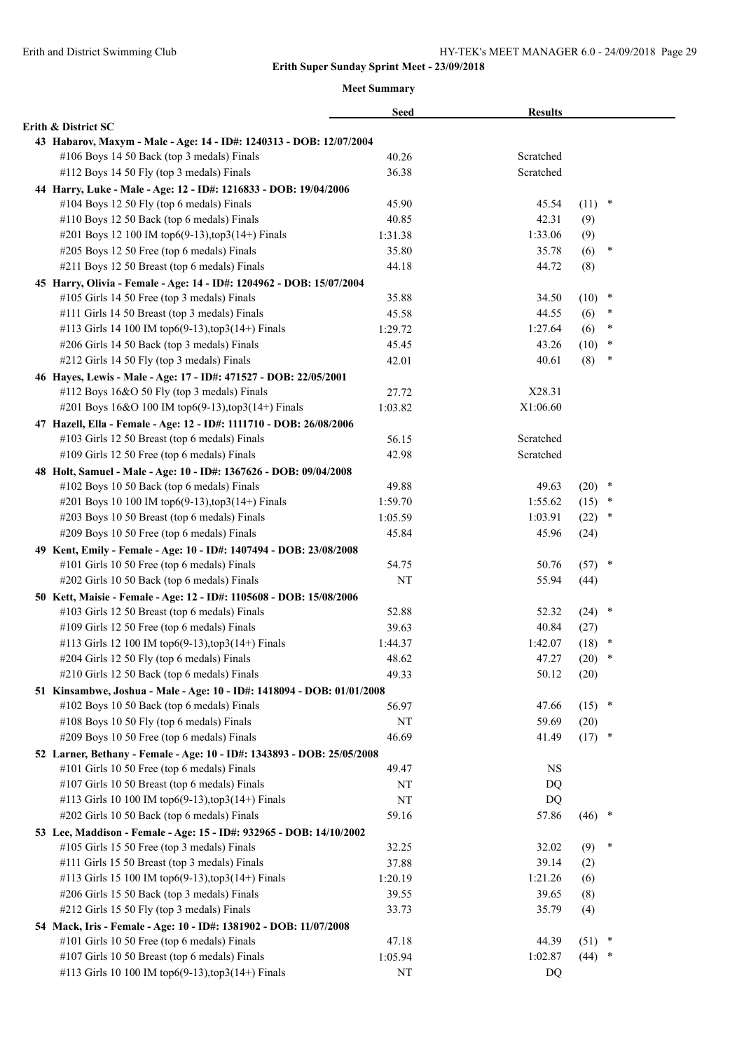## Erith Super Sunday Sprint Meet - 23/09/2018

### Meet Summary

| | Seed | Results | | |
|---|---|---|---|---|
| **Erith & District SC** | | | | |
| **43 Habarov, Maxym - Male - Age: 14 - ID#: 1240313 - DOB: 12/07/2004** | | | | |
| #106 Boys 14 50 Back (top 3 medals) Finals | 40.26 | Scratched | | |
| #112 Boys 14 50 Fly (top 3 medals) Finals | 36.38 | Scratched | | |
| **44 Harry, Luke - Male - Age: 12 - ID#: 1216833 - DOB: 19/04/2006** | | | | |
| #104 Boys 12 50 Fly (top 6 medals) Finals | 45.90 | 45.54 | (11) | * |
| #110 Boys 12 50 Back (top 6 medals) Finals | 40.85 | 42.31 | (9) | |
| #201 Boys 12 100 IM top6(9-13),top3(14+) Finals | 1:31.38 | 1:33.06 | (9) | |
| #205 Boys 12 50 Free (top 6 medals) Finals | 35.80 | 35.78 | (6) | * |
| #211 Boys 12 50 Breast (top 6 medals) Finals | 44.18 | 44.72 | (8) | |
| **45 Harry, Olivia - Female - Age: 14 - ID#: 1204962 - DOB: 15/07/2004** | | | | |
| #105 Girls 14 50 Free (top 3 medals) Finals | 35.88 | 34.50 | (10) | * |
| #111 Girls 14 50 Breast (top 3 medals) Finals | 45.58 | 44.55 | (6) | * |
| #113 Girls 14 100 IM top6(9-13),top3(14+) Finals | 1:29.72 | 1:27.64 | (6) | * |
| #206 Girls 14 50 Back (top 3 medals) Finals | 45.45 | 43.26 | (10) | * |
| #212 Girls 14 50 Fly (top 3 medals) Finals | 42.01 | 40.61 | (8) | * |
| **46 Hayes, Lewis - Male - Age: 17 - ID#: 471527 - DOB: 22/05/2001** | | | | |
| #112 Boys 16&O 50 Fly (top 3 medals) Finals | 27.72 | X28.31 | | |
| #201 Boys 16&O 100 IM top6(9-13),top3(14+) Finals | 1:03.82 | X1:06.60 | | |
| **47 Hazell, Ella - Female - Age: 12 - ID#: 1111710 - DOB: 26/08/2006** | | | | |
| #103 Girls 12 50 Breast (top 6 medals) Finals | 56.15 | Scratched | | |
| #109 Girls 12 50 Free (top 6 medals) Finals | 42.98 | Scratched | | |
| **48 Holt, Samuel - Male - Age: 10 - ID#: 1367626 - DOB: 09/04/2008** | | | | |
| #102 Boys 10 50 Back (top 6 medals) Finals | 49.88 | 49.63 | (20) | * |
| #201 Boys 10 100 IM top6(9-13),top3(14+) Finals | 1:59.70 | 1:55.62 | (15) | * |
| #203 Boys 10 50 Breast (top 6 medals) Finals | 1:05.59 | 1:03.91 | (22) | * |
| #209 Boys 10 50 Free (top 6 medals) Finals | 45.84 | 45.96 | (24) | |
| **49 Kent, Emily - Female - Age: 10 - ID#: 1407494 - DOB: 23/08/2008** | | | | |
| #101 Girls 10 50 Free (top 6 medals) Finals | 54.75 | 50.76 | (57) | * |
| #202 Girls 10 50 Back (top 6 medals) Finals | NT | 55.94 | (44) | |
| **50 Kett, Maisie - Female - Age: 12 - ID#: 1105608 - DOB: 15/08/2006** | | | | |
| #103 Girls 12 50 Breast (top 6 medals) Finals | 52.88 | 52.32 | (24) | * |
| #109 Girls 12 50 Free (top 6 medals) Finals | 39.63 | 40.84 | (27) | |
| #113 Girls 12 100 IM top6(9-13),top3(14+) Finals | 1:44.37 | 1:42.07 | (18) | * |
| #204 Girls 12 50 Fly (top 6 medals) Finals | 48.62 | 47.27 | (20) | * |
| #210 Girls 12 50 Back (top 6 medals) Finals | 49.33 | 50.12 | (20) | |
| **51 Kinsambwe, Joshua - Male - Age: 10 - ID#: 1418094 - DOB: 01/01/2008** | | | | |
| #102 Boys 10 50 Back (top 6 medals) Finals | 56.97 | 47.66 | (15) | * |
| #108 Boys 10 50 Fly (top 6 medals) Finals | NT | 59.69 | (20) | |
| #209 Boys 10 50 Free (top 6 medals) Finals | 46.69 | 41.49 | (17) | * |
| **52 Larner, Bethany - Female - Age: 10 - ID#: 1343893 - DOB: 25/05/2008** | | | | |
| #101 Girls 10 50 Free (top 6 medals) Finals | 49.47 | NS | | |
| #107 Girls 10 50 Breast (top 6 medals) Finals | NT | DQ | | |
| #113 Girls 10 100 IM top6(9-13),top3(14+) Finals | NT | DQ | | |
| #202 Girls 10 50 Back (top 6 medals) Finals | 59.16 | 57.86 | (46) | * |
| **53 Lee, Maddison - Female - Age: 15 - ID#: 932965 - DOB: 14/10/2002** | | | | |
| #105 Girls 15 50 Free (top 3 medals) Finals | 32.25 | 32.02 | (9) | * |
| #111 Girls 15 50 Breast (top 3 medals) Finals | 37.88 | 39.14 | (2) | |
| #113 Girls 15 100 IM top6(9-13),top3(14+) Finals | 1:20.19 | 1:21.26 | (6) | |
| #206 Girls 15 50 Back (top 3 medals) Finals | 39.55 | 39.65 | (8) | |
| #212 Girls 15 50 Fly (top 3 medals) Finals | 33.73 | 35.79 | (4) | |
| **54 Mack, Iris - Female - Age: 10 - ID#: 1381902 - DOB: 11/07/2008** | | | | |
| #101 Girls 10 50 Free (top 6 medals) Finals | 47.18 | 44.39 | (51) | * |
| #107 Girls 10 50 Breast (top 6 medals) Finals | 1:05.94 | 1:02.87 | (44) | * |
| #113 Girls 10 100 IM top6(9-13),top3(14+) Finals | NT | DQ | | |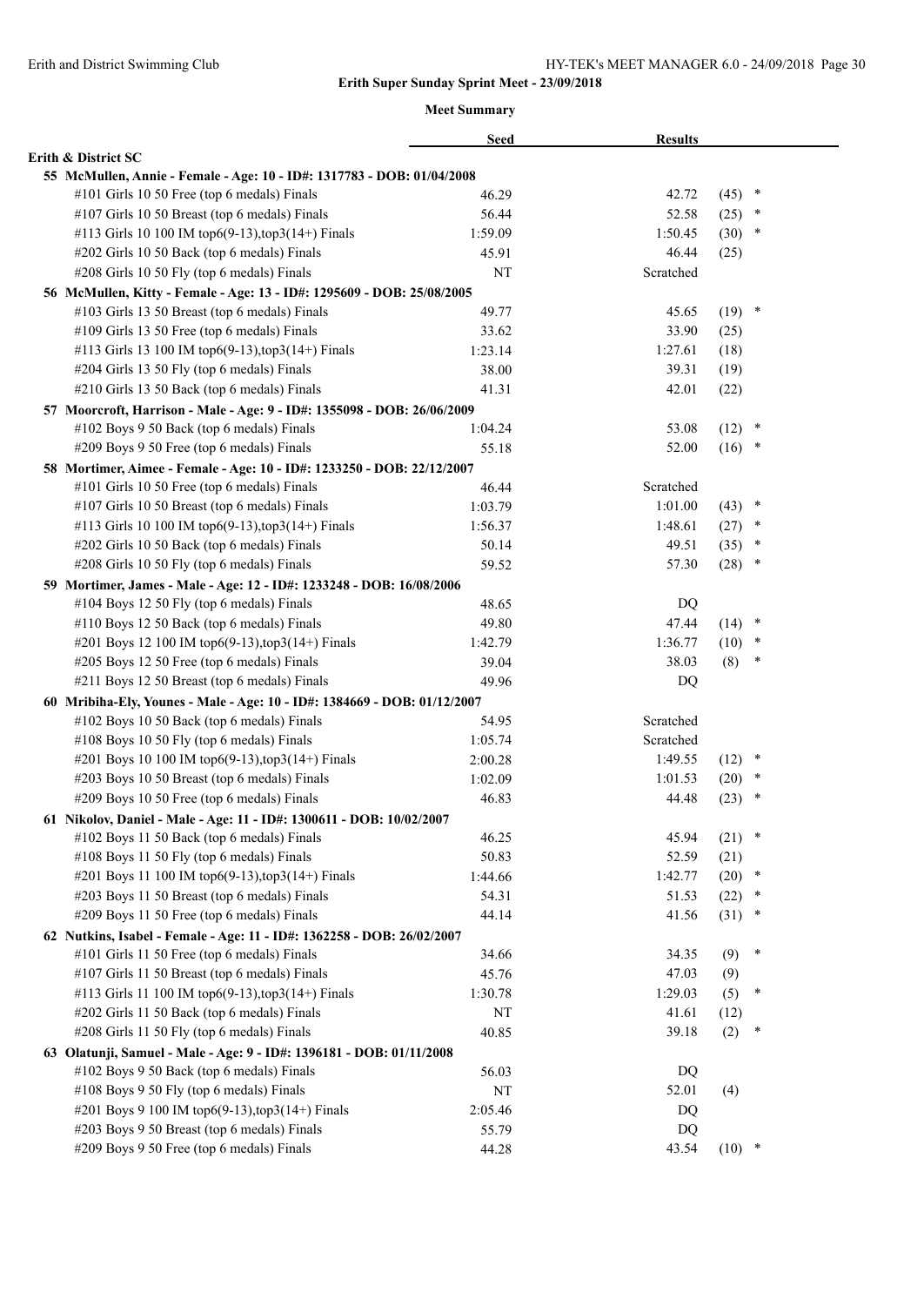## Erith Super Sunday Sprint Meet - 23/09/2018

### Meet Summary

| | Seed | Results | | |
|---|---|---|---|---|
| **Erith & District SC** | | | | |
| **55 McMullen, Annie - Female - Age: 10 - ID#: 1317783 - DOB: 01/04/2008** | | | | |
| #101 Girls 10 50 Free (top 6 medals) Finals | 46.29 | 42.72 | (45) | * |
| #107 Girls 10 50 Breast (top 6 medals) Finals | 56.44 | 52.58 | (25) | * |
| #113 Girls 10 100 IM top6(9-13),top3(14+) Finals | 1:59.09 | 1:50.45 | (30) | * |
| #202 Girls 10 50 Back (top 6 medals) Finals | 45.91 | 46.44 | (25) | |
| #208 Girls 10 50 Fly (top 6 medals) Finals | NT | Scratched | | |
| **56 McMullen, Kitty - Female - Age: 13 - ID#: 1295609 - DOB: 25/08/2005** | | | | |
| #103 Girls 13 50 Breast (top 6 medals) Finals | 49.77 | 45.65 | (19) | * |
| #109 Girls 13 50 Free (top 6 medals) Finals | 33.62 | 33.90 | (25) | |
| #113 Girls 13 100 IM top6(9-13),top3(14+) Finals | 1:23.14 | 1:27.61 | (18) | |
| #204 Girls 13 50 Fly (top 6 medals) Finals | 38.00 | 39.31 | (19) | |
| #210 Girls 13 50 Back (top 6 medals) Finals | 41.31 | 42.01 | (22) | |
| **57 Moorcroft, Harrison - Male - Age: 9 - ID#: 1355098 - DOB: 26/06/2009** | | | | |
| #102 Boys 9 50 Back (top 6 medals) Finals | 1:04.24 | 53.08 | (12) | * |
| #209 Boys 9 50 Free (top 6 medals) Finals | 55.18 | 52.00 | (16) | * |
| **58 Mortimer, Aimee - Female - Age: 10 - ID#: 1233250 - DOB: 22/12/2007** | | | | |
| #101 Girls 10 50 Free (top 6 medals) Finals | 46.44 | Scratched | | |
| #107 Girls 10 50 Breast (top 6 medals) Finals | 1:03.79 | 1:01.00 | (43) | * |
| #113 Girls 10 100 IM top6(9-13),top3(14+) Finals | 1:56.37 | 1:48.61 | (27) | * |
| #202 Girls 10 50 Back (top 6 medals) Finals | 50.14 | 49.51 | (35) | * |
| #208 Girls 10 50 Fly (top 6 medals) Finals | 59.52 | 57.30 | (28) | * |
| **59 Mortimer, James - Male - Age: 12 - ID#: 1233248 - DOB: 16/08/2006** | | | | |
| #104 Boys 12 50 Fly (top 6 medals) Finals | 48.65 | DQ | | |
| #110 Boys 12 50 Back (top 6 medals) Finals | 49.80 | 47.44 | (14) | * |
| #201 Boys 12 100 IM top6(9-13),top3(14+) Finals | 1:42.79 | 1:36.77 | (10) | * |
| #205 Boys 12 50 Free (top 6 medals) Finals | 39.04 | 38.03 | (8) | * |
| #211 Boys 12 50 Breast (top 6 medals) Finals | 49.96 | DQ | | |
| **60 Mribiha-Ely, Younes - Male - Age: 10 - ID#: 1384669 - DOB: 01/12/2007** | | | | |
| #102 Boys 10 50 Back (top 6 medals) Finals | 54.95 | Scratched | | |
| #108 Boys 10 50 Fly (top 6 medals) Finals | 1:05.74 | Scratched | | |
| #201 Boys 10 100 IM top6(9-13),top3(14+) Finals | 2:00.28 | 1:49.55 | (12) | * |
| #203 Boys 10 50 Breast (top 6 medals) Finals | 1:02.09 | 1:01.53 | (20) | * |
| #209 Boys 10 50 Free (top 6 medals) Finals | 46.83 | 44.48 | (23) | * |
| **61 Nikolov, Daniel - Male - Age: 11 - ID#: 1300611 - DOB: 10/02/2007** | | | | |
| #102 Boys 11 50 Back (top 6 medals) Finals | 46.25 | 45.94 | (21) | * |
| #108 Boys 11 50 Fly (top 6 medals) Finals | 50.83 | 52.59 | (21) | |
| #201 Boys 11 100 IM top6(9-13),top3(14+) Finals | 1:44.66 | 1:42.77 | (20) | * |
| #203 Boys 11 50 Breast (top 6 medals) Finals | 54.31 | 51.53 | (22) | * |
| #209 Boys 11 50 Free (top 6 medals) Finals | 44.14 | 41.56 | (31) | * |
| **62 Nutkins, Isabel - Female - Age: 11 - ID#: 1362258 - DOB: 26/02/2007** | | | | |
| #101 Girls 11 50 Free (top 6 medals) Finals | 34.66 | 34.35 | (9) | * |
| #107 Girls 11 50 Breast (top 6 medals) Finals | 45.76 | 47.03 | (9) | |
| #113 Girls 11 100 IM top6(9-13),top3(14+) Finals | 1:30.78 | 1:29.03 | (5) | * |
| #202 Girls 11 50 Back (top 6 medals) Finals | NT | 41.61 | (12) | |
| #208 Girls 11 50 Fly (top 6 medals) Finals | 40.85 | 39.18 | (2) | * |
| **63 Olatunji, Samuel - Male - Age: 9 - ID#: 1396181 - DOB: 01/11/2008** | | | | |
| #102 Boys 9 50 Back (top 6 medals) Finals | 56.03 | DQ | | |
| #108 Boys 9 50 Fly (top 6 medals) Finals | NT | 52.01 | (4) | |
| #201 Boys 9 100 IM top6(9-13),top3(14+) Finals | 2:05.46 | DQ | | |
| #203 Boys 9 50 Breast (top 6 medals) Finals | 55.79 | DQ | | |
| #209 Boys 9 50 Free (top 6 medals) Finals | 44.28 | 43.54 | (10) | * |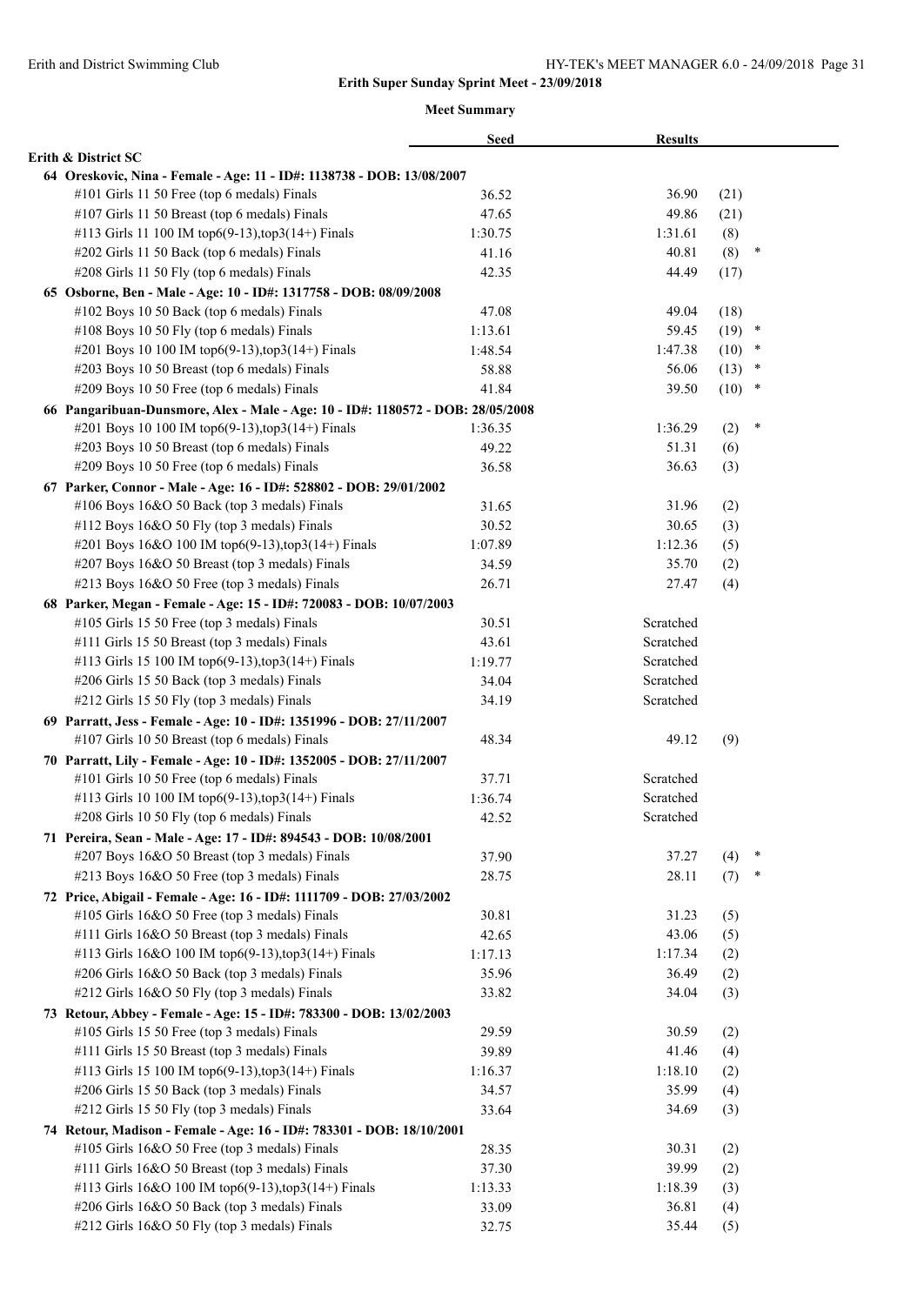**Erith Super Sunday Sprint Meet - 23/09/2018**

**Meet Summary**

| | Seed | Results | | |
|---|---|---|---|---|
| **Erith & District SC** | | | | |
| **64 Oreskovic, Nina - Female - Age: 11 - ID#: 1138738 - DOB: 13/08/2007** | | | | |
| #101 Girls 11 50 Free (top 6 medals) Finals | 36.52 | 36.90 | (21) | |
| #107 Girls 11 50 Breast (top 6 medals) Finals | 47.65 | 49.86 | (21) | |
| #113 Girls 11 100 IM top6(9-13),top3(14+) Finals | 1:30.75 | 1:31.61 | (8) | |
| #202 Girls 11 50 Back (top 6 medals) Finals | 41.16 | 40.81 | (8) | * |
| #208 Girls 11 50 Fly (top 6 medals) Finals | 42.35 | 44.49 | (17) | |
| **65 Osborne, Ben - Male - Age: 10 - ID#: 1317758 - DOB: 08/09/2008** | | | | |
| #102 Boys 10 50 Back (top 6 medals) Finals | 47.08 | 49.04 | (18) | |
| #108 Boys 10 50 Fly (top 6 medals) Finals | 1:13.61 | 59.45 | (19) | * |
| #201 Boys 10 100 IM top6(9-13),top3(14+) Finals | 1:48.54 | 1:47.38 | (10) | * |
| #203 Boys 10 50 Breast (top 6 medals) Finals | 58.88 | 56.06 | (13) | * |
| #209 Boys 10 50 Free (top 6 medals) Finals | 41.84 | 39.50 | (10) | * |
| **66 Pangaribuan-Dunsmore, Alex - Male - Age: 10 - ID#: 1180572 - DOB: 28/05/2008** | | | | |
| #201 Boys 10 100 IM top6(9-13),top3(14+) Finals | 1:36.35 | 1:36.29 | (2) | * |
| #203 Boys 10 50 Breast (top 6 medals) Finals | 49.22 | 51.31 | (6) | |
| #209 Boys 10 50 Free (top 6 medals) Finals | 36.58 | 36.63 | (3) | |
| **67 Parker, Connor - Male - Age: 16 - ID#: 528802 - DOB: 29/01/2002** | | | | |
| #106 Boys 16&O 50 Back (top 3 medals) Finals | 31.65 | 31.96 | (2) | |
| #112 Boys 16&O 50 Fly (top 3 medals) Finals | 30.52 | 30.65 | (3) | |
| #201 Boys 16&O 100 IM top6(9-13),top3(14+) Finals | 1:07.89 | 1:12.36 | (5) | |
| #207 Boys 16&O 50 Breast (top 3 medals) Finals | 34.59 | 35.70 | (2) | |
| #213 Boys 16&O 50 Free (top 3 medals) Finals | 26.71 | 27.47 | (4) | |
| **68 Parker, Megan - Female - Age: 15 - ID#: 720083 - DOB: 10/07/2003** | | | | |
| #105 Girls 15 50 Free (top 3 medals) Finals | 30.51 | Scratched | | |
| #111 Girls 15 50 Breast (top 3 medals) Finals | 43.61 | Scratched | | |
| #113 Girls 15 100 IM top6(9-13),top3(14+) Finals | 1:19.77 | Scratched | | |
| #206 Girls 15 50 Back (top 3 medals) Finals | 34.04 | Scratched | | |
| #212 Girls 15 50 Fly (top 3 medals) Finals | 34.19 | Scratched | | |
| **69 Parratt, Jess - Female - Age: 10 - ID#: 1351996 - DOB: 27/11/2007** | | | | |
| #107 Girls 10 50 Breast (top 6 medals) Finals | 48.34 | 49.12 | (9) | |
| **70 Parratt, Lily - Female - Age: 10 - ID#: 1352005 - DOB: 27/11/2007** | | | | |
| #101 Girls 10 50 Free (top 6 medals) Finals | 37.71 | Scratched | | |
| #113 Girls 10 100 IM top6(9-13),top3(14+) Finals | 1:36.74 | Scratched | | |
| #208 Girls 10 50 Fly (top 6 medals) Finals | 42.52 | Scratched | | |
| **71 Pereira, Sean - Male - Age: 17 - ID#: 894543 - DOB: 10/08/2001** | | | | |
| #207 Boys 16&O 50 Breast (top 3 medals) Finals | 37.90 | 37.27 | (4) | * |
| #213 Boys 16&O 50 Free (top 3 medals) Finals | 28.75 | 28.11 | (7) | * |
| **72 Price, Abigail - Female - Age: 16 - ID#: 1111709 - DOB: 27/03/2002** | | | | |
| #105 Girls 16&O 50 Free (top 3 medals) Finals | 30.81 | 31.23 | (5) | |
| #111 Girls 16&O 50 Breast (top 3 medals) Finals | 42.65 | 43.06 | (5) | |
| #113 Girls 16&O 100 IM top6(9-13),top3(14+) Finals | 1:17.13 | 1:17.34 | (2) | |
| #206 Girls 16&O 50 Back (top 3 medals) Finals | 35.96 | 36.49 | (2) | |
| #212 Girls 16&O 50 Fly (top 3 medals) Finals | 33.82 | 34.04 | (3) | |
| **73 Retour, Abbey - Female - Age: 15 - ID#: 783300 - DOB: 13/02/2003** | | | | |
| #105 Girls 15 50 Free (top 3 medals) Finals | 29.59 | 30.59 | (2) | |
| #111 Girls 15 50 Breast (top 3 medals) Finals | 39.89 | 41.46 | (4) | |
| #113 Girls 15 100 IM top6(9-13),top3(14+) Finals | 1:16.37 | 1:18.10 | (2) | |
| #206 Girls 15 50 Back (top 3 medals) Finals | 34.57 | 35.99 | (4) | |
| #212 Girls 15 50 Fly (top 3 medals) Finals | 33.64 | 34.69 | (3) | |
| **74 Retour, Madison - Female - Age: 16 - ID#: 783301 - DOB: 18/10/2001** | | | | |
| #105 Girls 16&O 50 Free (top 3 medals) Finals | 28.35 | 30.31 | (2) | |
| #111 Girls 16&O 50 Breast (top 3 medals) Finals | 37.30 | 39.99 | (2) | |
| #113 Girls 16&O 100 IM top6(9-13),top3(14+) Finals | 1:13.33 | 1:18.39 | (3) | |
| #206 Girls 16&O 50 Back (top 3 medals) Finals | 33.09 | 36.81 | (4) | |
| #212 Girls 16&O 50 Fly (top 3 medals) Finals | 32.75 | 35.44 | (5) | |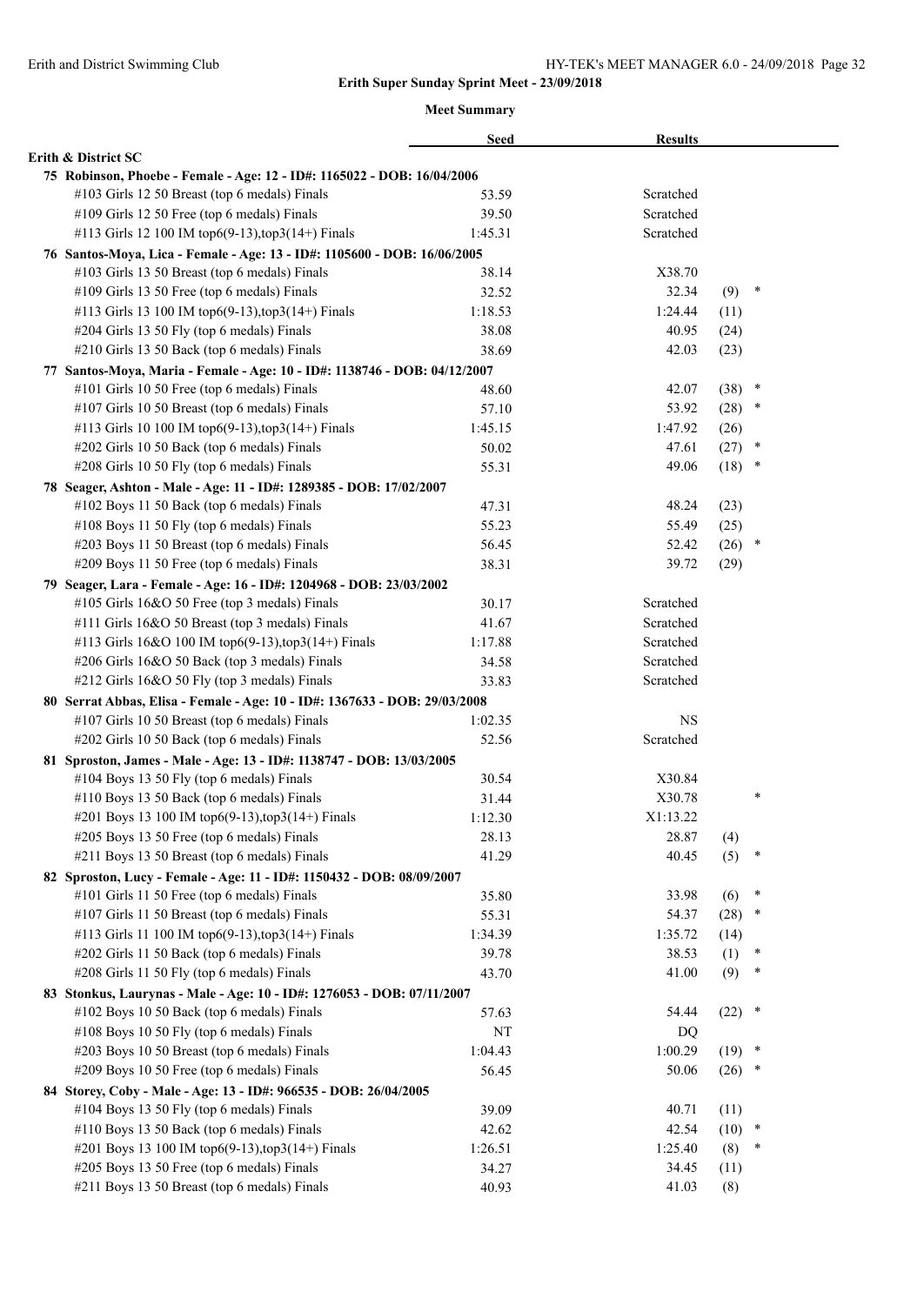## Erith Super Sunday Sprint Meet - 23/09/2018

### Meet Summary

| | Seed | Results | | |
|---|---|---|---|---|
| **Erith & District SC** | | | | |
| **75 Robinson, Phoebe - Female - Age: 12 - ID#: 1165022 - DOB: 16/04/2006** | | | | |
| #103 Girls 12 50 Breast (top 6 medals) Finals | 53.59 | Scratched | | |
| #109 Girls 12 50 Free (top 6 medals) Finals | 39.50 | Scratched | | |
| #113 Girls 12 100 IM top6(9-13),top3(14+) Finals | 1:45.31 | Scratched | | |
| **76 Santos-Moya, Lica - Female - Age: 13 - ID#: 1105600 - DOB: 16/06/2005** | | | | |
| #103 Girls 13 50 Breast (top 6 medals) Finals | 38.14 | X38.70 | | |
| #109 Girls 13 50 Free (top 6 medals) Finals | 32.52 | 32.34 | (9) | * |
| #113 Girls 13 100 IM top6(9-13),top3(14+) Finals | 1:18.53 | 1:24.44 | (11) | |
| #204 Girls 13 50 Fly (top 6 medals) Finals | 38.08 | 40.95 | (24) | |
| #210 Girls 13 50 Back (top 6 medals) Finals | 38.69 | 42.03 | (23) | |
| **77 Santos-Moya, Maria - Female - Age: 10 - ID#: 1138746 - DOB: 04/12/2007** | | | | |
| #101 Girls 10 50 Free (top 6 medals) Finals | 48.60 | 42.07 | (38) | * |
| #107 Girls 10 50 Breast (top 6 medals) Finals | 57.10 | 53.92 | (28) | * |
| #113 Girls 10 100 IM top6(9-13),top3(14+) Finals | 1:45.15 | 1:47.92 | (26) | |
| #202 Girls 10 50 Back (top 6 medals) Finals | 50.02 | 47.61 | (27) | * |
| #208 Girls 10 50 Fly (top 6 medals) Finals | 55.31 | 49.06 | (18) | * |
| **78 Seager, Ashton - Male - Age: 11 - ID#: 1289385 - DOB: 17/02/2007** | | | | |
| #102 Boys 11 50 Back (top 6 medals) Finals | 47.31 | 48.24 | (23) | |
| #108 Boys 11 50 Fly (top 6 medals) Finals | 55.23 | 55.49 | (25) | |
| #203 Boys 11 50 Breast (top 6 medals) Finals | 56.45 | 52.42 | (26) | * |
| #209 Boys 11 50 Free (top 6 medals) Finals | 38.31 | 39.72 | (29) | |
| **79 Seager, Lara - Female - Age: 16 - ID#: 1204968 - DOB: 23/03/2002** | | | | |
| #105 Girls 16&O 50 Free (top 3 medals) Finals | 30.17 | Scratched | | |
| #111 Girls 16&O 50 Breast (top 3 medals) Finals | 41.67 | Scratched | | |
| #113 Girls 16&O 100 IM top6(9-13),top3(14+) Finals | 1:17.88 | Scratched | | |
| #206 Girls 16&O 50 Back (top 3 medals) Finals | 34.58 | Scratched | | |
| #212 Girls 16&O 50 Fly (top 3 medals) Finals | 33.83 | Scratched | | |
| **80 Serrat Abbas, Elisa - Female - Age: 10 - ID#: 1367633 - DOB: 29/03/2008** | | | | |
| #107 Girls 10 50 Breast (top 6 medals) Finals | 1:02.35 | NS | | |
| #202 Girls 10 50 Back (top 6 medals) Finals | 52.56 | Scratched | | |
| **81 Sproston, James - Male - Age: 13 - ID#: 1138747 - DOB: 13/03/2005** | | | | |
| #104 Boys 13 50 Fly (top 6 medals) Finals | 30.54 | X30.84 | | |
| #110 Boys 13 50 Back (top 6 medals) Finals | 31.44 | X30.78 | | * |
| #201 Boys 13 100 IM top6(9-13),top3(14+) Finals | 1:12.30 | X1:13.22 | | |
| #205 Boys 13 50 Free (top 6 medals) Finals | 28.13 | 28.87 | (4) | |
| #211 Boys 13 50 Breast (top 6 medals) Finals | 41.29 | 40.45 | (5) | * |
| **82 Sproston, Lucy - Female - Age: 11 - ID#: 1150432 - DOB: 08/09/2007** | | | | |
| #101 Girls 11 50 Free (top 6 medals) Finals | 35.80 | 33.98 | (6) | * |
| #107 Girls 11 50 Breast (top 6 medals) Finals | 55.31 | 54.37 | (28) | * |
| #113 Girls 11 100 IM top6(9-13),top3(14+) Finals | 1:34.39 | 1:35.72 | (14) | |
| #202 Girls 11 50 Back (top 6 medals) Finals | 39.78 | 38.53 | (1) | * |
| #208 Girls 11 50 Fly (top 6 medals) Finals | 43.70 | 41.00 | (9) | * |
| **83 Stonkus, Laurynas - Male - Age: 10 - ID#: 1276053 - DOB: 07/11/2007** | | | | |
| #102 Boys 10 50 Back (top 6 medals) Finals | 57.63 | 54.44 | (22) | * |
| #108 Boys 10 50 Fly (top 6 medals) Finals | NT | DQ | | |
| #203 Boys 10 50 Breast (top 6 medals) Finals | 1:04.43 | 1:00.29 | (19) | * |
| #209 Boys 10 50 Free (top 6 medals) Finals | 56.45 | 50.06 | (26) | * |
| **84 Storey, Coby - Male - Age: 13 - ID#: 966535 - DOB: 26/04/2005** | | | | |
| #104 Boys 13 50 Fly (top 6 medals) Finals | 39.09 | 40.71 | (11) | |
| #110 Boys 13 50 Back (top 6 medals) Finals | 42.62 | 42.54 | (10) | * |
| #201 Boys 13 100 IM top6(9-13),top3(14+) Finals | 1:26.51 | 1:25.40 | (8) | * |
| #205 Boys 13 50 Free (top 6 medals) Finals | 34.27 | 34.45 | (11) | |
| #211 Boys 13 50 Breast (top 6 medals) Finals | 40.93 | 41.03 | (8) | |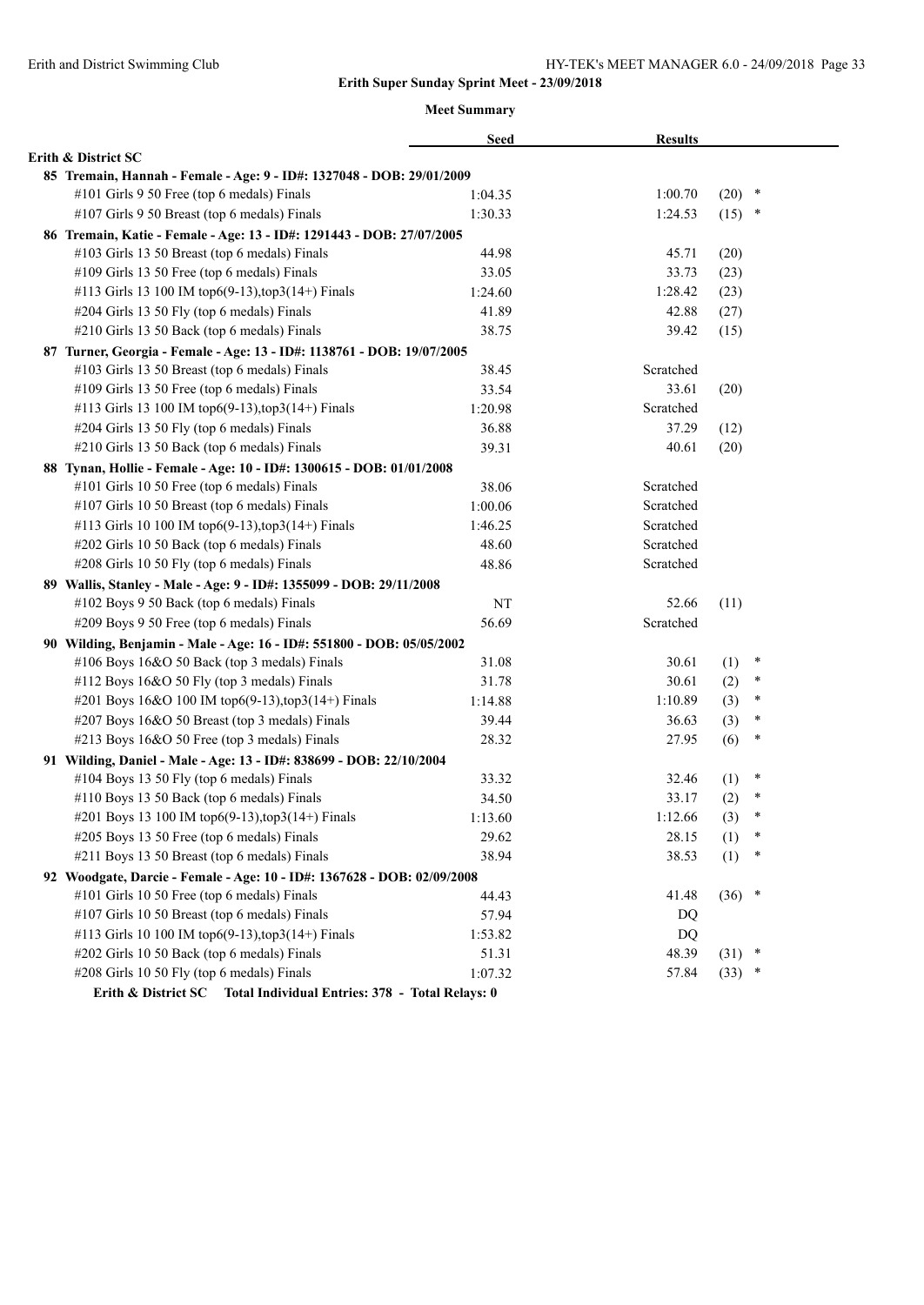**Erith Super Sunday Sprint Meet - 23/09/2018**

**Meet Summary**

| | Seed | Results | |
|---|---|---|---|
| **Erith & District SC** | | | |
| **85 Tremain, Hannah - Female - Age: 9 - ID#: 1327048 - DOB: 29/01/2009** | | | |
| #101 Girls 9 50 Free (top 6 medals) Finals | 1:04.35 | 1:00.70 | (20) * |
| #107 Girls 9 50 Breast (top 6 medals) Finals | 1:30.33 | 1:24.53 | (15) * |
| **86 Tremain, Katie - Female - Age: 13 - ID#: 1291443 - DOB: 27/07/2005** | | | |
| #103 Girls 13 50 Breast (top 6 medals) Finals | 44.98 | 45.71 | (20) |
| #109 Girls 13 50 Free (top 6 medals) Finals | 33.05 | 33.73 | (23) |
| #113 Girls 13 100 IM top6(9-13),top3(14+) Finals | 1:24.60 | 1:28.42 | (23) |
| #204 Girls 13 50 Fly (top 6 medals) Finals | 41.89 | 42.88 | (27) |
| #210 Girls 13 50 Back (top 6 medals) Finals | 38.75 | 39.42 | (15) |
| **87 Turner, Georgia - Female - Age: 13 - ID#: 1138761 - DOB: 19/07/2005** | | | |
| #103 Girls 13 50 Breast (top 6 medals) Finals | 38.45 | Scratched | |
| #109 Girls 13 50 Free (top 6 medals) Finals | 33.54 | 33.61 | (20) |
| #113 Girls 13 100 IM top6(9-13),top3(14+) Finals | 1:20.98 | Scratched | |
| #204 Girls 13 50 Fly (top 6 medals) Finals | 36.88 | 37.29 | (12) |
| #210 Girls 13 50 Back (top 6 medals) Finals | 39.31 | 40.61 | (20) |
| **88 Tynan, Hollie - Female - Age: 10 - ID#: 1300615 - DOB: 01/01/2008** | | | |
| #101 Girls 10 50 Free (top 6 medals) Finals | 38.06 | Scratched | |
| #107 Girls 10 50 Breast (top 6 medals) Finals | 1:00.06 | Scratched | |
| #113 Girls 10 100 IM top6(9-13),top3(14+) Finals | 1:46.25 | Scratched | |
| #202 Girls 10 50 Back (top 6 medals) Finals | 48.60 | Scratched | |
| #208 Girls 10 50 Fly (top 6 medals) Finals | 48.86 | Scratched | |
| **89 Wallis, Stanley - Male - Age: 9 - ID#: 1355099 - DOB: 29/11/2008** | | | |
| #102 Boys 9 50 Back (top 6 medals) Finals | NT | 52.66 | (11) |
| #209 Boys 9 50 Free (top 6 medals) Finals | 56.69 | Scratched | |
| **90 Wilding, Benjamin - Male - Age: 16 - ID#: 551800 - DOB: 05/05/2002** | | | |
| #106 Boys 16&O 50 Back (top 3 medals) Finals | 31.08 | 30.61 | (1) * |
| #112 Boys 16&O 50 Fly (top 3 medals) Finals | 31.78 | 30.61 | (2) * |
| #201 Boys 16&O 100 IM top6(9-13),top3(14+) Finals | 1:14.88 | 1:10.89 | (3) * |
| #207 Boys 16&O 50 Breast (top 3 medals) Finals | 39.44 | 36.63 | (3) * |
| #213 Boys 16&O 50 Free (top 3 medals) Finals | 28.32 | 27.95 | (6) * |
| **91 Wilding, Daniel - Male - Age: 13 - ID#: 838699 - DOB: 22/10/2004** | | | |
| #104 Boys 13 50 Fly (top 6 medals) Finals | 33.32 | 32.46 | (1) * |
| #110 Boys 13 50 Back (top 6 medals) Finals | 34.50 | 33.17 | (2) * |
| #201 Boys 13 100 IM top6(9-13),top3(14+) Finals | 1:13.60 | 1:12.66 | (3) * |
| #205 Boys 13 50 Free (top 6 medals) Finals | 29.62 | 28.15 | (1) * |
| #211 Boys 13 50 Breast (top 6 medals) Finals | 38.94 | 38.53 | (1) * |
| **92 Woodgate, Darcie - Female - Age: 10 - ID#: 1367628 - DOB: 02/09/2008** | | | |
| #101 Girls 10 50 Free (top 6 medals) Finals | 44.43 | 41.48 | (36) * |
| #107 Girls 10 50 Breast (top 6 medals) Finals | 57.94 | DQ | |
| #113 Girls 10 100 IM top6(9-13),top3(14+) Finals | 1:53.82 | DQ | |
| #202 Girls 10 50 Back (top 6 medals) Finals | 51.31 | 48.39 | (31) * |
| #208 Girls 10 50 Fly (top 6 medals) Finals | 1:07.32 | 57.84 | (33) * |

**Erith & District SC Total Individual Entries: 378 - Total Relays: 0**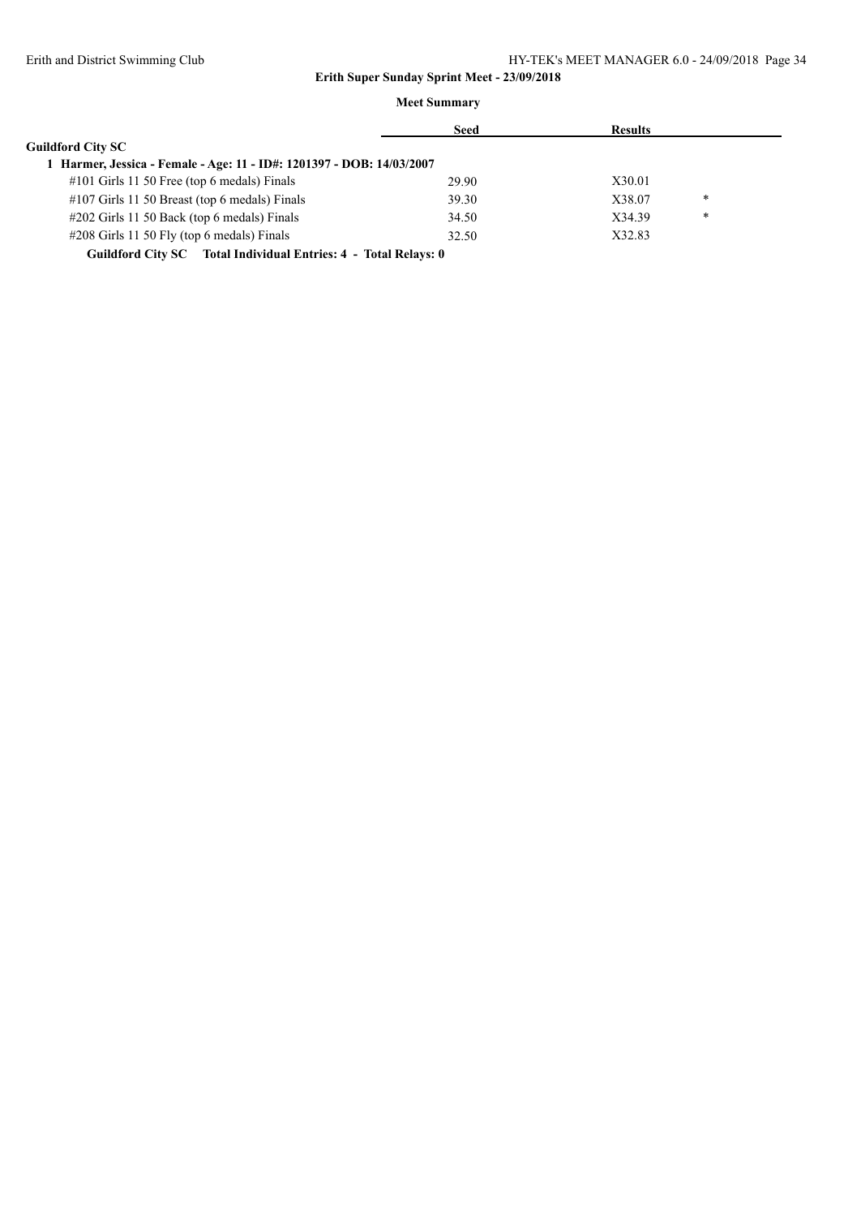**Erith Super Sunday Sprint Meet - 23/09/2018**

**Meet Summary**

| | Seed | Results | |
|---|---|---|---|
| **Guildford City SC** | | | |
| **1 Harmer, Jessica - Female - Age: 11 - ID#: 1201397 - DOB: 14/03/2007** | | | |
| #101 Girls 11 50 Free (top 6 medals) Finals | 29.90 | X30.01 | |
| #107 Girls 11 50 Breast (top 6 medals) Finals | 39.30 | X38.07 | * |
| #202 Girls 11 50 Back (top 6 medals) Finals | 34.50 | X34.39 | * |
| #208 Girls 11 50 Fly (top 6 medals) Finals | 32.50 | X32.83 | |

**Guildford City SC Total Individual Entries: 4 - Total Relays: 0**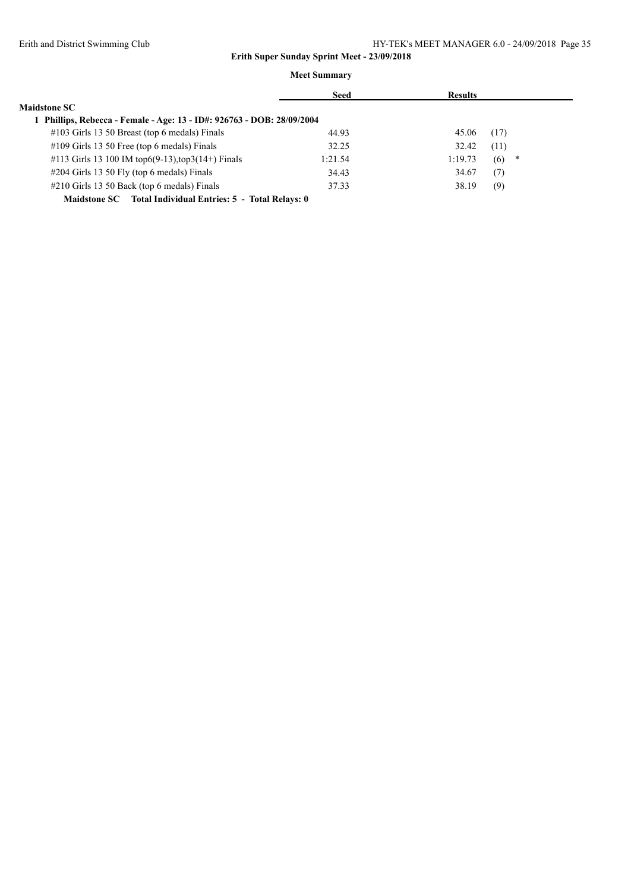**Erith Super Sunday Sprint Meet - 23/09/2018**

**Meet Summary**

| | Seed | Results | |
|---|---|---|---|
| **Maidstone SC** | | | |
| **1 Phillips, Rebecca - Female - Age: 13 - ID#: 926763 - DOB: 28/09/2004** | | | |
| #103 Girls 13 50 Breast (top 6 medals) Finals | 44.93 | 45.06 | (17) |
| #109 Girls 13 50 Free (top 6 medals) Finals | 32.25 | 32.42 | (11) |
| #113 Girls 13 100 IM top6(9-13),top3(14+) Finals | 1:21.54 | 1:19.73 | (6) * |
| #204 Girls 13 50 Fly (top 6 medals) Finals | 34.43 | 34.67 | (7) |
| #210 Girls 13 50 Back (top 6 medals) Finals | 37.33 | 38.19 | (9) |

**Maidstone SC Total Individual Entries: 5 - Total Relays: 0**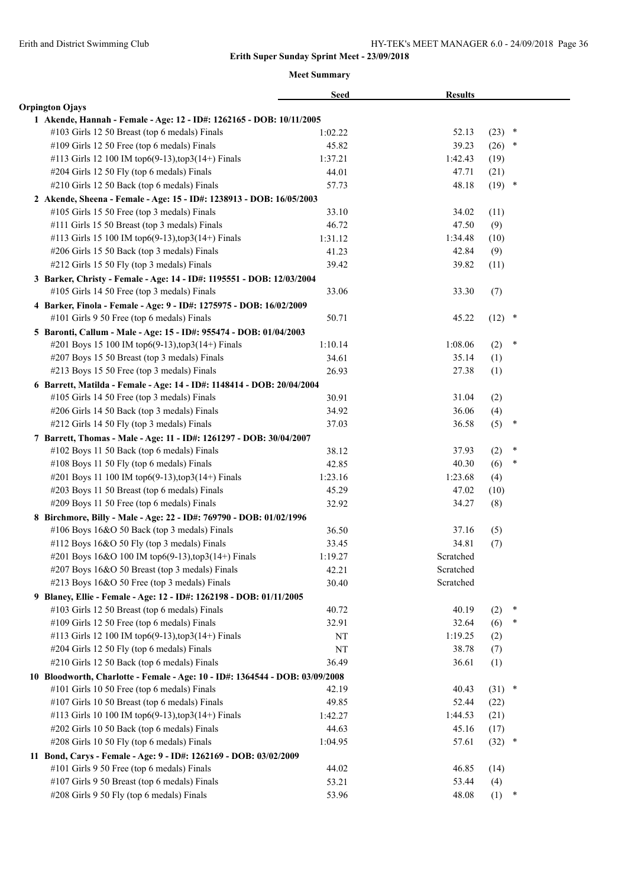## Erith Super Sunday Sprint Meet - 23/09/2018

### Meet Summary

| | Seed | Results | | |
|---|---|---|---|---|
| **Orpington Ojays** | | | | |
| **1 Akende, Hannah - Female - Age: 12 - ID#: 1262165 - DOB: 10/11/2005** | | | | |
| #103 Girls 12 50 Breast (top 6 medals) Finals | 1:02.22 | 52.13 | (23) | * |
| #109 Girls 12 50 Free (top 6 medals) Finals | 45.82 | 39.23 | (26) | * |
| #113 Girls 12 100 IM top6(9-13),top3(14+) Finals | 1:37.21 | 1:42.43 | (19) | |
| #204 Girls 12 50 Fly (top 6 medals) Finals | 44.01 | 47.71 | (21) | |
| #210 Girls 12 50 Back (top 6 medals) Finals | 57.73 | 48.18 | (19) | * |
| **2 Akende, Sheena - Female - Age: 15 - ID#: 1238913 - DOB: 16/05/2003** | | | | |
| #105 Girls 15 50 Free (top 3 medals) Finals | 33.10 | 34.02 | (11) | |
| #111 Girls 15 50 Breast (top 3 medals) Finals | 46.72 | 47.50 | (9) | |
| #113 Girls 15 100 IM top6(9-13),top3(14+) Finals | 1:31.12 | 1:34.48 | (10) | |
| #206 Girls 15 50 Back (top 3 medals) Finals | 41.23 | 42.84 | (9) | |
| #212 Girls 15 50 Fly (top 3 medals) Finals | 39.42 | 39.82 | (11) | |
| **3 Barker, Christy - Female - Age: 14 - ID#: 1195551 - DOB: 12/03/2004** | | | | |
| #105 Girls 14 50 Free (top 3 medals) Finals | 33.06 | 33.30 | (7) | |
| **4 Barker, Finola - Female - Age: 9 - ID#: 1275975 - DOB: 16/02/2009** | | | | |
| #101 Girls 9 50 Free (top 6 medals) Finals | 50.71 | 45.22 | (12) | * |
| **5 Baronti, Callum - Male - Age: 15 - ID#: 955474 - DOB: 01/04/2003** | | | | |
| #201 Boys 15 100 IM top6(9-13),top3(14+) Finals | 1:10.14 | 1:08.06 | (2) | * |
| #207 Boys 15 50 Breast (top 3 medals) Finals | 34.61 | 35.14 | (1) | |
| #213 Boys 15 50 Free (top 3 medals) Finals | 26.93 | 27.38 | (1) | |
| **6 Barrett, Matilda - Female - Age: 14 - ID#: 1148414 - DOB: 20/04/2004** | | | | |
| #105 Girls 14 50 Free (top 3 medals) Finals | 30.91 | 31.04 | (2) | |
| #206 Girls 14 50 Back (top 3 medals) Finals | 34.92 | 36.06 | (4) | |
| #212 Girls 14 50 Fly (top 3 medals) Finals | 37.03 | 36.58 | (5) | * |
| **7 Barrett, Thomas - Male - Age: 11 - ID#: 1261297 - DOB: 30/04/2007** | | | | |
| #102 Boys 11 50 Back (top 6 medals) Finals | 38.12 | 37.93 | (2) | * |
| #108 Boys 11 50 Fly (top 6 medals) Finals | 42.85 | 40.30 | (6) | * |
| #201 Boys 11 100 IM top6(9-13),top3(14+) Finals | 1:23.16 | 1:23.68 | (4) | |
| #203 Boys 11 50 Breast (top 6 medals) Finals | 45.29 | 47.02 | (10) | |
| #209 Boys 11 50 Free (top 6 medals) Finals | 32.92 | 34.27 | (8) | |
| **8 Birchmore, Billy - Male - Age: 22 - ID#: 769790 - DOB: 01/02/1996** | | | | |
| #106 Boys 16&O 50 Back (top 3 medals) Finals | 36.50 | 37.16 | (5) | |
| #112 Boys 16&O 50 Fly (top 3 medals) Finals | 33.45 | 34.81 | (7) | |
| #201 Boys 16&O 100 IM top6(9-13),top3(14+) Finals | 1:19.27 | Scratched | | |
| #207 Boys 16&O 50 Breast (top 3 medals) Finals | 42.21 | Scratched | | |
| #213 Boys 16&O 50 Free (top 3 medals) Finals | 30.40 | Scratched | | |
| **9 Blaney, Ellie - Female - Age: 12 - ID#: 1262198 - DOB: 01/11/2005** | | | | |
| #103 Girls 12 50 Breast (top 6 medals) Finals | 40.72 | 40.19 | (2) | * |
| #109 Girls 12 50 Free (top 6 medals) Finals | 32.91 | 32.64 | (6) | * |
| #113 Girls 12 100 IM top6(9-13),top3(14+) Finals | NT | 1:19.25 | (2) | |
| #204 Girls 12 50 Fly (top 6 medals) Finals | NT | 38.78 | (7) | |
| #210 Girls 12 50 Back (top 6 medals) Finals | 36.49 | 36.61 | (1) | |
| **10 Bloodworth, Charlotte - Female - Age: 10 - ID#: 1364544 - DOB: 03/09/2008** | | | | |
| #101 Girls 10 50 Free (top 6 medals) Finals | 42.19 | 40.43 | (31) | * |
| #107 Girls 10 50 Breast (top 6 medals) Finals | 49.85 | 52.44 | (22) | |
| #113 Girls 10 100 IM top6(9-13),top3(14+) Finals | 1:42.27 | 1:44.53 | (21) | |
| #202 Girls 10 50 Back (top 6 medals) Finals | 44.63 | 45.16 | (17) | |
| #208 Girls 10 50 Fly (top 6 medals) Finals | 1:04.95 | 57.61 | (32) | * |
| **11 Bond, Carys - Female - Age: 9 - ID#: 1262169 - DOB: 03/02/2009** | | | | |
| #101 Girls 9 50 Free (top 6 medals) Finals | 44.02 | 46.85 | (14) | |
| #107 Girls 9 50 Breast (top 6 medals) Finals | 53.21 | 53.44 | (4) | |
| #208 Girls 9 50 Fly (top 6 medals) Finals | 53.96 | 48.08 | (1) | * |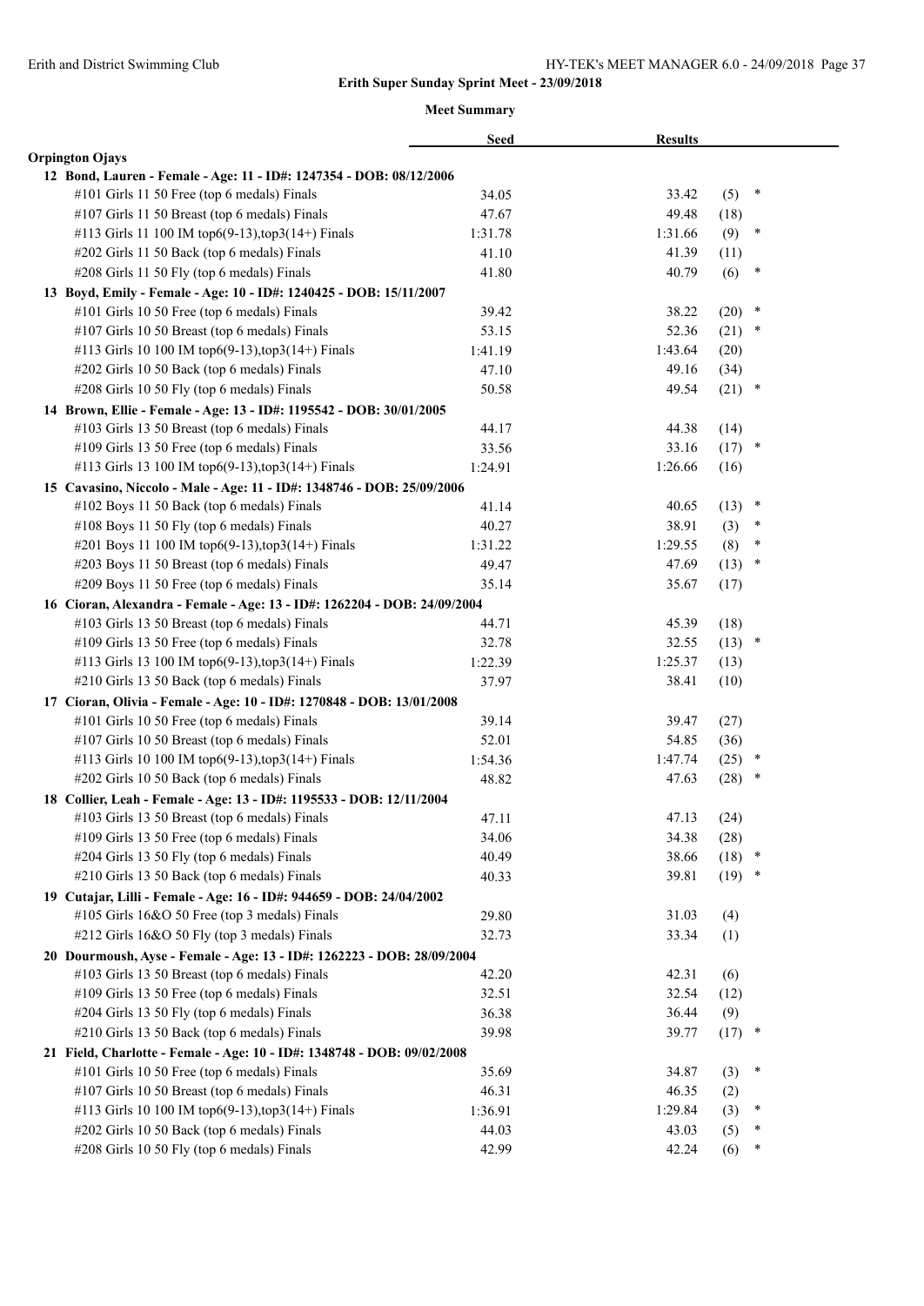**Erith Super Sunday Sprint Meet - 23/09/2018**

**Meet Summary**

| | Seed | Results | | |
|---|---|---|---|---|
| **Orpington Ojays** | | | | |
| **12 Bond, Lauren - Female - Age: 11 - ID#: 1247354 - DOB: 08/12/2006** | | | | |
| #101 Girls 11 50 Free (top 6 medals) Finals | 34.05 | 33.42 | (5) | * |
| #107 Girls 11 50 Breast (top 6 medals) Finals | 47.67 | 49.48 | (18) | |
| #113 Girls 11 100 IM top6(9-13),top3(14+) Finals | 1:31.78 | 1:31.66 | (9) | * |
| #202 Girls 11 50 Back (top 6 medals) Finals | 41.10 | 41.39 | (11) | |
| #208 Girls 11 50 Fly (top 6 medals) Finals | 41.80 | 40.79 | (6) | * |
| **13 Boyd, Emily - Female - Age: 10 - ID#: 1240425 - DOB: 15/11/2007** | | | | |
| #101 Girls 10 50 Free (top 6 medals) Finals | 39.42 | 38.22 | (20) | * |
| #107 Girls 10 50 Breast (top 6 medals) Finals | 53.15 | 52.36 | (21) | * |
| #113 Girls 10 100 IM top6(9-13),top3(14+) Finals | 1:41.19 | 1:43.64 | (20) | |
| #202 Girls 10 50 Back (top 6 medals) Finals | 47.10 | 49.16 | (34) | |
| #208 Girls 10 50 Fly (top 6 medals) Finals | 50.58 | 49.54 | (21) | * |
| **14 Brown, Ellie - Female - Age: 13 - ID#: 1195542 - DOB: 30/01/2005** | | | | |
| #103 Girls 13 50 Breast (top 6 medals) Finals | 44.17 | 44.38 | (14) | |
| #109 Girls 13 50 Free (top 6 medals) Finals | 33.56 | 33.16 | (17) | * |
| #113 Girls 13 100 IM top6(9-13),top3(14+) Finals | 1:24.91 | 1:26.66 | (16) | |
| **15 Cavasino, Niccolo - Male - Age: 11 - ID#: 1348746 - DOB: 25/09/2006** | | | | |
| #102 Boys 11 50 Back (top 6 medals) Finals | 41.14 | 40.65 | (13) | * |
| #108 Boys 11 50 Fly (top 6 medals) Finals | 40.27 | 38.91 | (3) | * |
| #201 Boys 11 100 IM top6(9-13),top3(14+) Finals | 1:31.22 | 1:29.55 | (8) | * |
| #203 Boys 11 50 Breast (top 6 medals) Finals | 49.47 | 47.69 | (13) | * |
| #209 Boys 11 50 Free (top 6 medals) Finals | 35.14 | 35.67 | (17) | |
| **16 Cioran, Alexandra - Female - Age: 13 - ID#: 1262204 - DOB: 24/09/2004** | | | | |
| #103 Girls 13 50 Breast (top 6 medals) Finals | 44.71 | 45.39 | (18) | |
| #109 Girls 13 50 Free (top 6 medals) Finals | 32.78 | 32.55 | (13) | * |
| #113 Girls 13 100 IM top6(9-13),top3(14+) Finals | 1:22.39 | 1:25.37 | (13) | |
| #210 Girls 13 50 Back (top 6 medals) Finals | 37.97 | 38.41 | (10) | |
| **17 Cioran, Olivia - Female - Age: 10 - ID#: 1270848 - DOB: 13/01/2008** | | | | |
| #101 Girls 10 50 Free (top 6 medals) Finals | 39.14 | 39.47 | (27) | |
| #107 Girls 10 50 Breast (top 6 medals) Finals | 52.01 | 54.85 | (36) | |
| #113 Girls 10 100 IM top6(9-13),top3(14+) Finals | 1:54.36 | 1:47.74 | (25) | * |
| #202 Girls 10 50 Back (top 6 medals) Finals | 48.82 | 47.63 | (28) | * |
| **18 Collier, Leah - Female - Age: 13 - ID#: 1195533 - DOB: 12/11/2004** | | | | |
| #103 Girls 13 50 Breast (top 6 medals) Finals | 47.11 | 47.13 | (24) | |
| #109 Girls 13 50 Free (top 6 medals) Finals | 34.06 | 34.38 | (28) | |
| #204 Girls 13 50 Fly (top 6 medals) Finals | 40.49 | 38.66 | (18) | * |
| #210 Girls 13 50 Back (top 6 medals) Finals | 40.33 | 39.81 | (19) | * |
| **19 Cutajar, Lilli - Female - Age: 16 - ID#: 944659 - DOB: 24/04/2002** | | | | |
| #105 Girls 16&O 50 Free (top 3 medals) Finals | 29.80 | 31.03 | (4) | |
| #212 Girls 16&O 50 Fly (top 3 medals) Finals | 32.73 | 33.34 | (1) | |
| **20 Dourmoush, Ayse - Female - Age: 13 - ID#: 1262223 - DOB: 28/09/2004** | | | | |
| #103 Girls 13 50 Breast (top 6 medals) Finals | 42.20 | 42.31 | (6) | |
| #109 Girls 13 50 Free (top 6 medals) Finals | 32.51 | 32.54 | (12) | |
| #204 Girls 13 50 Fly (top 6 medals) Finals | 36.38 | 36.44 | (9) | |
| #210 Girls 13 50 Back (top 6 medals) Finals | 39.98 | 39.77 | (17) | * |
| **21 Field, Charlotte - Female - Age: 10 - ID#: 1348748 - DOB: 09/02/2008** | | | | |
| #101 Girls 10 50 Free (top 6 medals) Finals | 35.69 | 34.87 | (3) | * |
| #107 Girls 10 50 Breast (top 6 medals) Finals | 46.31 | 46.35 | (2) | |
| #113 Girls 10 100 IM top6(9-13),top3(14+) Finals | 1:36.91 | 1:29.84 | (3) | * |
| #202 Girls 10 50 Back (top 6 medals) Finals | 44.03 | 43.03 | (5) | * |
| #208 Girls 10 50 Fly (top 6 medals) Finals | 42.99 | 42.24 | (6) | * |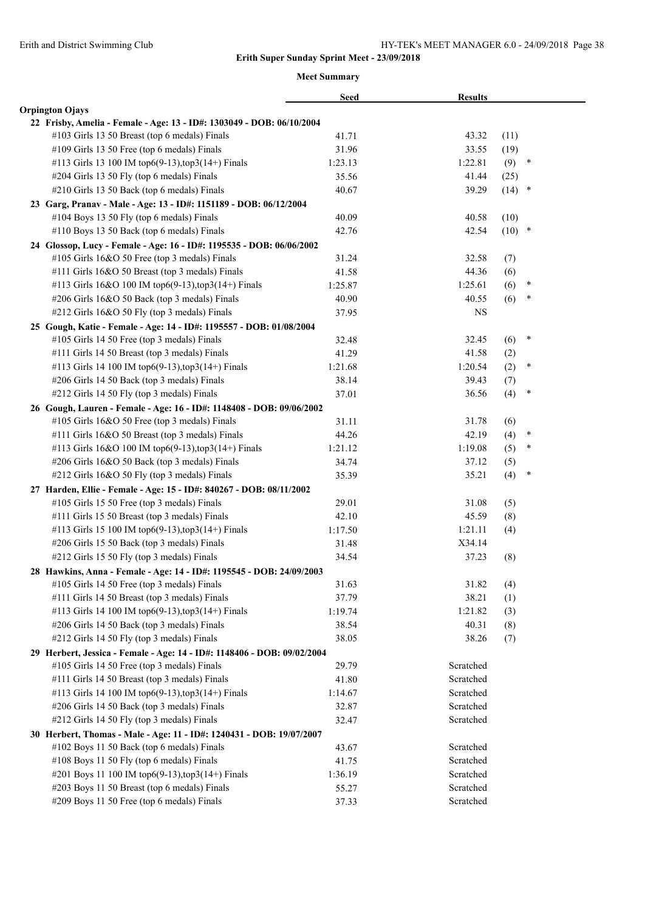# Erith Super Sunday Sprint Meet - 23/09/2018

## Meet Summary

| | Seed | Results | | |
|---|---|---|---|---|
| **Orpington Ojays** | | | | |
| **22 Frisby, Amelia - Female - Age: 13 - ID#: 1303049 - DOB: 06/10/2004** | | | | |
| #103 Girls 13 50 Breast (top 6 medals) Finals | 41.71 | 43.32 | (11) | |
| #109 Girls 13 50 Free (top 6 medals) Finals | 31.96 | 33.55 | (19) | |
| #113 Girls 13 100 IM top6(9-13),top3(14+) Finals | 1:23.13 | 1:22.81 | (9) | * |
| #204 Girls 13 50 Fly (top 6 medals) Finals | 35.56 | 41.44 | (25) | |
| #210 Girls 13 50 Back (top 6 medals) Finals | 40.67 | 39.29 | (14) | * |
| **23 Garg, Pranav - Male - Age: 13 - ID#: 1151189 - DOB: 06/12/2004** | | | | |
| #104 Boys 13 50 Fly (top 6 medals) Finals | 40.09 | 40.58 | (10) | |
| #110 Boys 13 50 Back (top 6 medals) Finals | 42.76 | 42.54 | (10) | * |
| **24 Glossop, Lucy - Female - Age: 16 - ID#: 1195535 - DOB: 06/06/2002** | | | | |
| #105 Girls 16&O 50 Free (top 3 medals) Finals | 31.24 | 32.58 | (7) | |
| #111 Girls 16&O 50 Breast (top 3 medals) Finals | 41.58 | 44.36 | (6) | |
| #113 Girls 16&O 100 IM top6(9-13),top3(14+) Finals | 1:25.87 | 1:25.61 | (6) | * |
| #206 Girls 16&O 50 Back (top 3 medals) Finals | 40.90 | 40.55 | (6) | * |
| #212 Girls 16&O 50 Fly (top 3 medals) Finals | 37.95 | NS | | |
| **25 Gough, Katie - Female - Age: 14 - ID#: 1195557 - DOB: 01/08/2004** | | | | |
| #105 Girls 14 50 Free (top 3 medals) Finals | 32.48 | 32.45 | (6) | * |
| #111 Girls 14 50 Breast (top 3 medals) Finals | 41.29 | 41.58 | (2) | |
| #113 Girls 14 100 IM top6(9-13),top3(14+) Finals | 1:21.68 | 1:20.54 | (2) | * |
| #206 Girls 14 50 Back (top 3 medals) Finals | 38.14 | 39.43 | (7) | |
| #212 Girls 14 50 Fly (top 3 medals) Finals | 37.01 | 36.56 | (4) | * |
| **26 Gough, Lauren - Female - Age: 16 - ID#: 1148408 - DOB: 09/06/2002** | | | | |
| #105 Girls 16&O 50 Free (top 3 medals) Finals | 31.11 | 31.78 | (6) | |
| #111 Girls 16&O 50 Breast (top 3 medals) Finals | 44.26 | 42.19 | (4) | * |
| #113 Girls 16&O 100 IM top6(9-13),top3(14+) Finals | 1:21.12 | 1:19.08 | (5) | * |
| #206 Girls 16&O 50 Back (top 3 medals) Finals | 34.74 | 37.12 | (5) | |
| #212 Girls 16&O 50 Fly (top 3 medals) Finals | 35.39 | 35.21 | (4) | * |
| **27 Harden, Ellie - Female - Age: 15 - ID#: 840267 - DOB: 08/11/2002** | | | | |
| #105 Girls 15 50 Free (top 3 medals) Finals | 29.01 | 31.08 | (5) | |
| #111 Girls 15 50 Breast (top 3 medals) Finals | 42.10 | 45.59 | (8) | |
| #113 Girls 15 100 IM top6(9-13),top3(14+) Finals | 1:17.50 | 1:21.11 | (4) | |
| #206 Girls 15 50 Back (top 3 medals) Finals | 31.48 | X34.14 | | |
| #212 Girls 15 50 Fly (top 3 medals) Finals | 34.54 | 37.23 | (8) | |
| **28 Hawkins, Anna - Female - Age: 14 - ID#: 1195545 - DOB: 24/09/2003** | | | | |
| #105 Girls 14 50 Free (top 3 medals) Finals | 31.63 | 31.82 | (4) | |
| #111 Girls 14 50 Breast (top 3 medals) Finals | 37.79 | 38.21 | (1) | |
| #113 Girls 14 100 IM top6(9-13),top3(14+) Finals | 1:19.74 | 1:21.82 | (3) | |
| #206 Girls 14 50 Back (top 3 medals) Finals | 38.54 | 40.31 | (8) | |
| #212 Girls 14 50 Fly (top 3 medals) Finals | 38.05 | 38.26 | (7) | |
| **29 Herbert, Jessica - Female - Age: 14 - ID#: 1148406 - DOB: 09/02/2004** | | | | |
| #105 Girls 14 50 Free (top 3 medals) Finals | 29.79 | Scratched | | |
| #111 Girls 14 50 Breast (top 3 medals) Finals | 41.80 | Scratched | | |
| #113 Girls 14 100 IM top6(9-13),top3(14+) Finals | 1:14.67 | Scratched | | |
| #206 Girls 14 50 Back (top 3 medals) Finals | 32.87 | Scratched | | |
| #212 Girls 14 50 Fly (top 3 medals) Finals | 32.47 | Scratched | | |
| **30 Herbert, Thomas - Male - Age: 11 - ID#: 1240431 - DOB: 19/07/2007** | | | | |
| #102 Boys 11 50 Back (top 6 medals) Finals | 43.67 | Scratched | | |
| #108 Boys 11 50 Fly (top 6 medals) Finals | 41.75 | Scratched | | |
| #201 Boys 11 100 IM top6(9-13),top3(14+) Finals | 1:36.19 | Scratched | | |
| #203 Boys 11 50 Breast (top 6 medals) Finals | 55.27 | Scratched | | |
| #209 Boys 11 50 Free (top 6 medals) Finals | 37.33 | Scratched | | |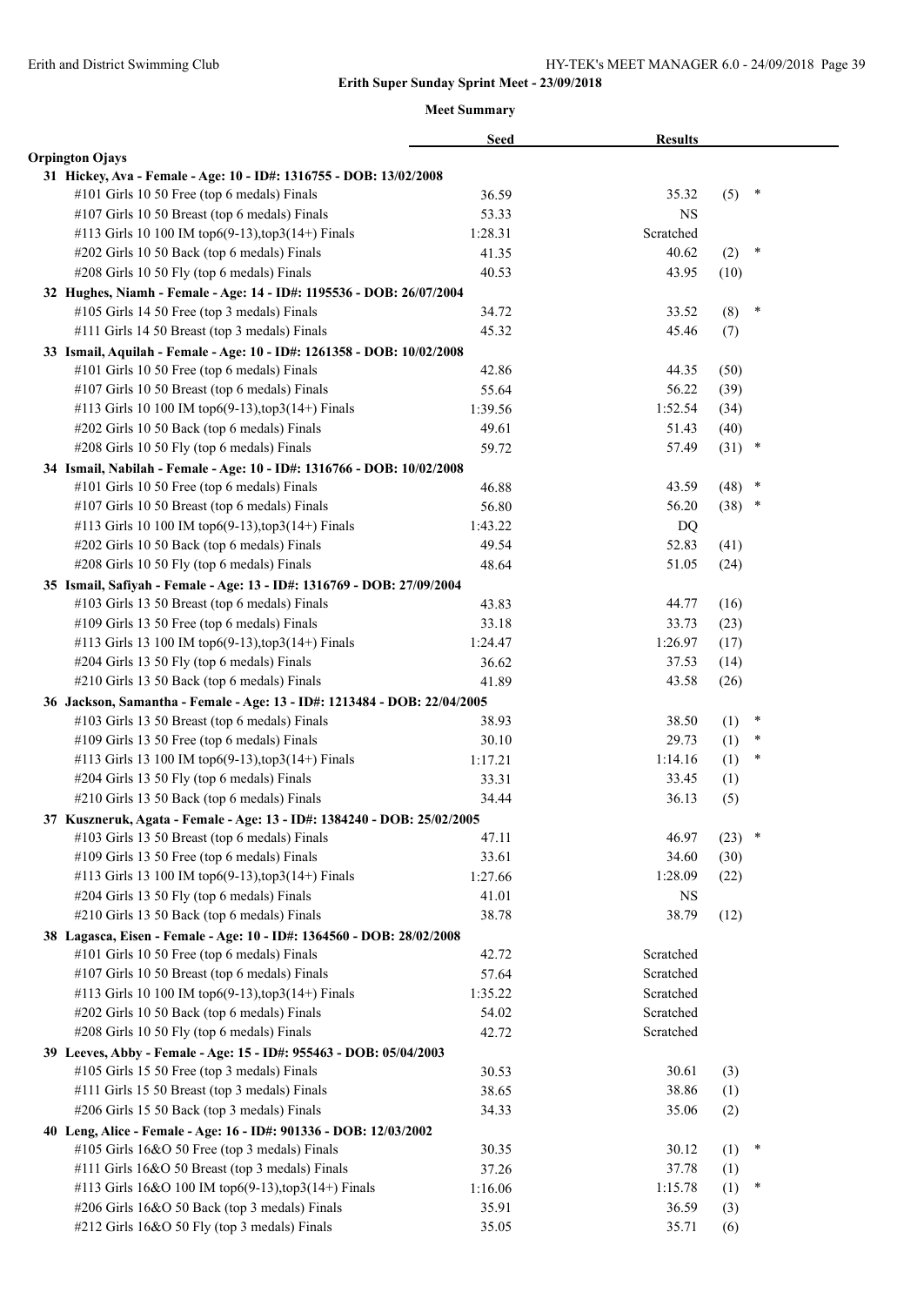**Erith Super Sunday Sprint Meet - 23/09/2018**

**Meet Summary**

| | Seed | Results | | |
|---|---|---|---|---|
| **Orpington Ojays** | | | | |
| **31 Hickey, Ava - Female - Age: 10 - ID#: 1316755 - DOB: 13/02/2008** | | | | |
| #101 Girls 10 50 Free (top 6 medals) Finals | 36.59 | 35.32 | (5) | * |
| #107 Girls 10 50 Breast (top 6 medals) Finals | 53.33 | NS | | |
| #113 Girls 10 100 IM top6(9-13),top3(14+) Finals | 1:28.31 | Scratched | | |
| #202 Girls 10 50 Back (top 6 medals) Finals | 41.35 | 40.62 | (2) | * |
| #208 Girls 10 50 Fly (top 6 medals) Finals | 40.53 | 43.95 | (10) | |
| **32 Hughes, Niamh - Female - Age: 14 - ID#: 1195536 - DOB: 26/07/2004** | | | | |
| #105 Girls 14 50 Free (top 3 medals) Finals | 34.72 | 33.52 | (8) | * |
| #111 Girls 14 50 Breast (top 3 medals) Finals | 45.32 | 45.46 | (7) | |
| **33 Ismail, Aquilah - Female - Age: 10 - ID#: 1261358 - DOB: 10/02/2008** | | | | |
| #101 Girls 10 50 Free (top 6 medals) Finals | 42.86 | 44.35 | (50) | |
| #107 Girls 10 50 Breast (top 6 medals) Finals | 55.64 | 56.22 | (39) | |
| #113 Girls 10 100 IM top6(9-13),top3(14+) Finals | 1:39.56 | 1:52.54 | (34) | |
| #202 Girls 10 50 Back (top 6 medals) Finals | 49.61 | 51.43 | (40) | |
| #208 Girls 10 50 Fly (top 6 medals) Finals | 59.72 | 57.49 | (31) | * |
| **34 Ismail, Nabilah - Female - Age: 10 - ID#: 1316766 - DOB: 10/02/2008** | | | | |
| #101 Girls 10 50 Free (top 6 medals) Finals | 46.88 | 43.59 | (48) | * |
| #107 Girls 10 50 Breast (top 6 medals) Finals | 56.80 | 56.20 | (38) | * |
| #113 Girls 10 100 IM top6(9-13),top3(14+) Finals | 1:43.22 | DQ | | |
| #202 Girls 10 50 Back (top 6 medals) Finals | 49.54 | 52.83 | (41) | |
| #208 Girls 10 50 Fly (top 6 medals) Finals | 48.64 | 51.05 | (24) | |
| **35 Ismail, Safiyah - Female - Age: 13 - ID#: 1316769 - DOB: 27/09/2004** | | | | |
| #103 Girls 13 50 Breast (top 6 medals) Finals | 43.83 | 44.77 | (16) | |
| #109 Girls 13 50 Free (top 6 medals) Finals | 33.18 | 33.73 | (23) | |
| #113 Girls 13 100 IM top6(9-13),top3(14+) Finals | 1:24.47 | 1:26.97 | (17) | |
| #204 Girls 13 50 Fly (top 6 medals) Finals | 36.62 | 37.53 | (14) | |
| #210 Girls 13 50 Back (top 6 medals) Finals | 41.89 | 43.58 | (26) | |
| **36 Jackson, Samantha - Female - Age: 13 - ID#: 1213484 - DOB: 22/04/2005** | | | | |
| #103 Girls 13 50 Breast (top 6 medals) Finals | 38.93 | 38.50 | (1) | * |
| #109 Girls 13 50 Free (top 6 medals) Finals | 30.10 | 29.73 | (1) | * |
| #113 Girls 13 100 IM top6(9-13),top3(14+) Finals | 1:17.21 | 1:14.16 | (1) | * |
| #204 Girls 13 50 Fly (top 6 medals) Finals | 33.31 | 33.45 | (1) | |
| #210 Girls 13 50 Back (top 6 medals) Finals | 34.44 | 36.13 | (5) | |
| **37 Kuszneruk, Agata - Female - Age: 13 - ID#: 1384240 - DOB: 25/02/2005** | | | | |
| #103 Girls 13 50 Breast (top 6 medals) Finals | 47.11 | 46.97 | (23) | * |
| #109 Girls 13 50 Free (top 6 medals) Finals | 33.61 | 34.60 | (30) | |
| #113 Girls 13 100 IM top6(9-13),top3(14+) Finals | 1:27.66 | 1:28.09 | (22) | |
| #204 Girls 13 50 Fly (top 6 medals) Finals | 41.01 | NS | | |
| #210 Girls 13 50 Back (top 6 medals) Finals | 38.78 | 38.79 | (12) | |
| **38 Lagasca, Eisen - Female - Age: 10 - ID#: 1364560 - DOB: 28/02/2008** | | | | |
| #101 Girls 10 50 Free (top 6 medals) Finals | 42.72 | Scratched | | |
| #107 Girls 10 50 Breast (top 6 medals) Finals | 57.64 | Scratched | | |
| #113 Girls 10 100 IM top6(9-13),top3(14+) Finals | 1:35.22 | Scratched | | |
| #202 Girls 10 50 Back (top 6 medals) Finals | 54.02 | Scratched | | |
| #208 Girls 10 50 Fly (top 6 medals) Finals | 42.72 | Scratched | | |
| **39 Leeves, Abby - Female - Age: 15 - ID#: 955463 - DOB: 05/04/2003** | | | | |
| #105 Girls 15 50 Free (top 3 medals) Finals | 30.53 | 30.61 | (3) | |
| #111 Girls 15 50 Breast (top 3 medals) Finals | 38.65 | 38.86 | (1) | |
| #206 Girls 15 50 Back (top 3 medals) Finals | 34.33 | 35.06 | (2) | |
| **40 Leng, Alice - Female - Age: 16 - ID#: 901336 - DOB: 12/03/2002** | | | | |
| #105 Girls 16&O 50 Free (top 3 medals) Finals | 30.35 | 30.12 | (1) | * |
| #111 Girls 16&O 50 Breast (top 3 medals) Finals | 37.26 | 37.78 | (1) | |
| #113 Girls 16&O 100 IM top6(9-13),top3(14+) Finals | 1:16.06 | 1:15.78 | (1) | * |
| #206 Girls 16&O 50 Back (top 3 medals) Finals | 35.91 | 36.59 | (3) | |
| #212 Girls 16&O 50 Fly (top 3 medals) Finals | 35.05 | 35.71 | (6) | |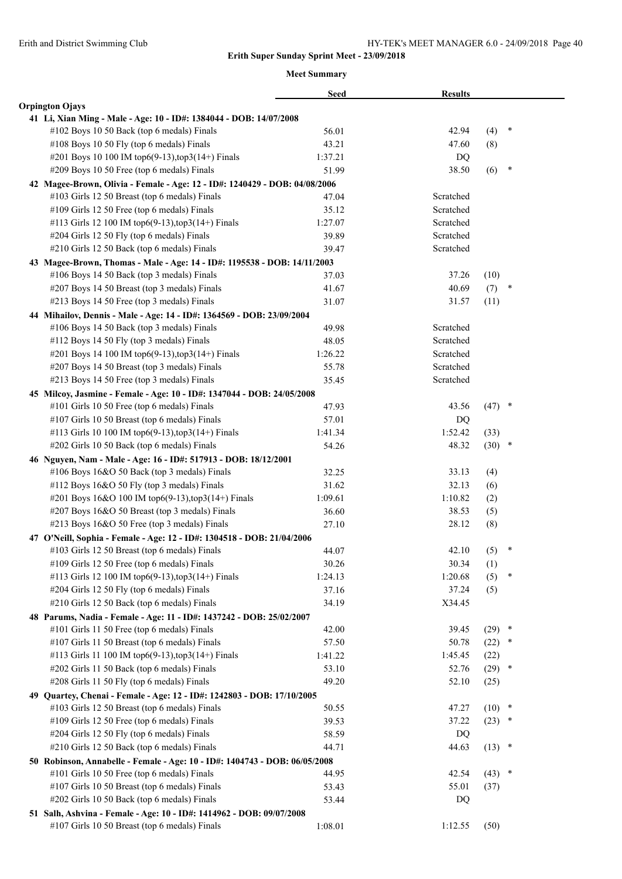**Meet Summary**

**Orpington Ojays**

| | Seed | Results | | |
|---|---|---|---|---|
| **41 Li, Xian Ming - Male - Age: 10 - ID#: 1384044 - DOB: 14/07/2008** | | | | |
| #102 Boys 10 50 Back (top 6 medals) Finals | 56.01 | 42.94 | (4) | * |
| #108 Boys 10 50 Fly (top 6 medals) Finals | 43.21 | 47.60 | (8) | |
| #201 Boys 10 100 IM top6(9-13),top3(14+) Finals | 1:37.21 | DQ | | |
| #209 Boys 10 50 Free (top 6 medals) Finals | 51.99 | 38.50 | (6) | * |
| **42 Magee-Brown, Olivia - Female - Age: 12 - ID#: 1240429 - DOB: 04/08/2006** | | | | |
| #103 Girls 12 50 Breast (top 6 medals) Finals | 47.04 | Scratched | | |
| #109 Girls 12 50 Free (top 6 medals) Finals | 35.12 | Scratched | | |
| #113 Girls 12 100 IM top6(9-13),top3(14+) Finals | 1:27.07 | Scratched | | |
| #204 Girls 12 50 Fly (top 6 medals) Finals | 39.89 | Scratched | | |
| #210 Girls 12 50 Back (top 6 medals) Finals | 39.47 | Scratched | | |
| **43 Magee-Brown, Thomas - Male - Age: 14 - ID#: 1195538 - DOB: 14/11/2003** | | | | |
| #106 Boys 14 50 Back (top 3 medals) Finals | 37.03 | 37.26 | (10) | |
| #207 Boys 14 50 Breast (top 3 medals) Finals | 41.67 | 40.69 | (7) | * |
| #213 Boys 14 50 Free (top 3 medals) Finals | 31.07 | 31.57 | (11) | |
| **44 Mihailov, Dennis - Male - Age: 14 - ID#: 1364569 - DOB: 23/09/2004** | | | | |
| #106 Boys 14 50 Back (top 3 medals) Finals | 49.98 | Scratched | | |
| #112 Boys 14 50 Fly (top 3 medals) Finals | 48.05 | Scratched | | |
| #201 Boys 14 100 IM top6(9-13),top3(14+) Finals | 1:26.22 | Scratched | | |
| #207 Boys 14 50 Breast (top 3 medals) Finals | 55.78 | Scratched | | |
| #213 Boys 14 50 Free (top 3 medals) Finals | 35.45 | Scratched | | |
| **45 Milcoy, Jasmine - Female - Age: 10 - ID#: 1347044 - DOB: 24/05/2008** | | | | |
| #101 Girls 10 50 Free (top 6 medals) Finals | 47.93 | 43.56 | (47) | * |
| #107 Girls 10 50 Breast (top 6 medals) Finals | 57.01 | DQ | | |
| #113 Girls 10 100 IM top6(9-13),top3(14+) Finals | 1:41.34 | 1:52.42 | (33) | |
| #202 Girls 10 50 Back (top 6 medals) Finals | 54.26 | 48.32 | (30) | * |
| **46 Nguyen, Nam - Male - Age: 16 - ID#: 517913 - DOB: 18/12/2001** | | | | |
| #106 Boys 16&O 50 Back (top 3 medals) Finals | 32.25 | 33.13 | (4) | |
| #112 Boys 16&O 50 Fly (top 3 medals) Finals | 31.62 | 32.13 | (6) | |
| #201 Boys 16&O 100 IM top6(9-13),top3(14+) Finals | 1:09.61 | 1:10.82 | (2) | |
| #207 Boys 16&O 50 Breast (top 3 medals) Finals | 36.60 | 38.53 | (5) | |
| #213 Boys 16&O 50 Free (top 3 medals) Finals | 27.10 | 28.12 | (8) | |
| **47 O'Neill, Sophia - Female - Age: 12 - ID#: 1304518 - DOB: 21/04/2006** | | | | |
| #103 Girls 12 50 Breast (top 6 medals) Finals | 44.07 | 42.10 | (5) | * |
| #109 Girls 12 50 Free (top 6 medals) Finals | 30.26 | 30.34 | (1) | |
| #113 Girls 12 100 IM top6(9-13),top3(14+) Finals | 1:24.13 | 1:20.68 | (5) | * |
| #204 Girls 12 50 Fly (top 6 medals) Finals | 37.16 | 37.24 | (5) | |
| #210 Girls 12 50 Back (top 6 medals) Finals | 34.19 | X34.45 | | |
| **48 Parums, Nadia - Female - Age: 11 - ID#: 1437242 - DOB: 25/02/2007** | | | | |
| #101 Girls 11 50 Free (top 6 medals) Finals | 42.00 | 39.45 | (29) | * |
| #107 Girls 11 50 Breast (top 6 medals) Finals | 57.50 | 50.78 | (22) | * |
| #113 Girls 11 100 IM top6(9-13),top3(14+) Finals | 1:41.22 | 1:45.45 | (22) | |
| #202 Girls 11 50 Back (top 6 medals) Finals | 53.10 | 52.76 | (29) | * |
| #208 Girls 11 50 Fly (top 6 medals) Finals | 49.20 | 52.10 | (25) | |
| **49 Quartey, Chenai - Female - Age: 12 - ID#: 1242803 - DOB: 17/10/2005** | | | | |
| #103 Girls 12 50 Breast (top 6 medals) Finals | 50.55 | 47.27 | (10) | * |
| #109 Girls 12 50 Free (top 6 medals) Finals | 39.53 | 37.22 | (23) | * |
| #204 Girls 12 50 Fly (top 6 medals) Finals | 58.59 | DQ | | |
| #210 Girls 12 50 Back (top 6 medals) Finals | 44.71 | 44.63 | (13) | * |
| **50 Robinson, Annabelle - Female - Age: 10 - ID#: 1404743 - DOB: 06/05/2008** | | | | |
| #101 Girls 10 50 Free (top 6 medals) Finals | 44.95 | 42.54 | (43) | * |
| #107 Girls 10 50 Breast (top 6 medals) Finals | 53.43 | 55.01 | (37) | |
| #202 Girls 10 50 Back (top 6 medals) Finals | 53.44 | DQ | | |
| **51 Salh, Ashvina - Female - Age: 10 - ID#: 1414962 - DOB: 09/07/2008** | | | | |
| #107 Girls 10 50 Breast (top 6 medals) Finals | 1:08.01 | 1:12.55 | (50) | |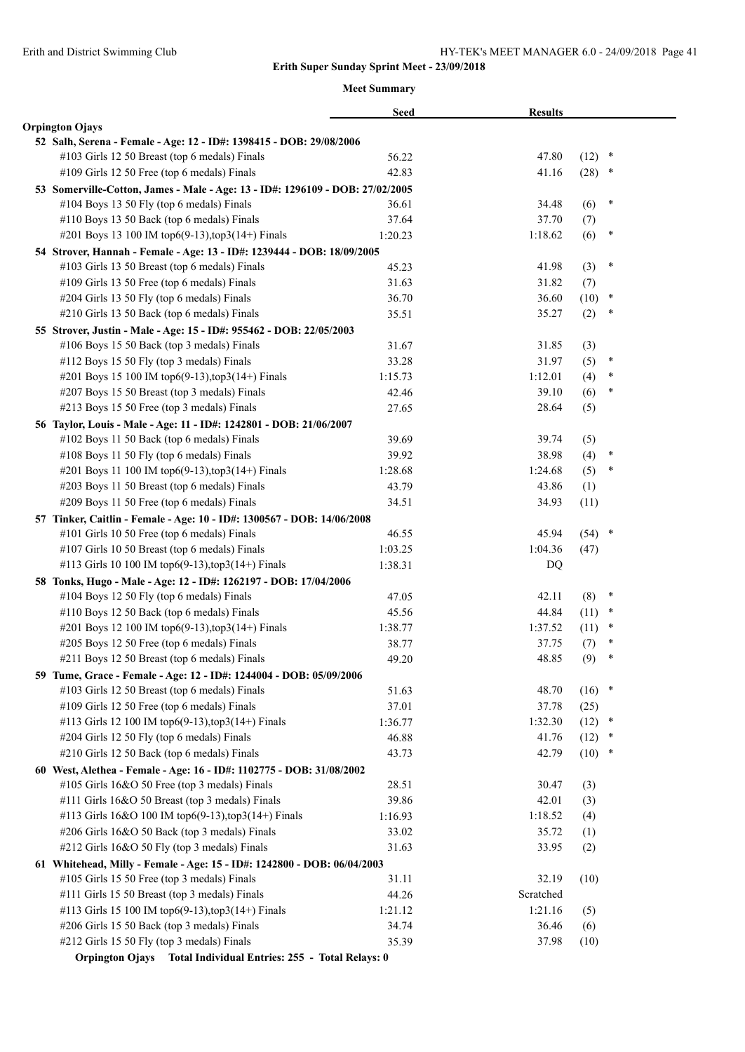Erith and District Swimming Club

**Erith Super Sunday Sprint Meet - 23/09/2018**

**Meet Summary**

| | Seed | Results | | |
|---|---|---|---|---|
| **Orpington Ojays** | | | | |
| **52 Salh, Serena - Female - Age: 12 - ID#: 1398415 - DOB: 29/08/2006** | | | | |
| #103 Girls 12 50 Breast (top 6 medals) Finals | 56.22 | 47.80 | (12) | * |
| #109 Girls 12 50 Free (top 6 medals) Finals | 42.83 | 41.16 | (28) | * |
| **53 Somerville-Cotton, James - Male - Age: 13 - ID#: 1296109 - DOB: 27/02/2005** | | | | |
| #104 Boys 13 50 Fly (top 6 medals) Finals | 36.61 | 34.48 | (6) | * |
| #110 Boys 13 50 Back (top 6 medals) Finals | 37.64 | 37.70 | (7) | |
| #201 Boys 13 100 IM top6(9-13),top3(14+) Finals | 1:20.23 | 1:18.62 | (6) | * |
| **54 Strover, Hannah - Female - Age: 13 - ID#: 1239444 - DOB: 18/09/2005** | | | | |
| #103 Girls 13 50 Breast (top 6 medals) Finals | 45.23 | 41.98 | (3) | * |
| #109 Girls 13 50 Free (top 6 medals) Finals | 31.63 | 31.82 | (7) | |
| #204 Girls 13 50 Fly (top 6 medals) Finals | 36.70 | 36.60 | (10) | * |
| #210 Girls 13 50 Back (top 6 medals) Finals | 35.51 | 35.27 | (2) | * |
| **55 Strover, Justin - Male - Age: 15 - ID#: 955462 - DOB: 22/05/2003** | | | | |
| #106 Boys 15 50 Back (top 3 medals) Finals | 31.67 | 31.85 | (3) | |
| #112 Boys 15 50 Fly (top 3 medals) Finals | 33.28 | 31.97 | (5) | * |
| #201 Boys 15 100 IM top6(9-13),top3(14+) Finals | 1:15.73 | 1:12.01 | (4) | * |
| #207 Boys 15 50 Breast (top 3 medals) Finals | 42.46 | 39.10 | (6) | * |
| #213 Boys 15 50 Free (top 3 medals) Finals | 27.65 | 28.64 | (5) | |
| **56 Taylor, Louis - Male - Age: 11 - ID#: 1242801 - DOB: 21/06/2007** | | | | |
| #102 Boys 11 50 Back (top 6 medals) Finals | 39.69 | 39.74 | (5) | |
| #108 Boys 11 50 Fly (top 6 medals) Finals | 39.92 | 38.98 | (4) | * |
| #201 Boys 11 100 IM top6(9-13),top3(14+) Finals | 1:28.68 | 1:24.68 | (5) | * |
| #203 Boys 11 50 Breast (top 6 medals) Finals | 43.79 | 43.86 | (1) | |
| #209 Boys 11 50 Free (top 6 medals) Finals | 34.51 | 34.93 | (11) | |
| **57 Tinker, Caitlin - Female - Age: 10 - ID#: 1300567 - DOB: 14/06/2008** | | | | |
| #101 Girls 10 50 Free (top 6 medals) Finals | 46.55 | 45.94 | (54) | * |
| #107 Girls 10 50 Breast (top 6 medals) Finals | 1:03.25 | 1:04.36 | (47) | |
| #113 Girls 10 100 IM top6(9-13),top3(14+) Finals | 1:38.31 | DQ | | |
| **58 Tonks, Hugo - Male - Age: 12 - ID#: 1262197 - DOB: 17/04/2006** | | | | |
| #104 Boys 12 50 Fly (top 6 medals) Finals | 47.05 | 42.11 | (8) | * |
| #110 Boys 12 50 Back (top 6 medals) Finals | 45.56 | 44.84 | (11) | * |
| #201 Boys 12 100 IM top6(9-13),top3(14+) Finals | 1:38.77 | 1:37.52 | (11) | * |
| #205 Boys 12 50 Free (top 6 medals) Finals | 38.77 | 37.75 | (7) | * |
| #211 Boys 12 50 Breast (top 6 medals) Finals | 49.20 | 48.85 | (9) | * |
| **59 Tume, Grace - Female - Age: 12 - ID#: 1244004 - DOB: 05/09/2006** | | | | |
| #103 Girls 12 50 Breast (top 6 medals) Finals | 51.63 | 48.70 | (16) | * |
| #109 Girls 12 50 Free (top 6 medals) Finals | 37.01 | 37.78 | (25) | |
| #113 Girls 12 100 IM top6(9-13),top3(14+) Finals | 1:36.77 | 1:32.30 | (12) | * |
| #204 Girls 12 50 Fly (top 6 medals) Finals | 46.88 | 41.76 | (12) | * |
| #210 Girls 12 50 Back (top 6 medals) Finals | 43.73 | 42.79 | (10) | * |
| **60 West, Alethea - Female - Age: 16 - ID#: 1102775 - DOB: 31/08/2002** | | | | |
| #105 Girls 16&O 50 Free (top 3 medals) Finals | 28.51 | 30.47 | (3) | |
| #111 Girls 16&O 50 Breast (top 3 medals) Finals | 39.86 | 42.01 | (3) | |
| #113 Girls 16&O 100 IM top6(9-13),top3(14+) Finals | 1:16.93 | 1:18.52 | (4) | |
| #206 Girls 16&O 50 Back (top 3 medals) Finals | 33.02 | 35.72 | (1) | |
| #212 Girls 16&O 50 Fly (top 3 medals) Finals | 31.63 | 33.95 | (2) | |
| **61 Whitehead, Milly - Female - Age: 15 - ID#: 1242800 - DOB: 06/04/2003** | | | | |
| #105 Girls 15 50 Free (top 3 medals) Finals | 31.11 | 32.19 | (10) | |
| #111 Girls 15 50 Breast (top 3 medals) Finals | 44.26 | Scratched | | |
| #113 Girls 15 100 IM top6(9-13),top3(14+) Finals | 1:21.12 | 1:21.16 | (5) | |
| #206 Girls 15 50 Back (top 3 medals) Finals | 34.74 | 36.46 | (6) | |
| #212 Girls 15 50 Fly (top 3 medals) Finals | 35.39 | 37.98 | (10) | |

**Orpington Ojays Total Individual Entries: 255 - Total Relays: 0**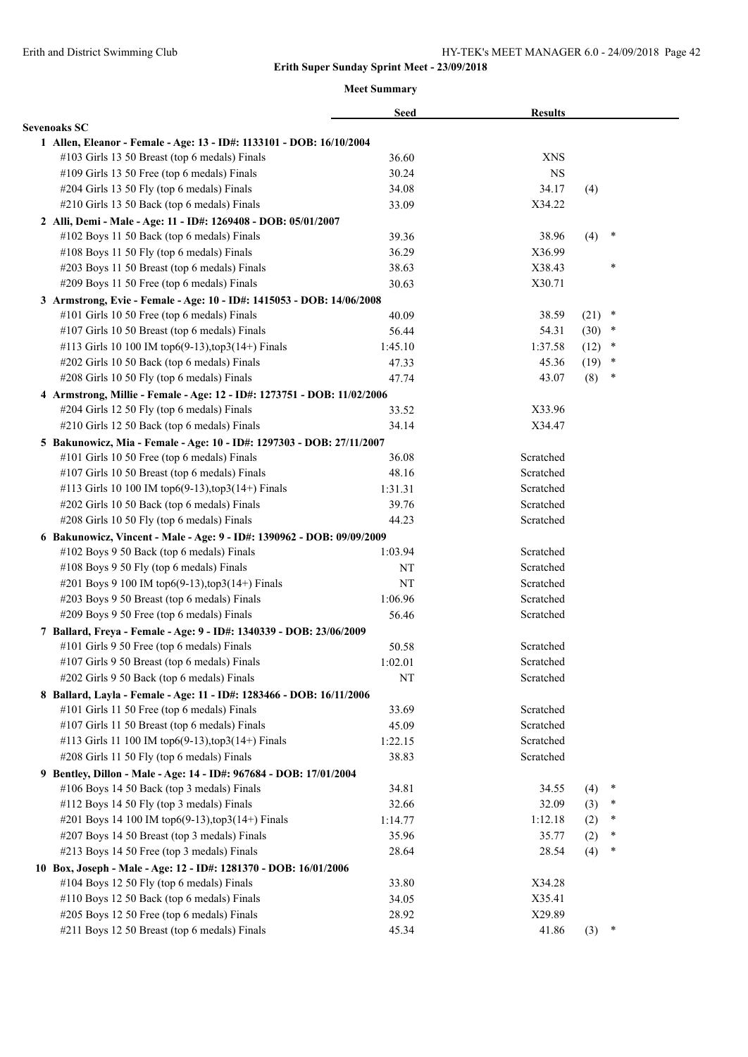## Erith Super Sunday Sprint Meet - 23/09/2018

### Meet Summary

| | Seed | Results | | |
|---|---|---|---|---|
| **Sevenoaks SC** | | | | |
| **1 Allen, Eleanor - Female - Age: 13 - ID#: 1133101 - DOB: 16/10/2004** | | | | |
| #103 Girls 13 50 Breast (top 6 medals) Finals | 36.60 | XNS | | |
| #109 Girls 13 50 Free (top 6 medals) Finals | 30.24 | NS | | |
| #204 Girls 13 50 Fly (top 6 medals) Finals | 34.08 | 34.17 | (4) | |
| #210 Girls 13 50 Back (top 6 medals) Finals | 33.09 | X34.22 | | |
| **2 Alli, Demi - Male - Age: 11 - ID#: 1269408 - DOB: 05/01/2007** | | | | |
| #102 Boys 11 50 Back (top 6 medals) Finals | 39.36 | 38.96 | (4) | * |
| #108 Boys 11 50 Fly (top 6 medals) Finals | 36.29 | X36.99 | | |
| #203 Boys 11 50 Breast (top 6 medals) Finals | 38.63 | X38.43 | | * |
| #209 Boys 11 50 Free (top 6 medals) Finals | 30.63 | X30.71 | | |
| **3 Armstrong, Evie - Female - Age: 10 - ID#: 1415053 - DOB: 14/06/2008** | | | | |
| #101 Girls 10 50 Free (top 6 medals) Finals | 40.09 | 38.59 | (21) | * |
| #107 Girls 10 50 Breast (top 6 medals) Finals | 56.44 | 54.31 | (30) | * |
| #113 Girls 10 100 IM top6(9-13),top3(14+) Finals | 1:45.10 | 1:37.58 | (12) | * |
| #202 Girls 10 50 Back (top 6 medals) Finals | 47.33 | 45.36 | (19) | * |
| #208 Girls 10 50 Fly (top 6 medals) Finals | 47.74 | 43.07 | (8) | * |
| **4 Armstrong, Millie - Female - Age: 12 - ID#: 1273751 - DOB: 11/02/2006** | | | | |
| #204 Girls 12 50 Fly (top 6 medals) Finals | 33.52 | X33.96 | | |
| #210 Girls 12 50 Back (top 6 medals) Finals | 34.14 | X34.47 | | |
| **5 Bakunowicz, Mia - Female - Age: 10 - ID#: 1297303 - DOB: 27/11/2007** | | | | |
| #101 Girls 10 50 Free (top 6 medals) Finals | 36.08 | Scratched | | |
| #107 Girls 10 50 Breast (top 6 medals) Finals | 48.16 | Scratched | | |
| #113 Girls 10 100 IM top6(9-13),top3(14+) Finals | 1:31.31 | Scratched | | |
| #202 Girls 10 50 Back (top 6 medals) Finals | 39.76 | Scratched | | |
| #208 Girls 10 50 Fly (top 6 medals) Finals | 44.23 | Scratched | | |
| **6 Bakunowicz, Vincent - Male - Age: 9 - ID#: 1390962 - DOB: 09/09/2009** | | | | |
| #102 Boys 9 50 Back (top 6 medals) Finals | 1:03.94 | Scratched | | |
| #108 Boys 9 50 Fly (top 6 medals) Finals | NT | Scratched | | |
| #201 Boys 9 100 IM top6(9-13),top3(14+) Finals | NT | Scratched | | |
| #203 Boys 9 50 Breast (top 6 medals) Finals | 1:06.96 | Scratched | | |
| #209 Boys 9 50 Free (top 6 medals) Finals | 56.46 | Scratched | | |
| **7 Ballard, Freya - Female - Age: 9 - ID#: 1340339 - DOB: 23/06/2009** | | | | |
| #101 Girls 9 50 Free (top 6 medals) Finals | 50.58 | Scratched | | |
| #107 Girls 9 50 Breast (top 6 medals) Finals | 1:02.01 | Scratched | | |
| #202 Girls 9 50 Back (top 6 medals) Finals | NT | Scratched | | |
| **8 Ballard, Layla - Female - Age: 11 - ID#: 1283466 - DOB: 16/11/2006** | | | | |
| #101 Girls 11 50 Free (top 6 medals) Finals | 33.69 | Scratched | | |
| #107 Girls 11 50 Breast (top 6 medals) Finals | 45.09 | Scratched | | |
| #113 Girls 11 100 IM top6(9-13),top3(14+) Finals | 1:22.15 | Scratched | | |
| #208 Girls 11 50 Fly (top 6 medals) Finals | 38.83 | Scratched | | |
| **9 Bentley, Dillon - Male - Age: 14 - ID#: 967684 - DOB: 17/01/2004** | | | | |
| #106 Boys 14 50 Back (top 3 medals) Finals | 34.81 | 34.55 | (4) | * |
| #112 Boys 14 50 Fly (top 3 medals) Finals | 32.66 | 32.09 | (3) | * |
| #201 Boys 14 100 IM top6(9-13),top3(14+) Finals | 1:14.77 | 1:12.18 | (2) | * |
| #207 Boys 14 50 Breast (top 3 medals) Finals | 35.96 | 35.77 | (2) | * |
| #213 Boys 14 50 Free (top 3 medals) Finals | 28.64 | 28.54 | (4) | * |
| **10 Box, Joseph - Male - Age: 12 - ID#: 1281370 - DOB: 16/01/2006** | | | | |
| #104 Boys 12 50 Fly (top 6 medals) Finals | 33.80 | X34.28 | | |
| #110 Boys 12 50 Back (top 6 medals) Finals | 34.05 | X35.41 | | |
| #205 Boys 12 50 Free (top 6 medals) Finals | 28.92 | X29.89 | | |
| #211 Boys 12 50 Breast (top 6 medals) Finals | 45.34 | 41.86 | (3) | * |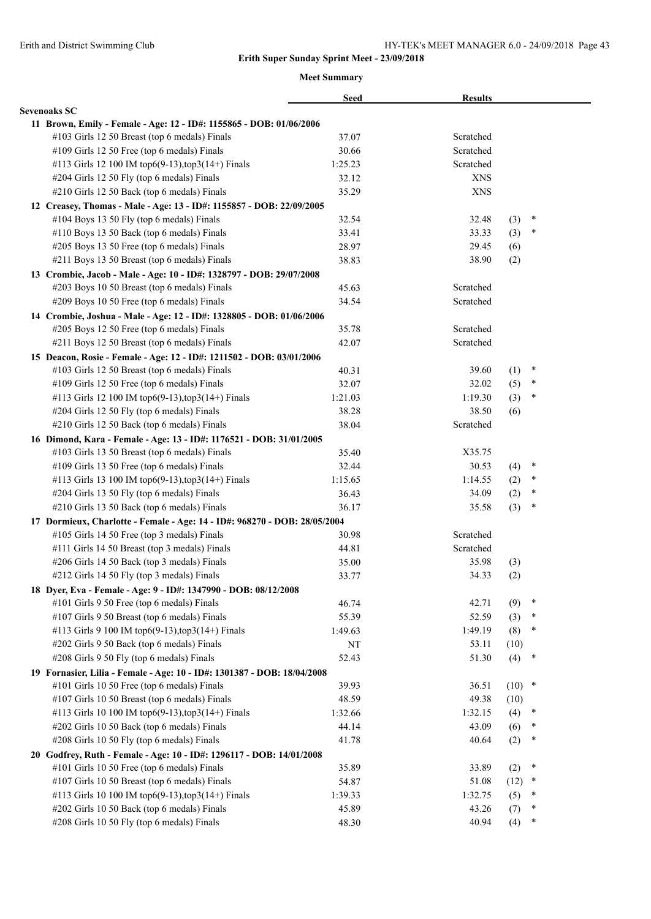## Erith Super Sunday Sprint Meet - 23/09/2018

### Meet Summary

| | Seed | Results | | |
|---|---|---|---|---|
| **Sevenoaks SC** | | | | |
| **11 Brown, Emily - Female - Age: 12 - ID#: 1155865 - DOB: 01/06/2006** | | | | |
| #103 Girls 12 50 Breast (top 6 medals) Finals | 37.07 | Scratched | | |
| #109 Girls 12 50 Free (top 6 medals) Finals | 30.66 | Scratched | | |
| #113 Girls 12 100 IM top6(9-13),top3(14+) Finals | 1:25.23 | Scratched | | |
| #204 Girls 12 50 Fly (top 6 medals) Finals | 32.12 | XNS | | |
| #210 Girls 12 50 Back (top 6 medals) Finals | 35.29 | XNS | | |
| **12 Creasey, Thomas - Male - Age: 13 - ID#: 1155857 - DOB: 22/09/2005** | | | | |
| #104 Boys 13 50 Fly (top 6 medals) Finals | 32.54 | 32.48 | (3) | * |
| #110 Boys 13 50 Back (top 6 medals) Finals | 33.41 | 33.33 | (3) | * |
| #205 Boys 13 50 Free (top 6 medals) Finals | 28.97 | 29.45 | (6) | |
| #211 Boys 13 50 Breast (top 6 medals) Finals | 38.83 | 38.90 | (2) | |
| **13 Crombie, Jacob - Male - Age: 10 - ID#: 1328797 - DOB: 29/07/2008** | | | | |
| #203 Boys 10 50 Breast (top 6 medals) Finals | 45.63 | Scratched | | |
| #209 Boys 10 50 Free (top 6 medals) Finals | 34.54 | Scratched | | |
| **14 Crombie, Joshua - Male - Age: 12 - ID#: 1328805 - DOB: 01/06/2006** | | | | |
| #205 Boys 12 50 Free (top 6 medals) Finals | 35.78 | Scratched | | |
| #211 Boys 12 50 Breast (top 6 medals) Finals | 42.07 | Scratched | | |
| **15 Deacon, Rosie - Female - Age: 12 - ID#: 1211502 - DOB: 03/01/2006** | | | | |
| #103 Girls 12 50 Breast (top 6 medals) Finals | 40.31 | 39.60 | (1) | * |
| #109 Girls 12 50 Free (top 6 medals) Finals | 32.07 | 32.02 | (5) | * |
| #113 Girls 12 100 IM top6(9-13),top3(14+) Finals | 1:21.03 | 1:19.30 | (3) | * |
| #204 Girls 12 50 Fly (top 6 medals) Finals | 38.28 | 38.50 | (6) | |
| #210 Girls 12 50 Back (top 6 medals) Finals | 38.04 | Scratched | | |
| **16 Dimond, Kara - Female - Age: 13 - ID#: 1176521 - DOB: 31/01/2005** | | | | |
| #103 Girls 13 50 Breast (top 6 medals) Finals | 35.40 | X35.75 | | |
| #109 Girls 13 50 Free (top 6 medals) Finals | 32.44 | 30.53 | (4) | * |
| #113 Girls 13 100 IM top6(9-13),top3(14+) Finals | 1:15.65 | 1:14.55 | (2) | * |
| #204 Girls 13 50 Fly (top 6 medals) Finals | 36.43 | 34.09 | (2) | * |
| #210 Girls 13 50 Back (top 6 medals) Finals | 36.17 | 35.58 | (3) | * |
| **17 Dormieux, Charlotte - Female - Age: 14 - ID#: 968270 - DOB: 28/05/2004** | | | | |
| #105 Girls 14 50 Free (top 3 medals) Finals | 30.98 | Scratched | | |
| #111 Girls 14 50 Breast (top 3 medals) Finals | 44.81 | Scratched | | |
| #206 Girls 14 50 Back (top 3 medals) Finals | 35.00 | 35.98 | (3) | |
| #212 Girls 14 50 Fly (top 3 medals) Finals | 33.77 | 34.33 | (2) | |
| **18 Dyer, Eva - Female - Age: 9 - ID#: 1347990 - DOB: 08/12/2008** | | | | |
| #101 Girls 9 50 Free (top 6 medals) Finals | 46.74 | 42.71 | (9) | * |
| #107 Girls 9 50 Breast (top 6 medals) Finals | 55.39 | 52.59 | (3) | * |
| #113 Girls 9 100 IM top6(9-13),top3(14+) Finals | 1:49.63 | 1:49.19 | (8) | * |
| #202 Girls 9 50 Back (top 6 medals) Finals | NT | 53.11 | (10) | |
| #208 Girls 9 50 Fly (top 6 medals) Finals | 52.43 | 51.30 | (4) | * |
| **19 Fornasier, Lilia - Female - Age: 10 - ID#: 1301387 - DOB: 18/04/2008** | | | | |
| #101 Girls 10 50 Free (top 6 medals) Finals | 39.93 | 36.51 | (10) | * |
| #107 Girls 10 50 Breast (top 6 medals) Finals | 48.59 | 49.38 | (10) | |
| #113 Girls 10 100 IM top6(9-13),top3(14+) Finals | 1:32.66 | 1:32.15 | (4) | * |
| #202 Girls 10 50 Back (top 6 medals) Finals | 44.14 | 43.09 | (6) | * |
| #208 Girls 10 50 Fly (top 6 medals) Finals | 41.78 | 40.64 | (2) | * |
| **20 Godfrey, Ruth - Female - Age: 10 - ID#: 1296117 - DOB: 14/01/2008** | | | | |
| #101 Girls 10 50 Free (top 6 medals) Finals | 35.89 | 33.89 | (2) | * |
| #107 Girls 10 50 Breast (top 6 medals) Finals | 54.87 | 51.08 | (12) | * |
| #113 Girls 10 100 IM top6(9-13),top3(14+) Finals | 1:39.33 | 1:32.75 | (5) | * |
| #202 Girls 10 50 Back (top 6 medals) Finals | 45.89 | 43.26 | (7) | * |
| #208 Girls 10 50 Fly (top 6 medals) Finals | 48.30 | 40.94 | (4) | * |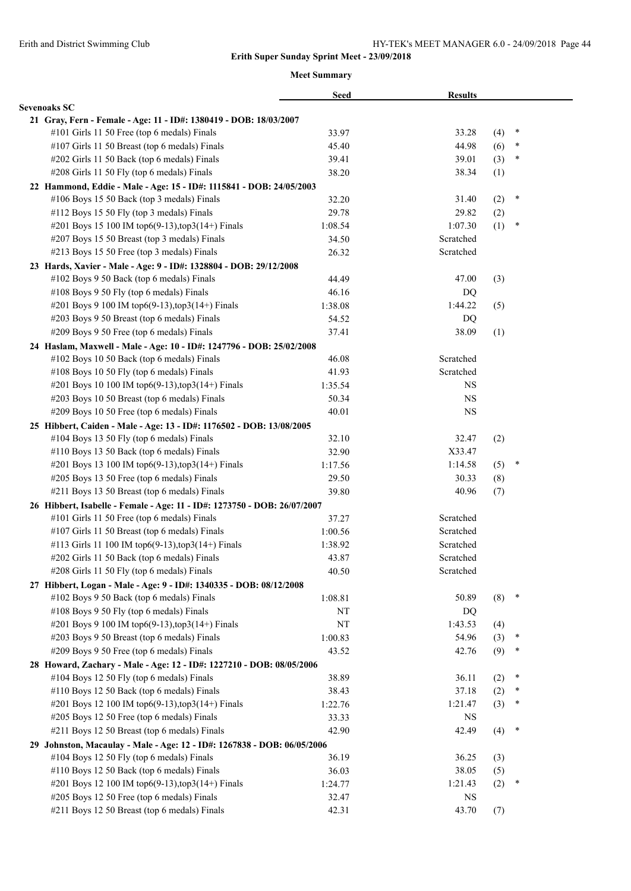## Erith Super Sunday Sprint Meet - 23/09/2018

### Meet Summary

| | Seed | Results | | |
|---|---|---|---|---|
| **Sevenoaks SC** | | | | |
| **21 Gray, Fern - Female - Age: 11 - ID#: 1380419 - DOB: 18/03/2007** | | | | |
| #101 Girls 11 50 Free (top 6 medals) Finals | 33.97 | 33.28 | (4) | * |
| #107 Girls 11 50 Breast (top 6 medals) Finals | 45.40 | 44.98 | (6) | * |
| #202 Girls 11 50 Back (top 6 medals) Finals | 39.41 | 39.01 | (3) | * |
| #208 Girls 11 50 Fly (top 6 medals) Finals | 38.20 | 38.34 | (1) | |
| **22 Hammond, Eddie - Male - Age: 15 - ID#: 1115841 - DOB: 24/05/2003** | | | | |
| #106 Boys 15 50 Back (top 3 medals) Finals | 32.20 | 31.40 | (2) | * |
| #112 Boys 15 50 Fly (top 3 medals) Finals | 29.78 | 29.82 | (2) | |
| #201 Boys 15 100 IM top6(9-13),top3(14+) Finals | 1:08.54 | 1:07.30 | (1) | * |
| #207 Boys 15 50 Breast (top 3 medals) Finals | 34.50 | Scratched | | |
| #213 Boys 15 50 Free (top 3 medals) Finals | 26.32 | Scratched | | |
| **23 Hards, Xavier - Male - Age: 9 - ID#: 1328804 - DOB: 29/12/2008** | | | | |
| #102 Boys 9 50 Back (top 6 medals) Finals | 44.49 | 47.00 | (3) | |
| #108 Boys 9 50 Fly (top 6 medals) Finals | 46.16 | DQ | | |
| #201 Boys 9 100 IM top6(9-13),top3(14+) Finals | 1:38.08 | 1:44.22 | (5) | |
| #203 Boys 9 50 Breast (top 6 medals) Finals | 54.52 | DQ | | |
| #209 Boys 9 50 Free (top 6 medals) Finals | 37.41 | 38.09 | (1) | |
| **24 Haslam, Maxwell - Male - Age: 10 - ID#: 1247796 - DOB: 25/02/2008** | | | | |
| #102 Boys 10 50 Back (top 6 medals) Finals | 46.08 | Scratched | | |
| #108 Boys 10 50 Fly (top 6 medals) Finals | 41.93 | Scratched | | |
| #201 Boys 10 100 IM top6(9-13),top3(14+) Finals | 1:35.54 | NS | | |
| #203 Boys 10 50 Breast (top 6 medals) Finals | 50.34 | NS | | |
| #209 Boys 10 50 Free (top 6 medals) Finals | 40.01 | NS | | |
| **25 Hibbert, Caiden - Male - Age: 13 - ID#: 1176502 - DOB: 13/08/2005** | | | | |
| #104 Boys 13 50 Fly (top 6 medals) Finals | 32.10 | 32.47 | (2) | |
| #110 Boys 13 50 Back (top 6 medals) Finals | 32.90 | X33.47 | | |
| #201 Boys 13 100 IM top6(9-13),top3(14+) Finals | 1:17.56 | 1:14.58 | (5) | * |
| #205 Boys 13 50 Free (top 6 medals) Finals | 29.50 | 30.33 | (8) | |
| #211 Boys 13 50 Breast (top 6 medals) Finals | 39.80 | 40.96 | (7) | |
| **26 Hibbert, Isabelle - Female - Age: 11 - ID#: 1273750 - DOB: 26/07/2007** | | | | |
| #101 Girls 11 50 Free (top 6 medals) Finals | 37.27 | Scratched | | |
| #107 Girls 11 50 Breast (top 6 medals) Finals | 1:00.56 | Scratched | | |
| #113 Girls 11 100 IM top6(9-13),top3(14+) Finals | 1:38.92 | Scratched | | |
| #202 Girls 11 50 Back (top 6 medals) Finals | 43.87 | Scratched | | |
| #208 Girls 11 50 Fly (top 6 medals) Finals | 40.50 | Scratched | | |
| **27 Hibbert, Logan - Male - Age: 9 - ID#: 1340335 - DOB: 08/12/2008** | | | | |
| #102 Boys 9 50 Back (top 6 medals) Finals | 1:08.81 | 50.89 | (8) | * |
| #108 Boys 9 50 Fly (top 6 medals) Finals | NT | DQ | | |
| #201 Boys 9 100 IM top6(9-13),top3(14+) Finals | NT | 1:43.53 | (4) | |
| #203 Boys 9 50 Breast (top 6 medals) Finals | 1:00.83 | 54.96 | (3) | * |
| #209 Boys 9 50 Free (top 6 medals) Finals | 43.52 | 42.76 | (9) | * |
| **28 Howard, Zachary - Male - Age: 12 - ID#: 1227210 - DOB: 08/05/2006** | | | | |
| #104 Boys 12 50 Fly (top 6 medals) Finals | 38.89 | 36.11 | (2) | * |
| #110 Boys 12 50 Back (top 6 medals) Finals | 38.43 | 37.18 | (2) | * |
| #201 Boys 12 100 IM top6(9-13),top3(14+) Finals | 1:22.76 | 1:21.47 | (3) | * |
| #205 Boys 12 50 Free (top 6 medals) Finals | 33.33 | NS | | |
| #211 Boys 12 50 Breast (top 6 medals) Finals | 42.90 | 42.49 | (4) | * |
| **29 Johnston, Macaulay - Male - Age: 12 - ID#: 1267838 - DOB: 06/05/2006** | | | | |
| #104 Boys 12 50 Fly (top 6 medals) Finals | 36.19 | 36.25 | (3) | |
| #110 Boys 12 50 Back (top 6 medals) Finals | 36.03 | 38.05 | (5) | |
| #201 Boys 12 100 IM top6(9-13),top3(14+) Finals | 1:24.77 | 1:21.43 | (2) | * |
| #205 Boys 12 50 Free (top 6 medals) Finals | 32.47 | NS | | |
| #211 Boys 12 50 Breast (top 6 medals) Finals | 42.31 | 43.70 | (7) | |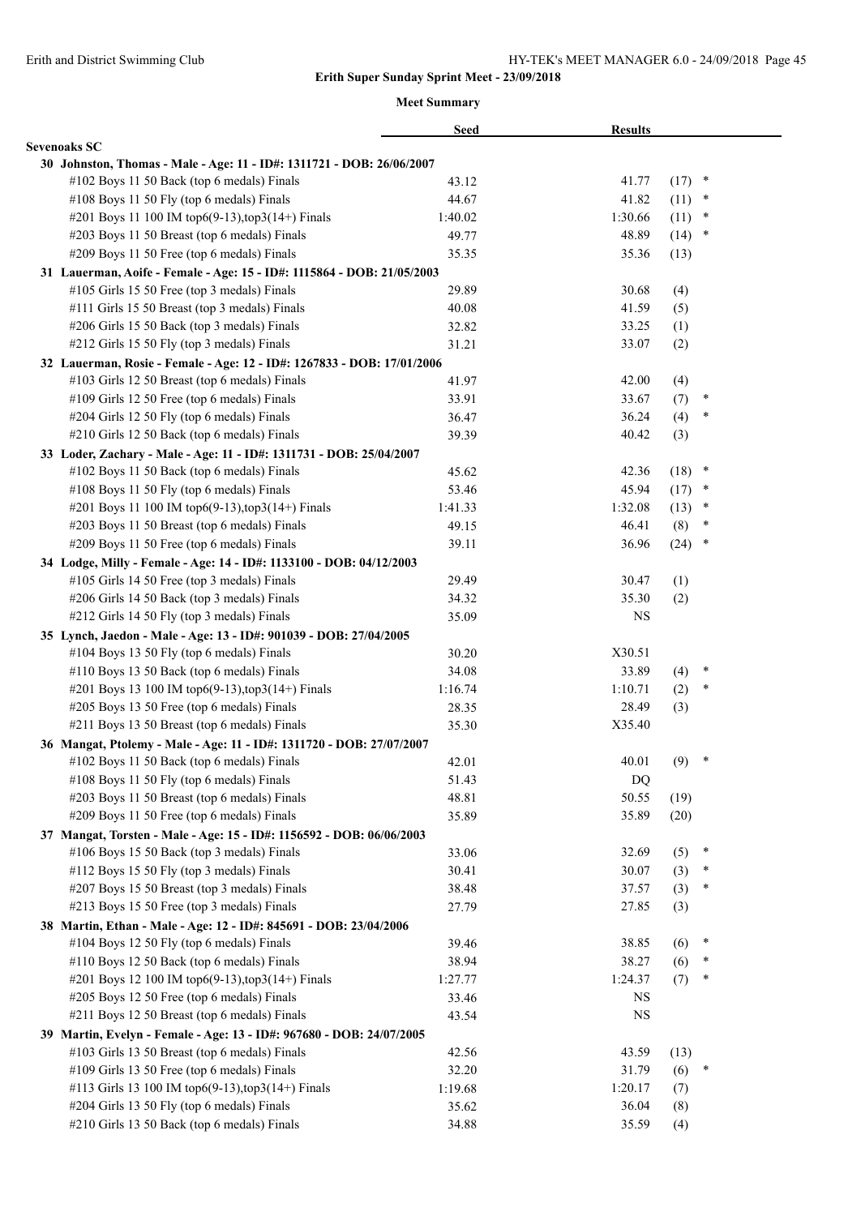## Erith Super Sunday Sprint Meet - 23/09/2018

### Meet Summary

| | Seed | Results | | |
|---|---|---|---|---|
| **Sevenoaks SC** | | | | |
| **30 Johnston, Thomas - Male - Age: 11 - ID#: 1311721 - DOB: 26/06/2007** | | | | |
| #102 Boys 11 50 Back (top 6 medals) Finals | 43.12 | 41.77 | (17) | * |
| #108 Boys 11 50 Fly (top 6 medals) Finals | 44.67 | 41.82 | (11) | * |
| #201 Boys 11 100 IM top6(9-13),top3(14+) Finals | 1:40.02 | 1:30.66 | (11) | * |
| #203 Boys 11 50 Breast (top 6 medals) Finals | 49.77 | 48.89 | (14) | * |
| #209 Boys 11 50 Free (top 6 medals) Finals | 35.35 | 35.36 | (13) | |
| **31 Lauerman, Aoife - Female - Age: 15 - ID#: 1115864 - DOB: 21/05/2003** | | | | |
| #105 Girls 15 50 Free (top 3 medals) Finals | 29.89 | 30.68 | (4) | |
| #111 Girls 15 50 Breast (top 3 medals) Finals | 40.08 | 41.59 | (5) | |
| #206 Girls 15 50 Back (top 3 medals) Finals | 32.82 | 33.25 | (1) | |
| #212 Girls 15 50 Fly (top 3 medals) Finals | 31.21 | 33.07 | (2) | |
| **32 Lauerman, Rosie - Female - Age: 12 - ID#: 1267833 - DOB: 17/01/2006** | | | | |
| #103 Girls 12 50 Breast (top 6 medals) Finals | 41.97 | 42.00 | (4) | |
| #109 Girls 12 50 Free (top 6 medals) Finals | 33.91 | 33.67 | (7) | * |
| #204 Girls 12 50 Fly (top 6 medals) Finals | 36.47 | 36.24 | (4) | * |
| #210 Girls 12 50 Back (top 6 medals) Finals | 39.39 | 40.42 | (3) | |
| **33 Loder, Zachary - Male - Age: 11 - ID#: 1311731 - DOB: 25/04/2007** | | | | |
| #102 Boys 11 50 Back (top 6 medals) Finals | 45.62 | 42.36 | (18) | * |
| #108 Boys 11 50 Fly (top 6 medals) Finals | 53.46 | 45.94 | (17) | * |
| #201 Boys 11 100 IM top6(9-13),top3(14+) Finals | 1:41.33 | 1:32.08 | (13) | * |
| #203 Boys 11 50 Breast (top 6 medals) Finals | 49.15 | 46.41 | (8) | * |
| #209 Boys 11 50 Free (top 6 medals) Finals | 39.11 | 36.96 | (24) | * |
| **34 Lodge, Milly - Female - Age: 14 - ID#: 1133100 - DOB: 04/12/2003** | | | | |
| #105 Girls 14 50 Free (top 3 medals) Finals | 29.49 | 30.47 | (1) | |
| #206 Girls 14 50 Back (top 3 medals) Finals | 34.32 | 35.30 | (2) | |
| #212 Girls 14 50 Fly (top 3 medals) Finals | 35.09 | NS | | |
| **35 Lynch, Jaedon - Male - Age: 13 - ID#: 901039 - DOB: 27/04/2005** | | | | |
| #104 Boys 13 50 Fly (top 6 medals) Finals | 30.20 | X30.51 | | |
| #110 Boys 13 50 Back (top 6 medals) Finals | 34.08 | 33.89 | (4) | * |
| #201 Boys 13 100 IM top6(9-13),top3(14+) Finals | 1:16.74 | 1:10.71 | (2) | * |
| #205 Boys 13 50 Free (top 6 medals) Finals | 28.35 | 28.49 | (3) | |
| #211 Boys 13 50 Breast (top 6 medals) Finals | 35.30 | X35.40 | | |
| **36 Mangat, Ptolemy - Male - Age: 11 - ID#: 1311720 - DOB: 27/07/2007** | | | | |
| #102 Boys 11 50 Back (top 6 medals) Finals | 42.01 | 40.01 | (9) | * |
| #108 Boys 11 50 Fly (top 6 medals) Finals | 51.43 | DQ | | |
| #203 Boys 11 50 Breast (top 6 medals) Finals | 48.81 | 50.55 | (19) | |
| #209 Boys 11 50 Free (top 6 medals) Finals | 35.89 | 35.89 | (20) | |
| **37 Mangat, Torsten - Male - Age: 15 - ID#: 1156592 - DOB: 06/06/2003** | | | | |
| #106 Boys 15 50 Back (top 3 medals) Finals | 33.06 | 32.69 | (5) | * |
| #112 Boys 15 50 Fly (top 3 medals) Finals | 30.41 | 30.07 | (3) | * |
| #207 Boys 15 50 Breast (top 3 medals) Finals | 38.48 | 37.57 | (3) | * |
| #213 Boys 15 50 Free (top 3 medals) Finals | 27.79 | 27.85 | (3) | |
| **38 Martin, Ethan - Male - Age: 12 - ID#: 845691 - DOB: 23/04/2006** | | | | |
| #104 Boys 12 50 Fly (top 6 medals) Finals | 39.46 | 38.85 | (6) | * |
| #110 Boys 12 50 Back (top 6 medals) Finals | 38.94 | 38.27 | (6) | * |
| #201 Boys 12 100 IM top6(9-13),top3(14+) Finals | 1:27.77 | 1:24.37 | (7) | * |
| #205 Boys 12 50 Free (top 6 medals) Finals | 33.46 | NS | | |
| #211 Boys 12 50 Breast (top 6 medals) Finals | 43.54 | NS | | |
| **39 Martin, Evelyn - Female - Age: 13 - ID#: 967680 - DOB: 24/07/2005** | | | | |
| #103 Girls 13 50 Breast (top 6 medals) Finals | 42.56 | 43.59 | (13) | |
| #109 Girls 13 50 Free (top 6 medals) Finals | 32.20 | 31.79 | (6) | * |
| #113 Girls 13 100 IM top6(9-13),top3(14+) Finals | 1:19.68 | 1:20.17 | (7) | |
| #204 Girls 13 50 Fly (top 6 medals) Finals | 35.62 | 36.04 | (8) | |
| #210 Girls 13 50 Back (top 6 medals) Finals | 34.88 | 35.59 | (4) | |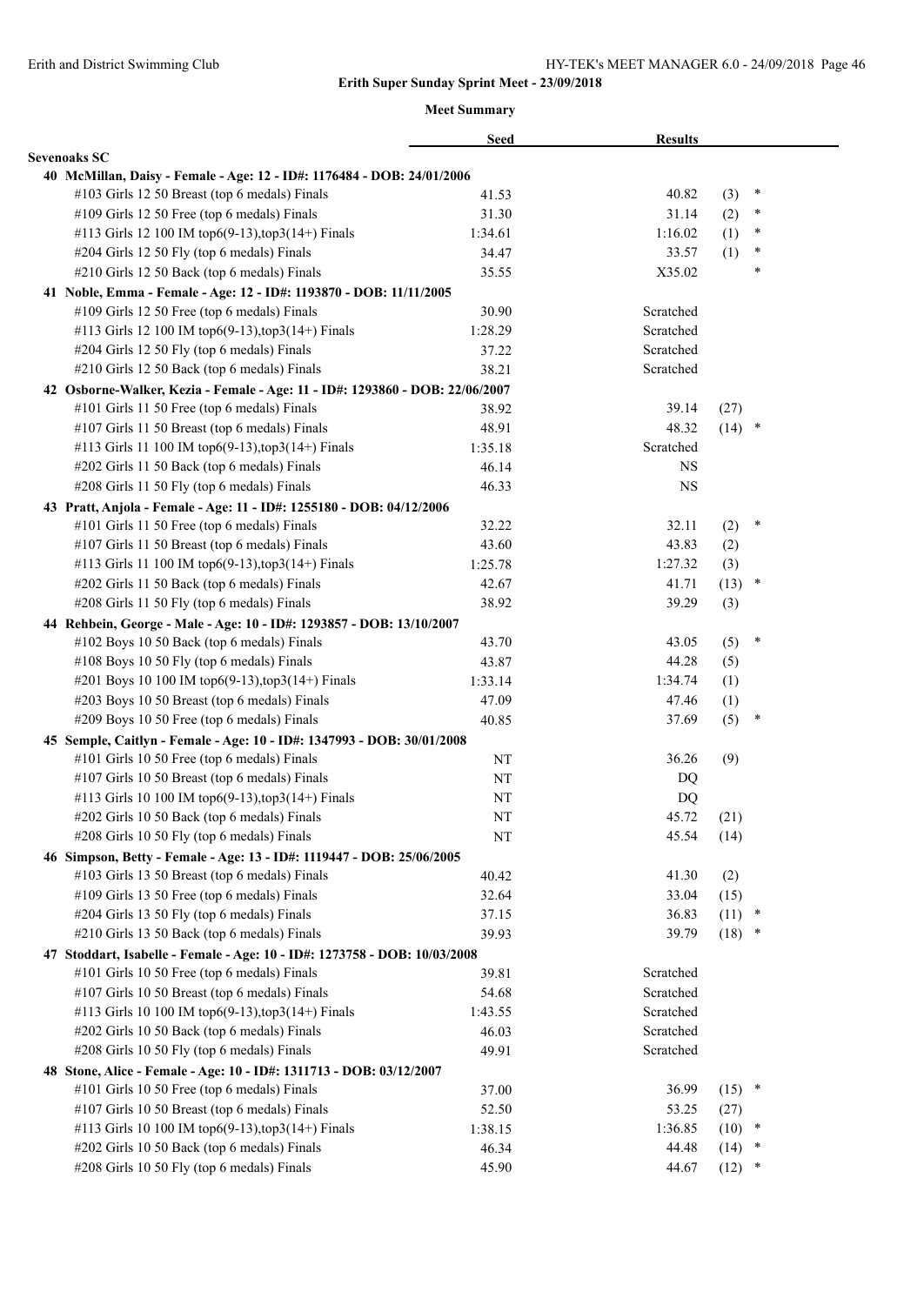**Erith Super Sunday Sprint Meet - 23/09/2018**

**Meet Summary**

| | Seed | Results | | |
|---|---|---|---|---|
| **Sevenoaks SC** | | | | |
| **40 McMillan, Daisy - Female - Age: 12 - ID#: 1176484 - DOB: 24/01/2006** | | | | |
| #103 Girls 12 50 Breast (top 6 medals) Finals | 41.53 | 40.82 | (3) | * |
| #109 Girls 12 50 Free (top 6 medals) Finals | 31.30 | 31.14 | (2) | * |
| #113 Girls 12 100 IM top6(9-13),top3(14+) Finals | 1:34.61 | 1:16.02 | (1) | * |
| #204 Girls 12 50 Fly (top 6 medals) Finals | 34.47 | 33.57 | (1) | * |
| #210 Girls 12 50 Back (top 6 medals) Finals | 35.55 | X35.02 | | * |
| **41 Noble, Emma - Female - Age: 12 - ID#: 1193870 - DOB: 11/11/2005** | | | | |
| #109 Girls 12 50 Free (top 6 medals) Finals | 30.90 | Scratched | | |
| #113 Girls 12 100 IM top6(9-13),top3(14+) Finals | 1:28.29 | Scratched | | |
| #204 Girls 12 50 Fly (top 6 medals) Finals | 37.22 | Scratched | | |
| #210 Girls 12 50 Back (top 6 medals) Finals | 38.21 | Scratched | | |
| **42 Osborne-Walker, Kezia - Female - Age: 11 - ID#: 1293860 - DOB: 22/06/2007** | | | | |
| #101 Girls 11 50 Free (top 6 medals) Finals | 38.92 | 39.14 | (27) | |
| #107 Girls 11 50 Breast (top 6 medals) Finals | 48.91 | 48.32 | (14) | * |
| #113 Girls 11 100 IM top6(9-13),top3(14+) Finals | 1:35.18 | Scratched | | |
| #202 Girls 11 50 Back (top 6 medals) Finals | 46.14 | NS | | |
| #208 Girls 11 50 Fly (top 6 medals) Finals | 46.33 | NS | | |
| **43 Pratt, Anjola - Female - Age: 11 - ID#: 1255180 - DOB: 04/12/2006** | | | | |
| #101 Girls 11 50 Free (top 6 medals) Finals | 32.22 | 32.11 | (2) | * |
| #107 Girls 11 50 Breast (top 6 medals) Finals | 43.60 | 43.83 | (2) | |
| #113 Girls 11 100 IM top6(9-13),top3(14+) Finals | 1:25.78 | 1:27.32 | (3) | |
| #202 Girls 11 50 Back (top 6 medals) Finals | 42.67 | 41.71 | (13) | * |
| #208 Girls 11 50 Fly (top 6 medals) Finals | 38.92 | 39.29 | (3) | |
| **44 Rehbein, George - Male - Age: 10 - ID#: 1293857 - DOB: 13/10/2007** | | | | |
| #102 Boys 10 50 Back (top 6 medals) Finals | 43.70 | 43.05 | (5) | * |
| #108 Boys 10 50 Fly (top 6 medals) Finals | 43.87 | 44.28 | (5) | |
| #201 Boys 10 100 IM top6(9-13),top3(14+) Finals | 1:33.14 | 1:34.74 | (1) | |
| #203 Boys 10 50 Breast (top 6 medals) Finals | 47.09 | 47.46 | (1) | |
| #209 Boys 10 50 Free (top 6 medals) Finals | 40.85 | 37.69 | (5) | * |
| **45 Semple, Caitlyn - Female - Age: 10 - ID#: 1347993 - DOB: 30/01/2008** | | | | |
| #101 Girls 10 50 Free (top 6 medals) Finals | NT | 36.26 | (9) | |
| #107 Girls 10 50 Breast (top 6 medals) Finals | NT | DQ | | |
| #113 Girls 10 100 IM top6(9-13),top3(14+) Finals | NT | DQ | | |
| #202 Girls 10 50 Back (top 6 medals) Finals | NT | 45.72 | (21) | |
| #208 Girls 10 50 Fly (top 6 medals) Finals | NT | 45.54 | (14) | |
| **46 Simpson, Betty - Female - Age: 13 - ID#: 1119447 - DOB: 25/06/2005** | | | | |
| #103 Girls 13 50 Breast (top 6 medals) Finals | 40.42 | 41.30 | (2) | |
| #109 Girls 13 50 Free (top 6 medals) Finals | 32.64 | 33.04 | (15) | |
| #204 Girls 13 50 Fly (top 6 medals) Finals | 37.15 | 36.83 | (11) | * |
| #210 Girls 13 50 Back (top 6 medals) Finals | 39.93 | 39.79 | (18) | * |
| **47 Stoddart, Isabelle - Female - Age: 10 - ID#: 1273758 - DOB: 10/03/2008** | | | | |
| #101 Girls 10 50 Free (top 6 medals) Finals | 39.81 | Scratched | | |
| #107 Girls 10 50 Breast (top 6 medals) Finals | 54.68 | Scratched | | |
| #113 Girls 10 100 IM top6(9-13),top3(14+) Finals | 1:43.55 | Scratched | | |
| #202 Girls 10 50 Back (top 6 medals) Finals | 46.03 | Scratched | | |
| #208 Girls 10 50 Fly (top 6 medals) Finals | 49.91 | Scratched | | |
| **48 Stone, Alice - Female - Age: 10 - ID#: 1311713 - DOB: 03/12/2007** | | | | |
| #101 Girls 10 50 Free (top 6 medals) Finals | 37.00 | 36.99 | (15) | * |
| #107 Girls 10 50 Breast (top 6 medals) Finals | 52.50 | 53.25 | (27) | |
| #113 Girls 10 100 IM top6(9-13),top3(14+) Finals | 1:38.15 | 1:36.85 | (10) | * |
| #202 Girls 10 50 Back (top 6 medals) Finals | 46.34 | 44.48 | (14) | * |
| #208 Girls 10 50 Fly (top 6 medals) Finals | 45.90 | 44.67 | (12) | * |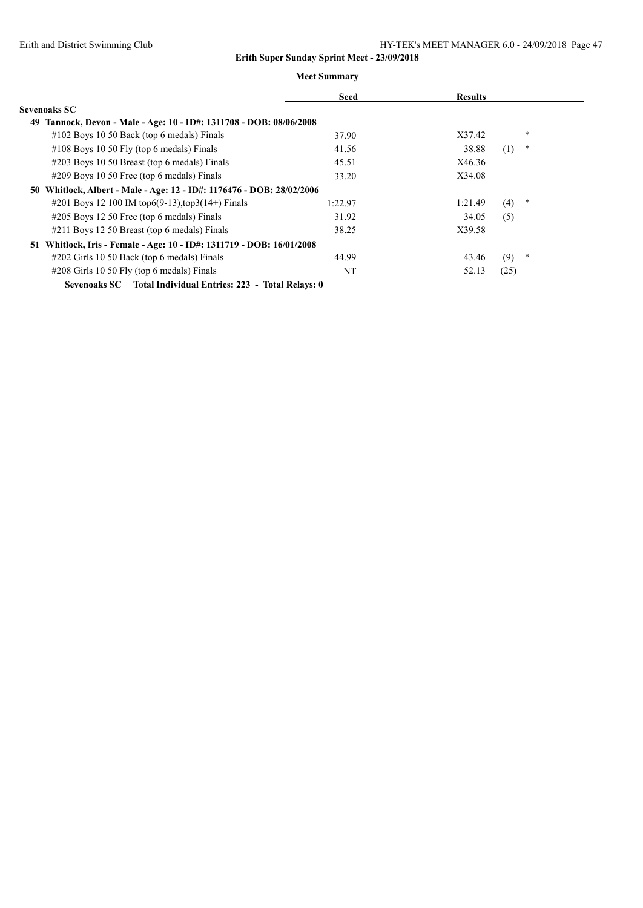**Erith Super Sunday Sprint Meet - 23/09/2018**

**Meet Summary**

| | Seed | Results | | |
|---|---|---|---|---|
| **Sevenoaks SC** | | | | |
| **49 Tannock, Devon - Male - Age: 10 - ID#: 1311708 - DOB: 08/06/2008** | | | | |
| #102 Boys 10 50 Back (top 6 medals) Finals | 37.90 | X37.42 | | * |
| #108 Boys 10 50 Fly (top 6 medals) Finals | 41.56 | 38.88 | (1) | * |
| #203 Boys 10 50 Breast (top 6 medals) Finals | 45.51 | X46.36 | | |
| #209 Boys 10 50 Free (top 6 medals) Finals | 33.20 | X34.08 | | |
| **50 Whitlock, Albert - Male - Age: 12 - ID#: 1176476 - DOB: 28/02/2006** | | | | |
| #201 Boys 12 100 IM top6(9-13),top3(14+) Finals | 1:22.97 | 1:21.49 | (4) | * |
| #205 Boys 12 50 Free (top 6 medals) Finals | 31.92 | 34.05 | (5) | |
| #211 Boys 12 50 Breast (top 6 medals) Finals | 38.25 | X39.58 | | |
| **51 Whitlock, Iris - Female - Age: 10 - ID#: 1311719 - DOB: 16/01/2008** | | | | |
| #202 Girls 10 50 Back (top 6 medals) Finals | 44.99 | 43.46 | (9) | * |
| #208 Girls 10 50 Fly (top 6 medals) Finals | NT | 52.13 | (25) | |

**Sevenoaks SC Total Individual Entries: 223 - Total Relays: 0**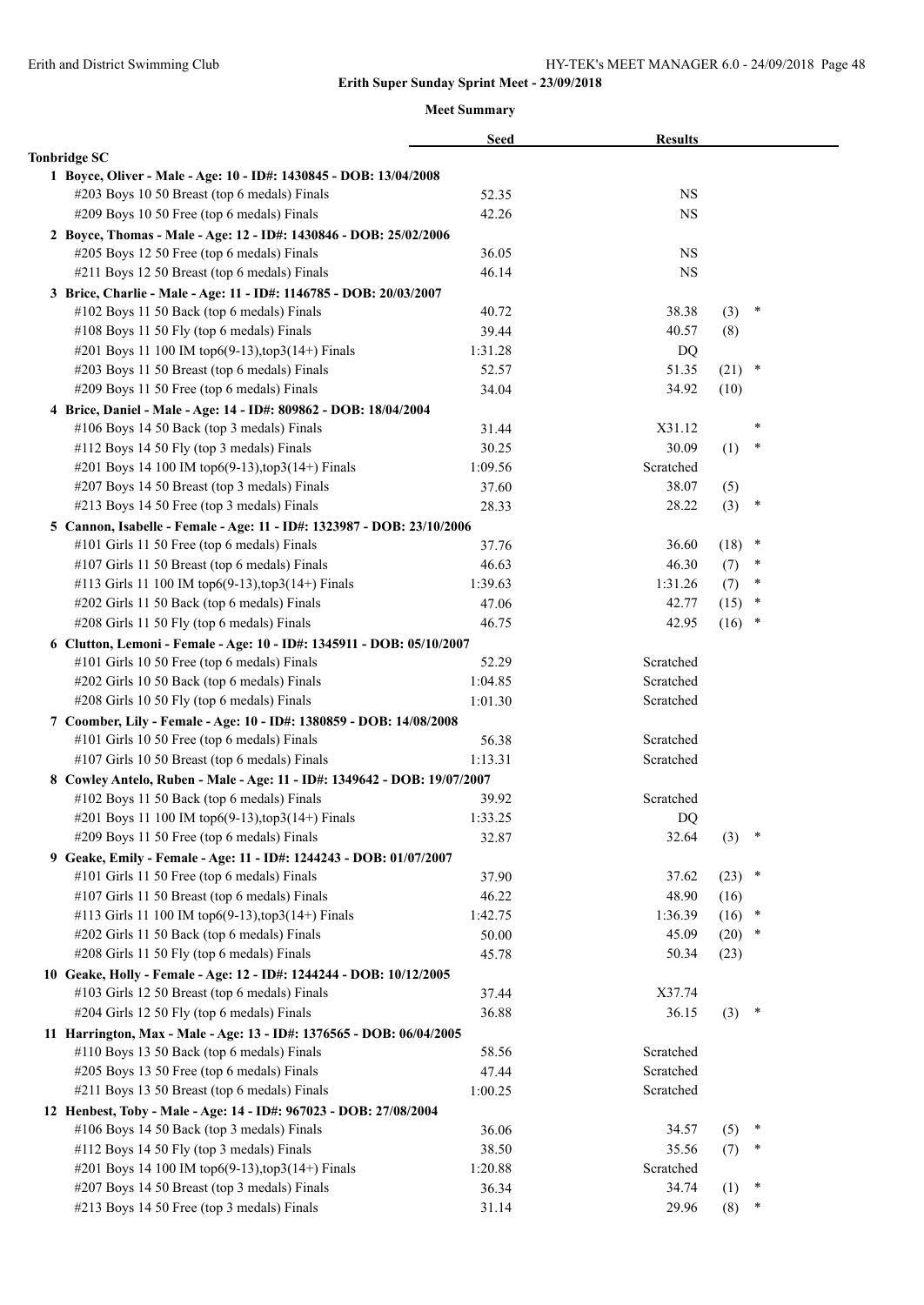## Erith Super Sunday Sprint Meet - 23/09/2018

### Meet Summary

| | Seed | Results | | |
|---|---|---|---|---|
| **Tonbridge SC** | | | | |
| **1 Boyce, Oliver - Male - Age: 10 - ID#: 1430845 - DOB: 13/04/2008** | | | | |
| #203 Boys 10 50 Breast (top 6 medals) Finals | 52.35 | NS | | |
| #209 Boys 10 50 Free (top 6 medals) Finals | 42.26 | NS | | |
| **2 Boyce, Thomas - Male - Age: 12 - ID#: 1430846 - DOB: 25/02/2006** | | | | |
| #205 Boys 12 50 Free (top 6 medals) Finals | 36.05 | NS | | |
| #211 Boys 12 50 Breast (top 6 medals) Finals | 46.14 | NS | | |
| **3 Brice, Charlie - Male - Age: 11 - ID#: 1146785 - DOB: 20/03/2007** | | | | |
| #102 Boys 11 50 Back (top 6 medals) Finals | 40.72 | 38.38 | (3) | * |
| #108 Boys 11 50 Fly (top 6 medals) Finals | 39.44 | 40.57 | (8) | |
| #201 Boys 11 100 IM top6(9-13),top3(14+) Finals | 1:31.28 | DQ | | |
| #203 Boys 11 50 Breast (top 6 medals) Finals | 52.57 | 51.35 | (21) | * |
| #209 Boys 11 50 Free (top 6 medals) Finals | 34.04 | 34.92 | (10) | |
| **4 Brice, Daniel - Male - Age: 14 - ID#: 809862 - DOB: 18/04/2004** | | | | |
| #106 Boys 14 50 Back (top 3 medals) Finals | 31.44 | X31.12 | | * |
| #112 Boys 14 50 Fly (top 3 medals) Finals | 30.25 | 30.09 | (1) | * |
| #201 Boys 14 100 IM top6(9-13),top3(14+) Finals | 1:09.56 | Scratched | | |
| #207 Boys 14 50 Breast (top 3 medals) Finals | 37.60 | 38.07 | (5) | |
| #213 Boys 14 50 Free (top 3 medals) Finals | 28.33 | 28.22 | (3) | * |
| **5 Cannon, Isabelle - Female - Age: 11 - ID#: 1323987 - DOB: 23/10/2006** | | | | |
| #101 Girls 11 50 Free (top 6 medals) Finals | 37.76 | 36.60 | (18) | * |
| #107 Girls 11 50 Breast (top 6 medals) Finals | 46.63 | 46.30 | (7) | * |
| #113 Girls 11 100 IM top6(9-13),top3(14+) Finals | 1:39.63 | 1:31.26 | (7) | * |
| #202 Girls 11 50 Back (top 6 medals) Finals | 47.06 | 42.77 | (15) | * |
| #208 Girls 11 50 Fly (top 6 medals) Finals | 46.75 | 42.95 | (16) | * |
| **6 Clutton, Lemoni - Female - Age: 10 - ID#: 1345911 - DOB: 05/10/2007** | | | | |
| #101 Girls 10 50 Free (top 6 medals) Finals | 52.29 | Scratched | | |
| #202 Girls 10 50 Back (top 6 medals) Finals | 1:04.85 | Scratched | | |
| #208 Girls 10 50 Fly (top 6 medals) Finals | 1:01.30 | Scratched | | |
| **7 Coomber, Lily - Female - Age: 10 - ID#: 1380859 - DOB: 14/08/2008** | | | | |
| #101 Girls 10 50 Free (top 6 medals) Finals | 56.38 | Scratched | | |
| #107 Girls 10 50 Breast (top 6 medals) Finals | 1:13.31 | Scratched | | |
| **8 Cowley Antelo, Ruben - Male - Age: 11 - ID#: 1349642 - DOB: 19/07/2007** | | | | |
| #102 Boys 11 50 Back (top 6 medals) Finals | 39.92 | Scratched | | |
| #201 Boys 11 100 IM top6(9-13),top3(14+) Finals | 1:33.25 | DQ | | |
| #209 Boys 11 50 Free (top 6 medals) Finals | 32.87 | 32.64 | (3) | * |
| **9 Geake, Emily - Female - Age: 11 - ID#: 1244243 - DOB: 01/07/2007** | | | | |
| #101 Girls 11 50 Free (top 6 medals) Finals | 37.90 | 37.62 | (23) | * |
| #107 Girls 11 50 Breast (top 6 medals) Finals | 46.22 | 48.90 | (16) | |
| #113 Girls 11 100 IM top6(9-13),top3(14+) Finals | 1:42.75 | 1:36.39 | (16) | * |
| #202 Girls 11 50 Back (top 6 medals) Finals | 50.00 | 45.09 | (20) | * |
| #208 Girls 11 50 Fly (top 6 medals) Finals | 45.78 | 50.34 | (23) | |
| **10 Geake, Holly - Female - Age: 12 - ID#: 1244244 - DOB: 10/12/2005** | | | | |
| #103 Girls 12 50 Breast (top 6 medals) Finals | 37.44 | X37.74 | | |
| #204 Girls 12 50 Fly (top 6 medals) Finals | 36.88 | 36.15 | (3) | * |
| **11 Harrington, Max - Male - Age: 13 - ID#: 1376565 - DOB: 06/04/2005** | | | | |
| #110 Boys 13 50 Back (top 6 medals) Finals | 58.56 | Scratched | | |
| #205 Boys 13 50 Free (top 6 medals) Finals | 47.44 | Scratched | | |
| #211 Boys 13 50 Breast (top 6 medals) Finals | 1:00.25 | Scratched | | |
| **12 Henbest, Toby - Male - Age: 14 - ID#: 967023 - DOB: 27/08/2004** | | | | |
| #106 Boys 14 50 Back (top 3 medals) Finals | 36.06 | 34.57 | (5) | * |
| #112 Boys 14 50 Fly (top 3 medals) Finals | 38.50 | 35.56 | (7) | * |
| #201 Boys 14 100 IM top6(9-13),top3(14+) Finals | 1:20.88 | Scratched | | |
| #207 Boys 14 50 Breast (top 3 medals) Finals | 36.34 | 34.74 | (1) | * |
| #213 Boys 14 50 Free (top 3 medals) Finals | 31.14 | 29.96 | (8) | * |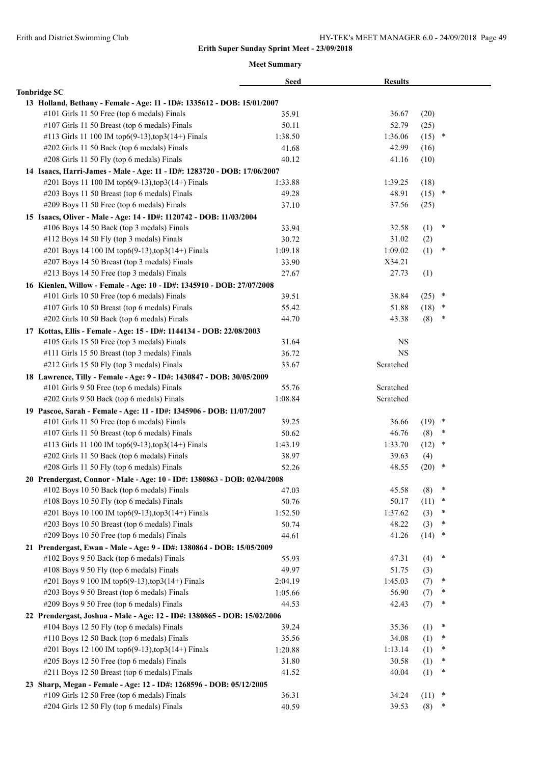**Erith Super Sunday Sprint Meet - 23/09/2018**

**Meet Summary**

| | Seed | Results | | |
|---|---|---|---|---|
| **Tonbridge SC** | | | | |
| **13 Holland, Bethany - Female - Age: 11 - ID#: 1335612 - DOB: 15/01/2007** | | | | |
| #101 Girls 11 50 Free (top 6 medals) Finals | 35.91 | 36.67 | (20) | |
| #107 Girls 11 50 Breast (top 6 medals) Finals | 50.11 | 52.79 | (25) | |
| #113 Girls 11 100 IM top6(9-13),top3(14+) Finals | 1:38.50 | 1:36.06 | (15) | * |
| #202 Girls 11 50 Back (top 6 medals) Finals | 41.68 | 42.99 | (16) | |
| #208 Girls 11 50 Fly (top 6 medals) Finals | 40.12 | 41.16 | (10) | |
| **14 Isaacs, Harri-James - Male - Age: 11 - ID#: 1283720 - DOB: 17/06/2007** | | | | |
| #201 Boys 11 100 IM top6(9-13),top3(14+) Finals | 1:33.88 | 1:39.25 | (18) | |
| #203 Boys 11 50 Breast (top 6 medals) Finals | 49.28 | 48.91 | (15) | * |
| #209 Boys 11 50 Free (top 6 medals) Finals | 37.10 | 37.56 | (25) | |
| **15 Isaacs, Oliver - Male - Age: 14 - ID#: 1120742 - DOB: 11/03/2004** | | | | |
| #106 Boys 14 50 Back (top 3 medals) Finals | 33.94 | 32.58 | (1) | * |
| #112 Boys 14 50 Fly (top 3 medals) Finals | 30.72 | 31.02 | (2) | |
| #201 Boys 14 100 IM top6(9-13),top3(14+) Finals | 1:09.18 | 1:09.02 | (1) | * |
| #207 Boys 14 50 Breast (top 3 medals) Finals | 33.90 | X34.21 | | |
| #213 Boys 14 50 Free (top 3 medals) Finals | 27.67 | 27.73 | (1) | |
| **16 Kienlen, Willow - Female - Age: 10 - ID#: 1345910 - DOB: 27/07/2008** | | | | |
| #101 Girls 10 50 Free (top 6 medals) Finals | 39.51 | 38.84 | (25) | * |
| #107 Girls 10 50 Breast (top 6 medals) Finals | 55.42 | 51.88 | (18) | * |
| #202 Girls 10 50 Back (top 6 medals) Finals | 44.70 | 43.38 | (8) | * |
| **17 Kottas, Ellis - Female - Age: 15 - ID#: 1144134 - DOB: 22/08/2003** | | | | |
| #105 Girls 15 50 Free (top 3 medals) Finals | 31.64 | NS | | |
| #111 Girls 15 50 Breast (top 3 medals) Finals | 36.72 | NS | | |
| #212 Girls 15 50 Fly (top 3 medals) Finals | 33.67 | Scratched | | |
| **18 Lawrence, Tilly - Female - Age: 9 - ID#: 1430847 - DOB: 30/05/2009** | | | | |
| #101 Girls 9 50 Free (top 6 medals) Finals | 55.76 | Scratched | | |
| #202 Girls 9 50 Back (top 6 medals) Finals | 1:08.84 | Scratched | | |
| **19 Pascoe, Sarah - Female - Age: 11 - ID#: 1345906 - DOB: 11/07/2007** | | | | |
| #101 Girls 11 50 Free (top 6 medals) Finals | 39.25 | 36.66 | (19) | * |
| #107 Girls 11 50 Breast (top 6 medals) Finals | 50.62 | 46.76 | (8) | * |
| #113 Girls 11 100 IM top6(9-13),top3(14+) Finals | 1:43.19 | 1:33.70 | (12) | * |
| #202 Girls 11 50 Back (top 6 medals) Finals | 38.97 | 39.63 | (4) | |
| #208 Girls 11 50 Fly (top 6 medals) Finals | 52.26 | 48.55 | (20) | * |
| **20 Prendergast, Connor - Male - Age: 10 - ID#: 1380863 - DOB: 02/04/2008** | | | | |
| #102 Boys 10 50 Back (top 6 medals) Finals | 47.03 | 45.58 | (8) | * |
| #108 Boys 10 50 Fly (top 6 medals) Finals | 50.76 | 50.17 | (11) | * |
| #201 Boys 10 100 IM top6(9-13),top3(14+) Finals | 1:52.50 | 1:37.62 | (3) | * |
| #203 Boys 10 50 Breast (top 6 medals) Finals | 50.74 | 48.22 | (3) | * |
| #209 Boys 10 50 Free (top 6 medals) Finals | 44.61 | 41.26 | (14) | * |
| **21 Prendergast, Ewan - Male - Age: 9 - ID#: 1380864 - DOB: 15/05/2009** | | | | |
| #102 Boys 9 50 Back (top 6 medals) Finals | 55.93 | 47.31 | (4) | * |
| #108 Boys 9 50 Fly (top 6 medals) Finals | 49.97 | 51.75 | (3) | |
| #201 Boys 9 100 IM top6(9-13),top3(14+) Finals | 2:04.19 | 1:45.03 | (7) | * |
| #203 Boys 9 50 Breast (top 6 medals) Finals | 1:05.66 | 56.90 | (7) | * |
| #209 Boys 9 50 Free (top 6 medals) Finals | 44.53 | 42.43 | (7) | * |
| **22 Prendergast, Joshua - Male - Age: 12 - ID#: 1380865 - DOB: 15/02/2006** | | | | |
| #104 Boys 12 50 Fly (top 6 medals) Finals | 39.24 | 35.36 | (1) | * |
| #110 Boys 12 50 Back (top 6 medals) Finals | 35.56 | 34.08 | (1) | * |
| #201 Boys 12 100 IM top6(9-13),top3(14+) Finals | 1:20.88 | 1:13.14 | (1) | * |
| #205 Boys 12 50 Free (top 6 medals) Finals | 31.80 | 30.58 | (1) | * |
| #211 Boys 12 50 Breast (top 6 medals) Finals | 41.52 | 40.04 | (1) | * |
| **23 Sharp, Megan - Female - Age: 12 - ID#: 1268596 - DOB: 05/12/2005** | | | | |
| #109 Girls 12 50 Free (top 6 medals) Finals | 36.31 | 34.24 | (11) | * |
| #204 Girls 12 50 Fly (top 6 medals) Finals | 40.59 | 39.53 | (8) | * |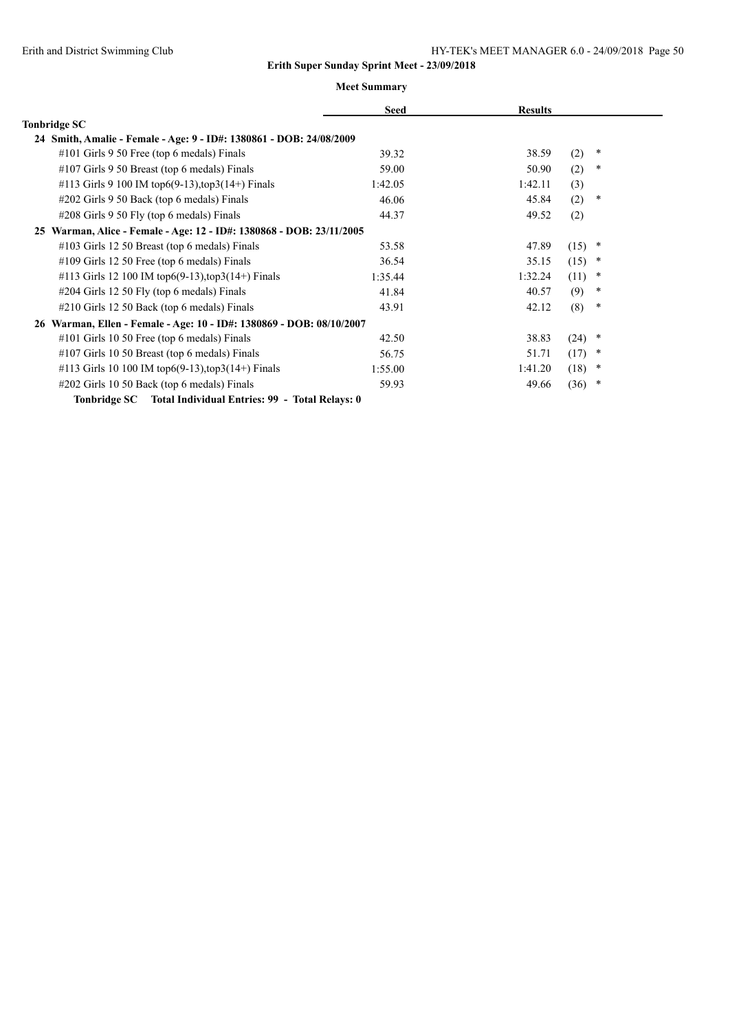**Erith Super Sunday Sprint Meet - 23/09/2018**

**Meet Summary**

| | Seed | Results | |
|---|---|---|---|
| **Tonbridge SC** | | | |
| **24 Smith, Amalie - Female - Age: 9 - ID#: 1380861 - DOB: 24/08/2009** | | | |
| #101 Girls 9 50 Free (top 6 medals) Finals | 39.32 | 38.59 | (2) * |
| #107 Girls 9 50 Breast (top 6 medals) Finals | 59.00 | 50.90 | (2) * |
| #113 Girls 9 100 IM top6(9-13),top3(14+) Finals | 1:42.05 | 1:42.11 | (3) |
| #202 Girls 9 50 Back (top 6 medals) Finals | 46.06 | 45.84 | (2) * |
| #208 Girls 9 50 Fly (top 6 medals) Finals | 44.37 | 49.52 | (2) |
| **25 Warman, Alice - Female - Age: 12 - ID#: 1380868 - DOB: 23/11/2005** | | | |
| #103 Girls 12 50 Breast (top 6 medals) Finals | 53.58 | 47.89 | (15) * |
| #109 Girls 12 50 Free (top 6 medals) Finals | 36.54 | 35.15 | (15) * |
| #113 Girls 12 100 IM top6(9-13),top3(14+) Finals | 1:35.44 | 1:32.24 | (11) * |
| #204 Girls 12 50 Fly (top 6 medals) Finals | 41.84 | 40.57 | (9) * |
| #210 Girls 12 50 Back (top 6 medals) Finals | 43.91 | 42.12 | (8) * |
| **26 Warman, Ellen - Female - Age: 10 - ID#: 1380869 - DOB: 08/10/2007** | | | |
| #101 Girls 10 50 Free (top 6 medals) Finals | 42.50 | 38.83 | (24) * |
| #107 Girls 10 50 Breast (top 6 medals) Finals | 56.75 | 51.71 | (17) * |
| #113 Girls 10 100 IM top6(9-13),top3(14+) Finals | 1:55.00 | 1:41.20 | (18) * |
| #202 Girls 10 50 Back (top 6 medals) Finals | 59.93 | 49.66 | (36) * |

**Tonbridge SC Total Individual Entries: 99 - Total Relays: 0**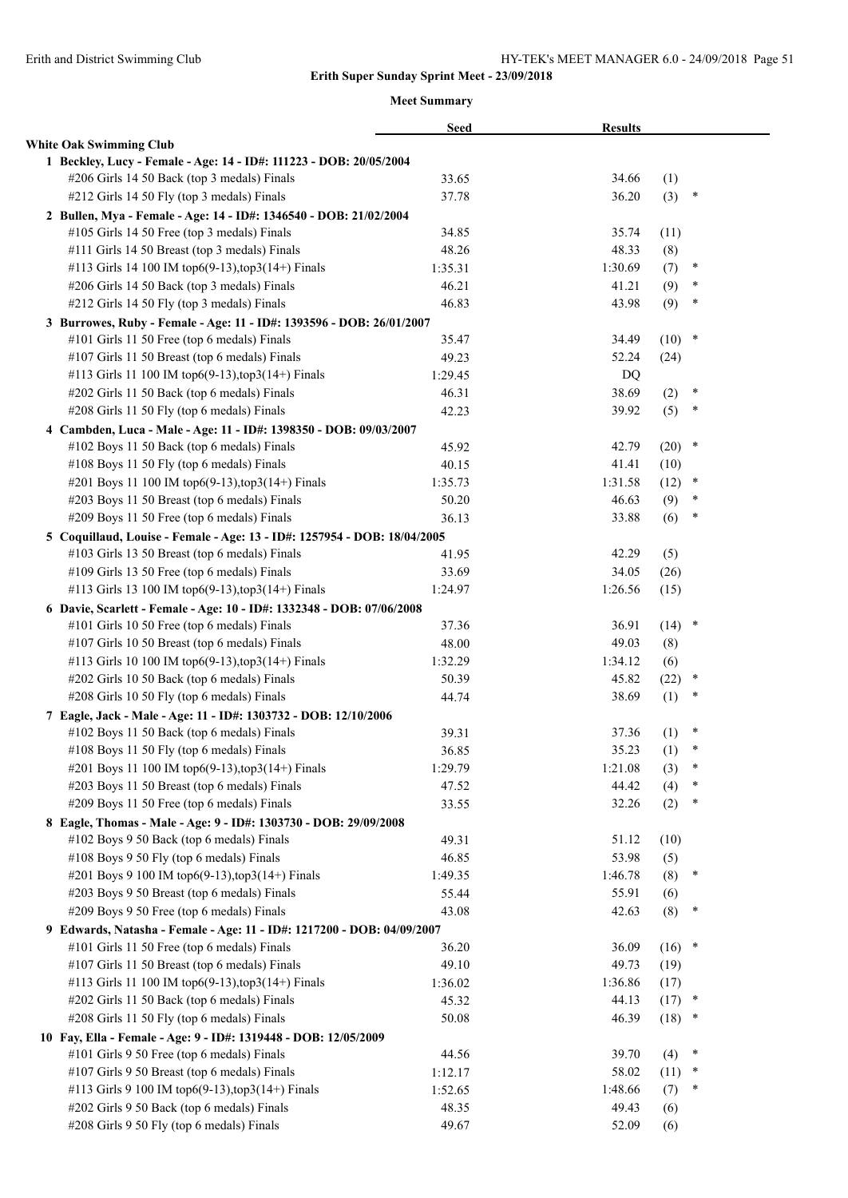**Erith Super Sunday Sprint Meet - 23/09/2018**

**Meet Summary**

| | Seed | Results | | |
|---|---|---|---|---|
| **White Oak Swimming Club** | | | | |
| **1 Beckley, Lucy - Female - Age: 14 - ID#: 111223 - DOB: 20/05/2004** | | | | |
| #206 Girls 14 50 Back (top 3 medals) Finals | 33.65 | 34.66 | (1) | |
| #212 Girls 14 50 Fly (top 3 medals) Finals | 37.78 | 36.20 | (3) | * |
| **2 Bullen, Mya - Female - Age: 14 - ID#: 1346540 - DOB: 21/02/2004** | | | | |
| #105 Girls 14 50 Free (top 3 medals) Finals | 34.85 | 35.74 | (11) | |
| #111 Girls 14 50 Breast (top 3 medals) Finals | 48.26 | 48.33 | (8) | |
| #113 Girls 14 100 IM top6(9-13),top3(14+) Finals | 1:35.31 | 1:30.69 | (7) | * |
| #206 Girls 14 50 Back (top 3 medals) Finals | 46.21 | 41.21 | (9) | * |
| #212 Girls 14 50 Fly (top 3 medals) Finals | 46.83 | 43.98 | (9) | * |
| **3 Burrowes, Ruby - Female - Age: 11 - ID#: 1393596 - DOB: 26/01/2007** | | | | |
| #101 Girls 11 50 Free (top 6 medals) Finals | 35.47 | 34.49 | (10) | * |
| #107 Girls 11 50 Breast (top 6 medals) Finals | 49.23 | 52.24 | (24) | |
| #113 Girls 11 100 IM top6(9-13),top3(14+) Finals | 1:29.45 | DQ | | |
| #202 Girls 11 50 Back (top 6 medals) Finals | 46.31 | 38.69 | (2) | * |
| #208 Girls 11 50 Fly (top 6 medals) Finals | 42.23 | 39.92 | (5) | * |
| **4 Cambden, Luca - Male - Age: 11 - ID#: 1398350 - DOB: 09/03/2007** | | | | |
| #102 Boys 11 50 Back (top 6 medals) Finals | 45.92 | 42.79 | (20) | * |
| #108 Boys 11 50 Fly (top 6 medals) Finals | 40.15 | 41.41 | (10) | |
| #201 Boys 11 100 IM top6(9-13),top3(14+) Finals | 1:35.73 | 1:31.58 | (12) | * |
| #203 Boys 11 50 Breast (top 6 medals) Finals | 50.20 | 46.63 | (9) | * |
| #209 Boys 11 50 Free (top 6 medals) Finals | 36.13 | 33.88 | (6) | * |
| **5 Coquillaud, Louise - Female - Age: 13 - ID#: 1257954 - DOB: 18/04/2005** | | | | |
| #103 Girls 13 50 Breast (top 6 medals) Finals | 41.95 | 42.29 | (5) | |
| #109 Girls 13 50 Free (top 6 medals) Finals | 33.69 | 34.05 | (26) | |
| #113 Girls 13 100 IM top6(9-13),top3(14+) Finals | 1:24.97 | 1:26.56 | (15) | |
| **6 Davie, Scarlett - Female - Age: 10 - ID#: 1332348 - DOB: 07/06/2008** | | | | |
| #101 Girls 10 50 Free (top 6 medals) Finals | 37.36 | 36.91 | (14) | * |
| #107 Girls 10 50 Breast (top 6 medals) Finals | 48.00 | 49.03 | (8) | |
| #113 Girls 10 100 IM top6(9-13),top3(14+) Finals | 1:32.29 | 1:34.12 | (6) | |
| #202 Girls 10 50 Back (top 6 medals) Finals | 50.39 | 45.82 | (22) | * |
| #208 Girls 10 50 Fly (top 6 medals) Finals | 44.74 | 38.69 | (1) | * |
| **7 Eagle, Jack - Male - Age: 11 - ID#: 1303732 - DOB: 12/10/2006** | | | | |
| #102 Boys 11 50 Back (top 6 medals) Finals | 39.31 | 37.36 | (1) | * |
| #108 Boys 11 50 Fly (top 6 medals) Finals | 36.85 | 35.23 | (1) | * |
| #201 Boys 11 100 IM top6(9-13),top3(14+) Finals | 1:29.79 | 1:21.08 | (3) | * |
| #203 Boys 11 50 Breast (top 6 medals) Finals | 47.52 | 44.42 | (4) | * |
| #209 Boys 11 50 Free (top 6 medals) Finals | 33.55 | 32.26 | (2) | * |
| **8 Eagle, Thomas - Male - Age: 9 - ID#: 1303730 - DOB: 29/09/2008** | | | | |
| #102 Boys 9 50 Back (top 6 medals) Finals | 49.31 | 51.12 | (10) | |
| #108 Boys 9 50 Fly (top 6 medals) Finals | 46.85 | 53.98 | (5) | |
| #201 Boys 9 100 IM top6(9-13),top3(14+) Finals | 1:49.35 | 1:46.78 | (8) | * |
| #203 Boys 9 50 Breast (top 6 medals) Finals | 55.44 | 55.91 | (6) | |
| #209 Boys 9 50 Free (top 6 medals) Finals | 43.08 | 42.63 | (8) | * |
| **9 Edwards, Natasha - Female - Age: 11 - ID#: 1217200 - DOB: 04/09/2007** | | | | |
| #101 Girls 11 50 Free (top 6 medals) Finals | 36.20 | 36.09 | (16) | * |
| #107 Girls 11 50 Breast (top 6 medals) Finals | 49.10 | 49.73 | (19) | |
| #113 Girls 11 100 IM top6(9-13),top3(14+) Finals | 1:36.02 | 1:36.86 | (17) | |
| #202 Girls 11 50 Back (top 6 medals) Finals | 45.32 | 44.13 | (17) | * |
| #208 Girls 11 50 Fly (top 6 medals) Finals | 50.08 | 46.39 | (18) | * |
| **10 Fay, Ella - Female - Age: 9 - ID#: 1319448 - DOB: 12/05/2009** | | | | |
| #101 Girls 9 50 Free (top 6 medals) Finals | 44.56 | 39.70 | (4) | * |
| #107 Girls 9 50 Breast (top 6 medals) Finals | 1:12.17 | 58.02 | (11) | * |
| #113 Girls 9 100 IM top6(9-13),top3(14+) Finals | 1:52.65 | 1:48.66 | (7) | * |
| #202 Girls 9 50 Back (top 6 medals) Finals | 48.35 | 49.43 | (6) | |
| #208 Girls 9 50 Fly (top 6 medals) Finals | 49.67 | 52.09 | (6) | |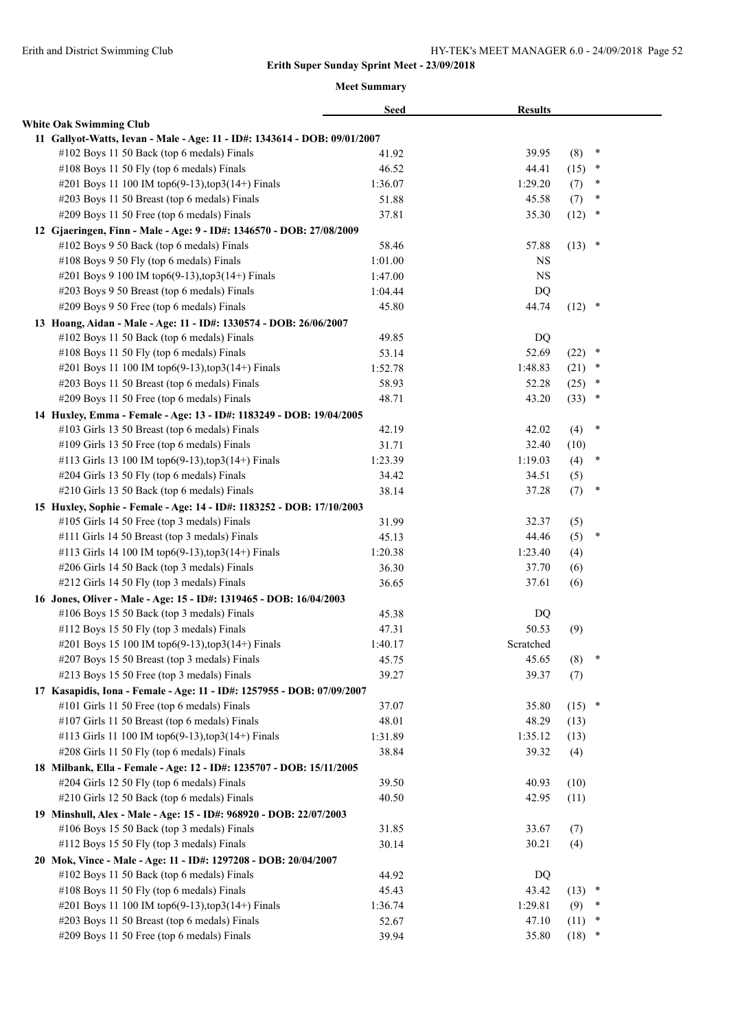**Erith Super Sunday Sprint Meet - 23/09/2018**

**Meet Summary**

| | Seed | Results | | |
|---|---|---|---|---|
| **White Oak Swimming Club** | | | | |
| **11 Gallyot-Watts, Ievan - Male - Age: 11 - ID#: 1343614 - DOB: 09/01/2007** | | | | |
| #102 Boys 11 50 Back (top 6 medals) Finals | 41.92 | 39.95 | (8) | * |
| #108 Boys 11 50 Fly (top 6 medals) Finals | 46.52 | 44.41 | (15) | * |
| #201 Boys 11 100 IM top6(9-13),top3(14+) Finals | 1:36.07 | 1:29.20 | (7) | * |
| #203 Boys 11 50 Breast (top 6 medals) Finals | 51.88 | 45.58 | (7) | * |
| #209 Boys 11 50 Free (top 6 medals) Finals | 37.81 | 35.30 | (12) | * |
| **12 Gjaeringen, Finn - Male - Age: 9 - ID#: 1346570 - DOB: 27/08/2009** | | | | |
| #102 Boys 9 50 Back (top 6 medals) Finals | 58.46 | 57.88 | (13) | * |
| #108 Boys 9 50 Fly (top 6 medals) Finals | 1:01.00 | NS | | |
| #201 Boys 9 100 IM top6(9-13),top3(14+) Finals | 1:47.00 | NS | | |
| #203 Boys 9 50 Breast (top 6 medals) Finals | 1:04.44 | DQ | | |
| #209 Boys 9 50 Free (top 6 medals) Finals | 45.80 | 44.74 | (12) | * |
| **13 Hoang, Aidan - Male - Age: 11 - ID#: 1330574 - DOB: 26/06/2007** | | | | |
| #102 Boys 11 50 Back (top 6 medals) Finals | 49.85 | DQ | | |
| #108 Boys 11 50 Fly (top 6 medals) Finals | 53.14 | 52.69 | (22) | * |
| #201 Boys 11 100 IM top6(9-13),top3(14+) Finals | 1:52.78 | 1:48.83 | (21) | * |
| #203 Boys 11 50 Breast (top 6 medals) Finals | 58.93 | 52.28 | (25) | * |
| #209 Boys 11 50 Free (top 6 medals) Finals | 48.71 | 43.20 | (33) | * |
| **14 Huxley, Emma - Female - Age: 13 - ID#: 1183249 - DOB: 19/04/2005** | | | | |
| #103 Girls 13 50 Breast (top 6 medals) Finals | 42.19 | 42.02 | (4) | * |
| #109 Girls 13 50 Free (top 6 medals) Finals | 31.71 | 32.40 | (10) | |
| #113 Girls 13 100 IM top6(9-13),top3(14+) Finals | 1:23.39 | 1:19.03 | (4) | * |
| #204 Girls 13 50 Fly (top 6 medals) Finals | 34.42 | 34.51 | (5) | |
| #210 Girls 13 50 Back (top 6 medals) Finals | 38.14 | 37.28 | (7) | * |
| **15 Huxley, Sophie - Female - Age: 14 - ID#: 1183252 - DOB: 17/10/2003** | | | | |
| #105 Girls 14 50 Free (top 3 medals) Finals | 31.99 | 32.37 | (5) | |
| #111 Girls 14 50 Breast (top 3 medals) Finals | 45.13 | 44.46 | (5) | * |
| #113 Girls 14 100 IM top6(9-13),top3(14+) Finals | 1:20.38 | 1:23.40 | (4) | |
| #206 Girls 14 50 Back (top 3 medals) Finals | 36.30 | 37.70 | (6) | |
| #212 Girls 14 50 Fly (top 3 medals) Finals | 36.65 | 37.61 | (6) | |
| **16 Jones, Oliver - Male - Age: 15 - ID#: 1319465 - DOB: 16/04/2003** | | | | |
| #106 Boys 15 50 Back (top 3 medals) Finals | 45.38 | DQ | | |
| #112 Boys 15 50 Fly (top 3 medals) Finals | 47.31 | 50.53 | (9) | |
| #201 Boys 15 100 IM top6(9-13),top3(14+) Finals | 1:40.17 | Scratched | | |
| #207 Boys 15 50 Breast (top 3 medals) Finals | 45.75 | 45.65 | (8) | * |
| #213 Boys 15 50 Free (top 3 medals) Finals | 39.27 | 39.37 | (7) | |
| **17 Kasapidis, Iona - Female - Age: 11 - ID#: 1257955 - DOB: 07/09/2007** | | | | |
| #101 Girls 11 50 Free (top 6 medals) Finals | 37.07 | 35.80 | (15) | * |
| #107 Girls 11 50 Breast (top 6 medals) Finals | 48.01 | 48.29 | (13) | |
| #113 Girls 11 100 IM top6(9-13),top3(14+) Finals | 1:31.89 | 1:35.12 | (13) | |
| #208 Girls 11 50 Fly (top 6 medals) Finals | 38.84 | 39.32 | (4) | |
| **18 Milbank, Ella - Female - Age: 12 - ID#: 1235707 - DOB: 15/11/2005** | | | | |
| #204 Girls 12 50 Fly (top 6 medals) Finals | 39.50 | 40.93 | (10) | |
| #210 Girls 12 50 Back (top 6 medals) Finals | 40.50 | 42.95 | (11) | |
| **19 Minshull, Alex - Male - Age: 15 - ID#: 968920 - DOB: 22/07/2003** | | | | |
| #106 Boys 15 50 Back (top 3 medals) Finals | 31.85 | 33.67 | (7) | |
| #112 Boys 15 50 Fly (top 3 medals) Finals | 30.14 | 30.21 | (4) | |
| **20 Mok, Vince - Male - Age: 11 - ID#: 1297208 - DOB: 20/04/2007** | | | | |
| #102 Boys 11 50 Back (top 6 medals) Finals | 44.92 | DQ | | |
| #108 Boys 11 50 Fly (top 6 medals) Finals | 45.43 | 43.42 | (13) | * |
| #201 Boys 11 100 IM top6(9-13),top3(14+) Finals | 1:36.74 | 1:29.81 | (9) | * |
| #203 Boys 11 50 Breast (top 6 medals) Finals | 52.67 | 47.10 | (11) | * |
| #209 Boys 11 50 Free (top 6 medals) Finals | 39.94 | 35.80 | (18) | * |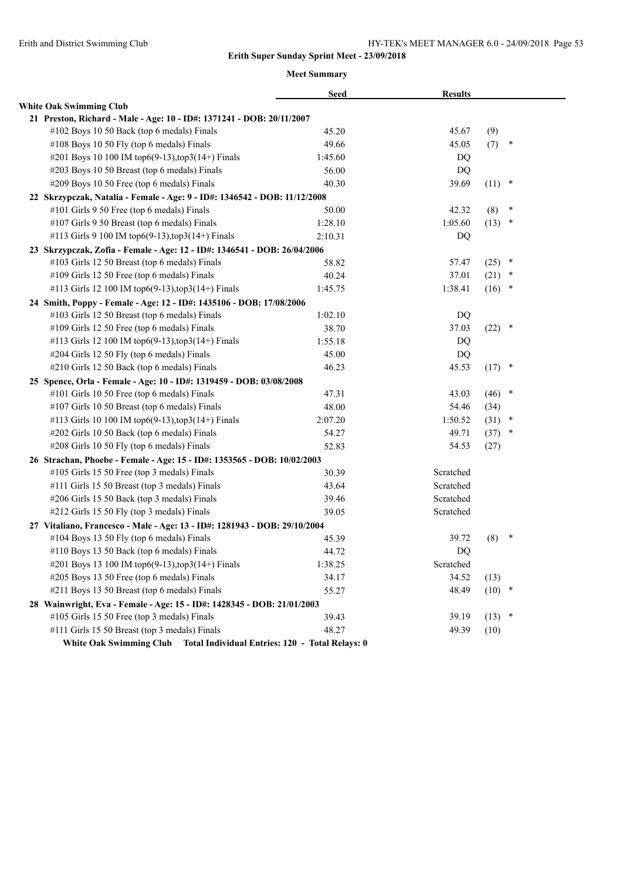**Erith Super Sunday Sprint Meet - 23/09/2018**

**Meet Summary**

| | Seed | Results | | |
|---|---|---|---|---|
| **White Oak Swimming Club** | | | | |
| **21 Preston, Richard - Male - Age: 10 - ID#: 1371241 - DOB: 20/11/2007** | | | | |
| #102 Boys 10 50 Back (top 6 medals) Finals | 45.20 | 45.67 | (9) | |
| #108 Boys 10 50 Fly (top 6 medals) Finals | 49.66 | 45.05 | (7) | * |
| #201 Boys 10 100 IM top6(9-13),top3(14+) Finals | 1:45.60 | DQ | | |
| #203 Boys 10 50 Breast (top 6 medals) Finals | 56.00 | DQ | | |
| #209 Boys 10 50 Free (top 6 medals) Finals | 40.30 | 39.69 | (11) | * |
| **22 Skrzypczak, Natalia - Female - Age: 9 - ID#: 1346542 - DOB: 11/12/2008** | | | | |
| #101 Girls 9 50 Free (top 6 medals) Finals | 50.00 | 42.32 | (8) | * |
| #107 Girls 9 50 Breast (top 6 medals) Finals | 1:28.10 | 1:05.60 | (13) | * |
| #113 Girls 9 100 IM top6(9-13),top3(14+) Finals | 2:10.31 | DQ | | |
| **23 Skrzypczak, Zofia - Female - Age: 12 - ID#: 1346541 - DOB: 26/04/2006** | | | | |
| #103 Girls 12 50 Breast (top 6 medals) Finals | 58.82 | 57.47 | (25) | * |
| #109 Girls 12 50 Free (top 6 medals) Finals | 40.24 | 37.01 | (21) | * |
| #113 Girls 12 100 IM top6(9-13),top3(14+) Finals | 1:45.75 | 1:38.41 | (16) | * |
| **24 Smith, Poppy - Female - Age: 12 - ID#: 1435106 - DOB: 17/08/2006** | | | | |
| #103 Girls 12 50 Breast (top 6 medals) Finals | 1:02.10 | DQ | | |
| #109 Girls 12 50 Free (top 6 medals) Finals | 38.70 | 37.03 | (22) | * |
| #113 Girls 12 100 IM top6(9-13),top3(14+) Finals | 1:55.18 | DQ | | |
| #204 Girls 12 50 Fly (top 6 medals) Finals | 45.00 | DQ | | |
| #210 Girls 12 50 Back (top 6 medals) Finals | 46.23 | 45.53 | (17) | * |
| **25 Spence, Orla - Female - Age: 10 - ID#: 1319459 - DOB: 03/08/2008** | | | | |
| #101 Girls 10 50 Free (top 6 medals) Finals | 47.31 | 43.03 | (46) | * |
| #107 Girls 10 50 Breast (top 6 medals) Finals | 48.00 | 54.46 | (34) | |
| #113 Girls 10 100 IM top6(9-13),top3(14+) Finals | 2:07.20 | 1:50.52 | (31) | * |
| #202 Girls 10 50 Back (top 6 medals) Finals | 54.27 | 49.71 | (37) | * |
| #208 Girls 10 50 Fly (top 6 medals) Finals | 52.83 | 54.53 | (27) | |
| **26 Strachan, Phoebe - Female - Age: 15 - ID#: 1353565 - DOB: 10/02/2003** | | | | |
| #105 Girls 15 50 Free (top 3 medals) Finals | 30.39 | Scratched | | |
| #111 Girls 15 50 Breast (top 3 medals) Finals | 43.64 | Scratched | | |
| #206 Girls 15 50 Back (top 3 medals) Finals | 39.46 | Scratched | | |
| #212 Girls 15 50 Fly (top 3 medals) Finals | 39.05 | Scratched | | |
| **27 Vitaliano, Francesco - Male - Age: 13 - ID#: 1281943 - DOB: 29/10/2004** | | | | |
| #104 Boys 13 50 Fly (top 6 medals) Finals | 45.39 | 39.72 | (8) | * |
| #110 Boys 13 50 Back (top 6 medals) Finals | 44.72 | DQ | | |
| #201 Boys 13 100 IM top6(9-13),top3(14+) Finals | 1:38.25 | Scratched | | |
| #205 Boys 13 50 Free (top 6 medals) Finals | 34.17 | 34.52 | (13) | |
| #211 Boys 13 50 Breast (top 6 medals) Finals | 55.27 | 48.49 | (10) | * |
| **28 Wainwright, Eva - Female - Age: 15 - ID#: 1428345 - DOB: 21/01/2003** | | | | |
| #105 Girls 15 50 Free (top 3 medals) Finals | 39.43 | 39.19 | (13) | * |
| #111 Girls 15 50 Breast (top 3 medals) Finals | 48.27 | 49.39 | (10) | |

**White Oak Swimming Club Total Individual Entries: 120 - Total Relays: 0**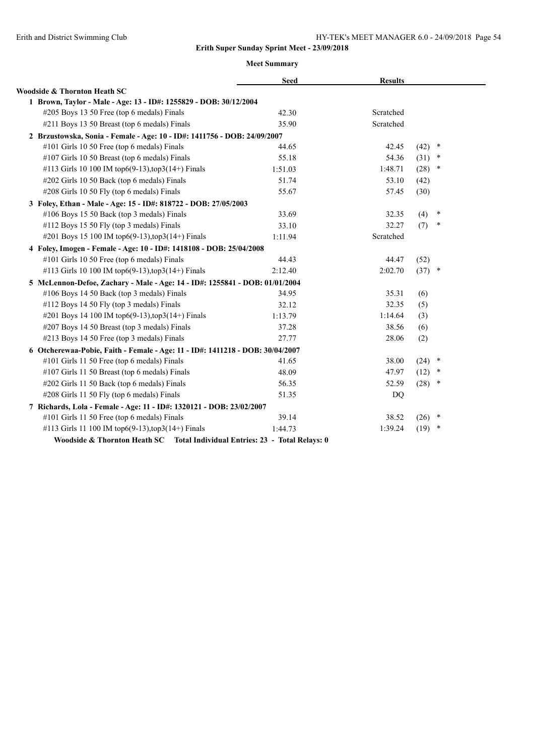**Erith Super Sunday Sprint Meet - 23/09/2018**

**Meet Summary**

| | Seed | Results | | |
|---|---|---|---|---|
| **Woodside & Thornton Heath SC** | | | | |
| **1 Brown, Taylor - Male - Age: 13 - ID#: 1255829 - DOB: 30/12/2004** | | | | |
| #205 Boys 13 50 Free (top 6 medals) Finals | 42.30 | Scratched | | |
| #211 Boys 13 50 Breast (top 6 medals) Finals | 35.90 | Scratched | | |
| **2 Brzustowska, Sonia - Female - Age: 10 - ID#: 1411756 - DOB: 24/09/2007** | | | | |
| #101 Girls 10 50 Free (top 6 medals) Finals | 44.65 | 42.45 | (42) | * |
| #107 Girls 10 50 Breast (top 6 medals) Finals | 55.18 | 54.36 | (31) | * |
| #113 Girls 10 100 IM top6(9-13),top3(14+) Finals | 1:51.03 | 1:48.71 | (28) | * |
| #202 Girls 10 50 Back (top 6 medals) Finals | 51.74 | 53.10 | (42) | |
| #208 Girls 10 50 Fly (top 6 medals) Finals | 55.67 | 57.45 | (30) | |
| **3 Foley, Ethan - Male - Age: 15 - ID#: 818722 - DOB: 27/05/2003** | | | | |
| #106 Boys 15 50 Back (top 3 medals) Finals | 33.69 | 32.35 | (4) | * |
| #112 Boys 15 50 Fly (top 3 medals) Finals | 33.10 | 32.27 | (7) | * |
| #201 Boys 15 100 IM top6(9-13),top3(14+) Finals | 1:11.94 | Scratched | | |
| **4 Foley, Imogen - Female - Age: 10 - ID#: 1418108 - DOB: 25/04/2008** | | | | |
| #101 Girls 10 50 Free (top 6 medals) Finals | 44.43 | 44.47 | (52) | |
| #113 Girls 10 100 IM top6(9-13),top3(14+) Finals | 2:12.40 | 2:02.70 | (37) | * |
| **5 McLennon-Defoe, Zachary - Male - Age: 14 - ID#: 1255841 - DOB: 01/01/2004** | | | | |
| #106 Boys 14 50 Back (top 3 medals) Finals | 34.95 | 35.31 | (6) | |
| #112 Boys 14 50 Fly (top 3 medals) Finals | 32.12 | 32.35 | (5) | |
| #201 Boys 14 100 IM top6(9-13),top3(14+) Finals | 1:13.79 | 1:14.64 | (3) | |
| #207 Boys 14 50 Breast (top 3 medals) Finals | 37.28 | 38.56 | (6) | |
| #213 Boys 14 50 Free (top 3 medals) Finals | 27.77 | 28.06 | (2) | |
| **6 Otcherewaa-Pobie, Faith - Female - Age: 11 - ID#: 1411218 - DOB: 30/04/2007** | | | | |
| #101 Girls 11 50 Free (top 6 medals) Finals | 41.65 | 38.00 | (24) | * |
| #107 Girls 11 50 Breast (top 6 medals) Finals | 48.09 | 47.97 | (12) | * |
| #202 Girls 11 50 Back (top 6 medals) Finals | 56.35 | 52.59 | (28) | * |
| #208 Girls 11 50 Fly (top 6 medals) Finals | 51.35 | DQ | | |
| **7 Richards, Lola - Female - Age: 11 - ID#: 1320121 - DOB: 23/02/2007** | | | | |
| #101 Girls 11 50 Free (top 6 medals) Finals | 39.14 | 38.52 | (26) | * |
| #113 Girls 11 100 IM top6(9-13),top3(14+) Finals | 1:44.73 | 1:39.24 | (19) | * |

**Woodside & Thornton Heath SC Total Individual Entries: 23 - Total Relays: 0**